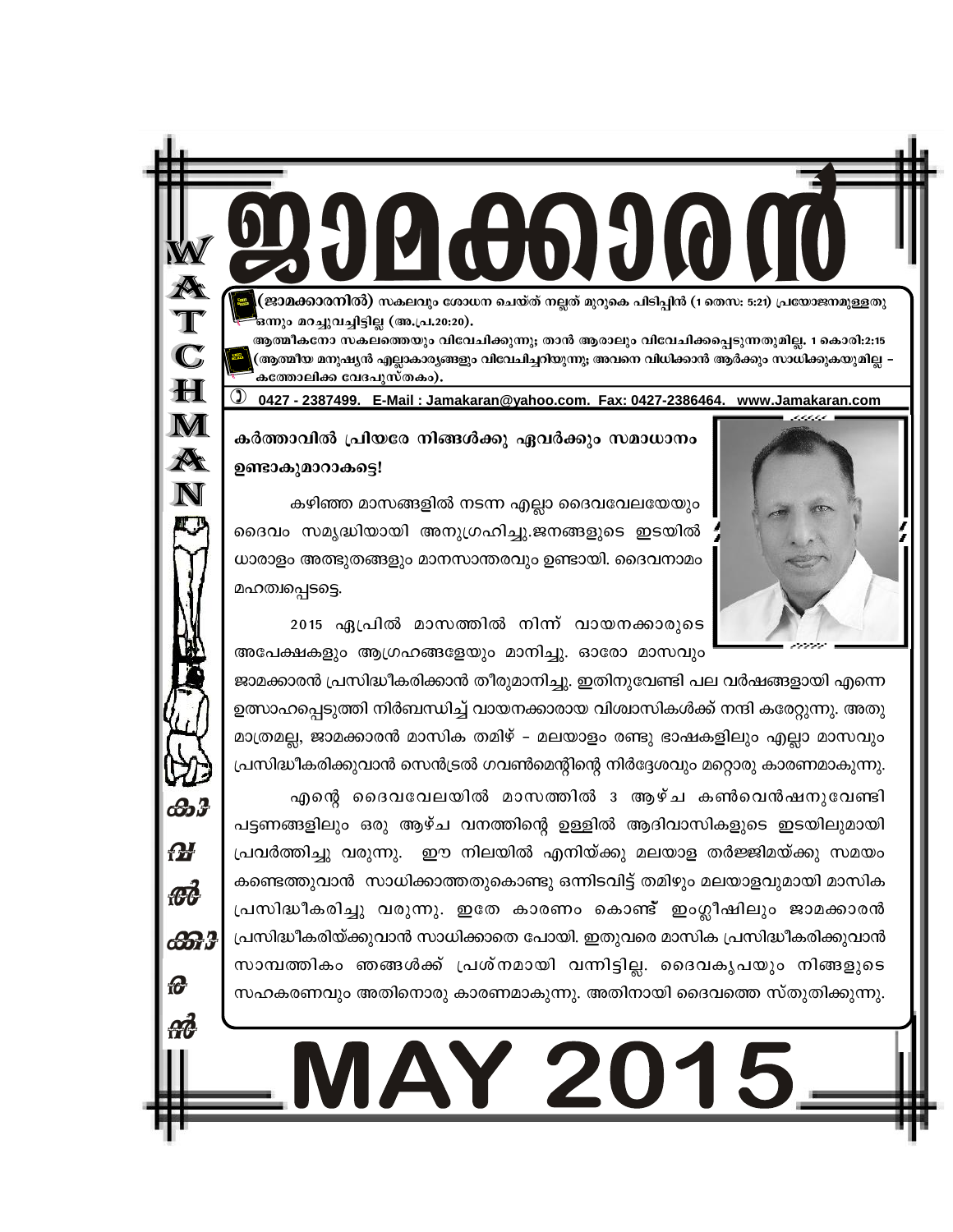# ജാമക്കാരൻ

**(ജാമക്കാരനിൽ)** സകലവും ശോധന ചെയ്ത് നല്ലത് മുറുകെ പിടിപ്പിൻ (1 തെസ: 5:21) പ്രയോജനമുള്ളതു ഒന്നും മറച്ചുവച്ചിട്ടില്ല (അ.പ്ര.20:20).

ആത്മീകനോ സകലത്തെയും വിവേചിക്കുന്നു; താൻ ആരാലും വിവേചിക്കപ്പെടുന്നതുമില്ല. 1 കൊരി:2:15 (ആത്മീയ മനുഷ്യൻ എല്ലാകാര്യങ്ങളും വിവേചിച്ചറിയുന്നു; അവനെ വിധിക്കാൻ ആർക്കും സാധിക്കുകയുമില്ല – കത്തോലിക്ക വേദപുസ്തകം).

0427 - 2387499. E-Mail : Jamakaran@yahoo.com. Fax: 0427-2386464. www.Jamakaran.com

WATCHMAN

**കർത്താവിൽ പ്രിയരേ നിങ്ങൾക്കു ഏവർക്കും സമാധാനം ഉണ്ടാകുമാറാകട്ടെ!**

കഴിഞ്ഞ മാസങ്ങളിൽ നടന്ന എല്ലാ ദൈവവേലയേയും ദൈവം സമൃദ്ധിയായി അനുഗ്രഹിച്ചു.ജനങ്ങളുടെ ഇടയിൽ ധാരാളം അത്ഭുതങ്ങളും മാനസാന്തരവും ഉണ്ടായി. ദൈവനാമം മഹത്വപ്പെടട്ടെ.

2015 ഏപ്രിൽ മാസത്തിൽ നിന്ന് വായനക്കാരുടെ അപേക്ഷകളും ആഗ്രഹങ്ങളേയും മാനിച്ചു. ഓരോ മാസവും ജാമക്കാരൻ പ്രസിദ്ധീകരിക്കാൻ തീരുമാനിച്ചു. ഇതിനുവേണ്ടി പല വർഷങ്ങളായി എന്നെ ഉത്സാഹപ്പെടുത്തി നിർബന്ധിച്ച് വായനക്കാരായ വിശ്വാസികൾക്ക് നന്ദി കരേറ്റുന്നു. അതു മാത്രമല്ല, ജാമക്കാരൻ മാസിക തമിഴ് – മലയാളം രണ്ടു ഭാഷകളിലും എല്ലാ മാസവും പ്രസിദ്ധീകരിക്കുവാൻ സെൻട്രൽ ഗവൺമെന്റിന്റെ നിർദ്ദേശവും മറ്റൊരു കാരണമാകുന്നു.

എന്റെ ദൈവവേലയിൽ മാസത്തിൽ 3 ആഴ്ച കൺവെൻഷനുവേണ്ടി പട്ടണങ്ങളിലും ഒരു ആഴ്ച വനത്തിന്റെ ഉള്ളിൽ ആദിവാസികളുടെ ഇടയിലുമായി പ്രവർത്തിച്ചു വരുന്നു. ഈ നിലയിൽ എനിയ്ക്കു മലയാള തർജ്ജിമയ്ക്കു സമയം കണ്ടെത്തുവാൻ സാധിക്കാത്തതുകൊണ്ടു ഒന്നിടവിട്ട് തമിഴും മലയാളവുമായി മാസിക പ്രസിദ്ധീകരിച്ചു വരുന്നു. ഇതേ കാരണം കൊണ്ട് ഇംഗ്ലീഷിലും ജാമക്കാരൻ പ്രസിദ്ധീകരിയ്ക്കുവാൻ സാധിക്കാതെ പോയി. ഇതുവരെ മാസിക പ്രസിദ്ധീകരിക്കുവാൻ സാമ്പത്തികം ഞങ്ങൾക്ക് പ്രശ്നമായി വന്നിട്ടില്ല. ദൈവകൃപയും നിങ്ങളുടെ സഹകരണവും അതിനൊരു കാരണമാകുന്നു. അതിനായി ദൈവത്തെ സ്തുതിക്കുന്നു.

# MAY 2015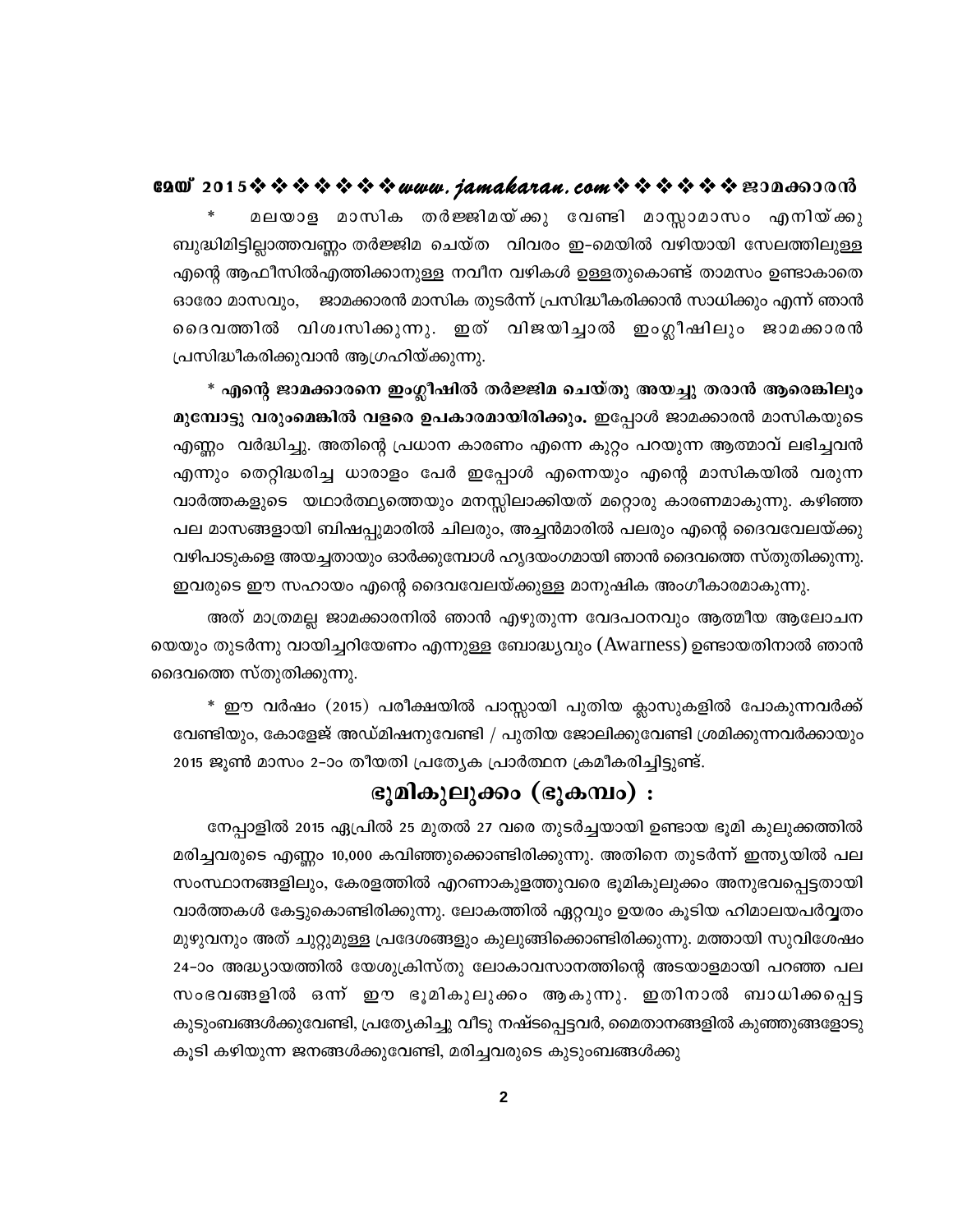* മലയാള മാസിക തർജ്ജിമയ്ക്കു വേണ്ടി മാസ്സാമാസം എനിയ്ക്കു ബുദ്ധിമിട്ടില്ലാത്തവണ്ണം തർജ്ജിമ ചെയ്ത വിവരം ഇ-മെയിൽ വഴിയായി സേലത്തിലുള്ള എന്റെ ആഫീസിൽഎത്തിക്കാനുള്ള നവീന വഴികൾ ഉള്ളതുകൊണ്ട് താമസം ഉണ്ടാകാതെ ഓരോ മാസവും, ജാമക്കാരൻ മാസിക തുടർന്ന് പ്രസിദ്ധീകരിക്കാൻ സാധിക്കും എന്ന് ഞാൻ ദൈവത്തിൽ വിശ്വസിക്കുന്നു. ഇത് വിജയിച്ചാൽ ഇംഗ്ലീഷിലും ജാമക്കാരൻ പ്രസിദ്ധീകരിക്കുവാൻ ആഗ്രഹിയ്ക്കുന്നു.

* **എന്റെ ജാമക്കാരനെ ഇംഗ്ലീഷിൽ തർജ്ജിമ ചെയ്തു അയച്ചു തരാൻ ആരെങ്കിലും മുമ്പോട്ടു വരുംമെങ്കിൽ വളരെ ഉപകാരമായിരിക്കും.** ഇപ്പോൾ ജാമക്കാരൻ മാസികയുടെ എണ്ണം വർദ്ധിച്ചു. അതിന്റെ പ്രധാന കാരണം എന്നെ കുറ്റം പറയുന്ന ആത്മാവ് ലഭിച്ചവൻ എന്നും തെറ്റിദ്ധരിച്ച ധാരാളം പേർ ഇപ്പോൾ എന്നെയും എന്റെ മാസികയിൽ വരുന്ന വാർത്തകളുടെ യഥാർത്ഥ്യത്തെയും മനസ്സിലാക്കിയത് മറ്റൊരു കാരണമാകുന്നു. കഴിഞ്ഞ പല മാസങ്ങളായി ബിഷപ്പുമാരിൽ ചിലരും, അച്ചൻമാരിൽ പലരും എന്റെ ദൈവവേലയ്ക്കു വഴിപാടുകളെ അയച്ചതായും ഓർക്കുമ്പോൾ ഹൃദയംഗമായി ഞാൻ ദൈവത്തെ സ്തുതിക്കുന്നു. ഇവരുടെ ഈ സഹായം എന്റെ ദൈവവേലയ്ക്കുള്ള മാനുഷിക അംഗീകാരമാകുന്നു.

അത് മാത്രമല്ല ജാമക്കാരനിൽ ഞാൻ എഴുതുന്ന വേദപഠനവും ആത്മീയ ആലോചന യെയും തുടർന്നു വായിച്ചറിയേണം എന്നുള്ള ബോദ്ധ്യവും (Awarness) ഉണ്ടായതിനാൽ ഞാൻ ദൈവത്തെ സ്തുതിക്കുന്നു.

* ഈ വർഷം (2015) പരീക്ഷയിൽ പാസ്സായി പുതിയ ക്ലാസുകളിൽ പോകുന്നവർക്ക് വേണ്ടിയും, കോളേജ് അഡ്മിഷനുവേണ്ടി / പുതിയ ജോലിക്കുവേണ്ടി ശ്രമിക്കുന്നവർക്കായും 2015 ജൂൺ മാസം 2-ാം തീയതി പ്രത്യേക പ്രാർത്ഥന ക്രമീകരിച്ചിട്ടുണ്ട്.

## ഭൂമികുലുക്കം (ഭൂകമ്പം) :

നേപ്പാളിൽ 2015 ഏപ്രിൽ 25 മുതൽ 27 വരെ തുടർച്ചയായി ഉണ്ടായ ഭൂമി കുലുക്കത്തിൽ മരിച്ചവരുടെ എണ്ണം 10,000 കവിഞ്ഞുക്കൊണ്ടിരിക്കുന്നു. അതിനെ തുടർന്ന് ഇന്ത്യയിൽ പല സംസ്ഥാനങ്ങളിലും, കേരളത്തിൽ എറണാകുളത്തുവരെ ഭൂമികുലുക്കം അനുഭവപ്പെട്ടതായി വാർത്തകൾ കേട്ടുകൊണ്ടിരിക്കുന്നു. ലോകത്തിൽ ഏറ്റവും ഉയരം കൂടിയ ഹിമാലയപർവ്വതം മുഴുവനും അത് ചുറ്റുമുള്ള പ്രദേശങ്ങളും കുലുങ്ങിക്കൊണ്ടിരിക്കുന്നു. മത്തായി സുവിശേഷം 24-ാം അദ്ധ്യായത്തിൽ യേശുക്രിസ്തു ലോകാവസാനത്തിന്റെ അടയാളമായി പറഞ്ഞ പല സംഭവങ്ങളിൽ ഒന്ന് ഈ ഭൂമികുലുക്കം ആകുന്നു. ഇതിനാൽ ബാധിക്കപ്പെട്ട കുടുംബങ്ങൾക്കുവേണ്ടി, പ്രത്യേകിച്ചു വീടു നഷ്ടപ്പെട്ടവർ, മൈതാനങ്ങളിൽ കുഞ്ഞുങ്ങളോടു കൂടി കഴിയുന്ന ജനങ്ങൾക്കുവേണ്ടി, മരിച്ചവരുടെ കുടുംബങ്ങൾക്കു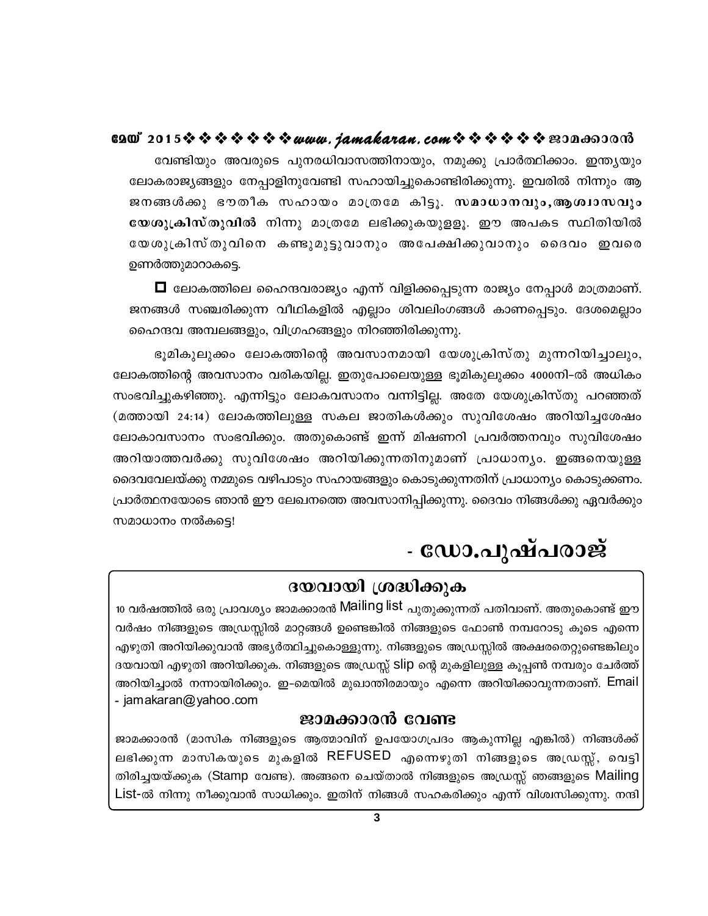വേണ്ടിയും അവരുടെ പുനരധിവാസത്തിനായും, നമുക്കു പ്രാർത്ഥിക്കാം. ഇന്ത്യയും ലോകരാജ്യങ്ങളും നേപ്പാളിനുവേണ്ടി സഹായിച്ചുകൊണ്ടിരിക്കുന്നു. ഇവരിൽ നിന്നും ആ ജനങ്ങൾക്കു ഭൗതീക സഹായം മാത്രമേ കിട്ടൂ. **സമാധാനവും, ആശ്വാസവും യേശുക്രിസ്തുവിൽ** നിന്നു മാത്രമേ ലഭിക്കുകയുള്ളൂ. ഈ അപകട സ്ഥിതിയിൽ യേശുക്രിസ്തുവിനെ കണ്ടുമുട്ടുവാനും അപേക്ഷിക്കുവാനും ദൈവം ഇവരെ ഉണർത്തുമാറാകട്ടെ.

□ ലോകത്തിലെ ഹൈന്ദവരാജ്യം എന്ന് വിളിക്കപ്പെടുന്ന രാജ്യം നേപ്പാൾ മാത്രമാണ്. ജനങ്ങൾ സഞ്ചരിക്കുന്ന വീഥികളിൽ എല്ലാം ശിവലിംഗങ്ങൾ കാണപ്പെടും. ദേശമെല്ലാം ഹൈന്ദവ അമ്പലങ്ങളും, വിഗ്രഹങ്ങളും നിറഞ്ഞിരിക്കുന്നു.

ഭൂമികുലുക്കം ലോകത്തിന്റെ അവസാനമായി യേശുക്രിസ്തു മുന്നറിയിച്ചാലും, ലോകത്തിന്റെ അവസാനം വരികയില്ല. ഇതുപോലെയുള്ള ഭൂമികുലുക്കം 4000നി-ൽ അധികം സംഭവിച്ചുകഴിഞ്ഞു. എന്നിട്ടും ലോകവസാനം വന്നിട്ടില്ല. അതേ യേശുക്രിസ്തു പറഞ്ഞത് (മത്തായി 24:14) ലോകത്തിലുള്ള സകല ജാതികൾക്കും സുവിശേഷം അറിയിച്ചശേഷം ലോകാവസാനം സംഭവിക്കും. അതുകൊണ്ട് ഇന്ന് മിഷണറി പ്രവർത്തനവും സുവിശേഷം അറിയാത്തവർക്കു സുവിശേഷം അറിയിക്കുന്നതിനുമാണ് പ്രാധാന്യം. ഇങ്ങനെയുള്ള ദൈവവേലയ്ക്കു നമ്മുടെ വഴിപാടും സഹായങ്ങളും കൊടുക്കുന്നതിന് പ്രാധാന്യം കൊടുക്കണം. പ്രാർത്ഥനയോടെ ഞാൻ ഈ ലേഖനത്തെ അവസാനിപ്പിക്കുന്നു. ദൈവം നിങ്ങൾക്കു ഏവർക്കും സമാധാനം നൽകട്ടെ!

**- ഡോ.പുഷ്പരാജ്**

## ദയവായി ശ്രദ്ധിക്കുക

10 വർഷത്തിൽ ഒരു പ്രാവശ്യം ജാമക്കാരൻ Mailing list പുതുക്കുന്നത് പതിവാണ്. അതുകൊണ്ട് ഈ വർഷം നിങ്ങളുടെ അഡ്രസ്സിൽ മാറ്റങ്ങൾ ഉണ്ടെങ്കിൽ നിങ്ങളുടെ ഫോൺ നമ്പറോടു കൂടെ എന്നെ എഴുതി അറിയിക്കുവാൻ അഭ്യർത്ഥിച്ചുകൊള്ളുന്നു. നിങ്ങളുടെ അഡ്രസ്സിൽ അക്ഷരതെറ്റുണ്ടെങ്കിലും ദയവായി എഴുതി അറിയിക്കുക. നിങ്ങളുടെ അഡ്രസ്സ് slip ന്റെ മുകളിലുള്ള കൂപ്പൺ നമ്പരും ചേർത്ത് അറിയിച്ചാൽ നന്നായിരിക്കും. ഇ-മെയിൽ മുഖാന്തിരമായും എന്നെ അറിയിക്കാവുന്നതാണ്. Email - jamakaran@yahoo.com

## ജാമക്കാരൻ വേണ്ട

ജാമക്കാരൻ (മാസിക നിങ്ങളുടെ ആത്മാവിന് ഉപയോഗപ്രദം ആകുന്നില്ല എങ്കിൽ) നിങ്ങൾക്ക് ലഭിക്കുന്ന മാസികയുടെ മുകളിൽ REFUSED എന്നെഴുതി നിങ്ങളുടെ അഡ്രസ്സ്, വെട്ടി തിരിച്ചയയ്ക്കുക (Stamp വേണ്ട). അങ്ങനെ ചെയ്താൽ നിങ്ങളുടെ അഡ്രസ്സ് ഞങ്ങളുടെ Mailing List-ൽ നിന്നു നീക്കുവാൻ സാധിക്കും. ഇതിന് നിങ്ങൾ സഹകരിക്കും എന്ന് വിശ്വസിക്കുന്നു. നന്ദി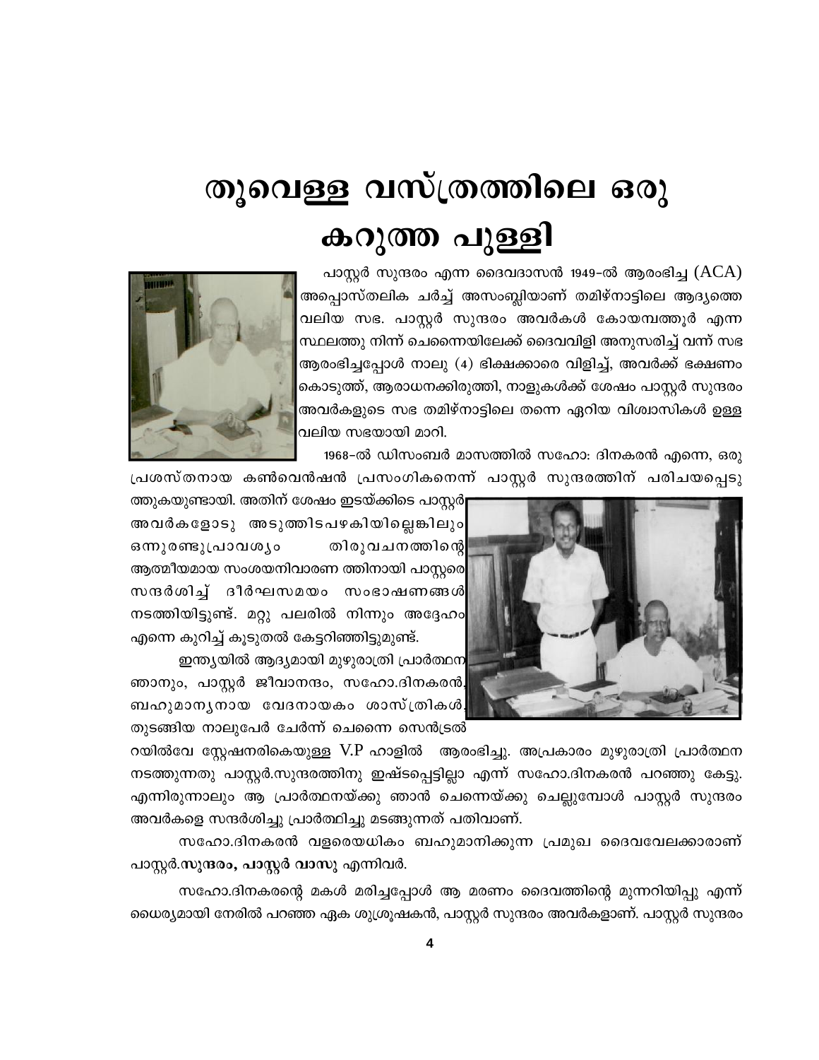# തൂവെള്ള വസ്ത്രത്തിലെ ഒരു കറുത്ത പുള്ളി

പാസ്റ്റർ സുന്ദരം എന്ന ദൈവദാസൻ 1949-ൽ ആരംഭിച്ച (ACA) അപ്പൊസ്തലിക ചർച്ച് അസംബ്ലിയാണ് തമിഴ്നാട്ടിലെ ആദ്യത്തെ വലിയ സഭ. പാസ്റ്റർ സുന്ദരം അവർകൾ കോയമ്പത്തൂർ എന്ന സ്ഥലത്തു നിന്ന് ചെന്നൈയിലേക്ക് ദൈവവിളി അനുസരിച്ച് വന്ന് സഭ ആരംഭിച്ചപ്പോൾ നാലു (4) ഭിക്ഷക്കാരെ വിളിച്ച്, അവർക്ക് ഭക്ഷണം കൊടുത്ത്, ആരാധനക്കിരുത്തി, നാളുകൾക്ക് ശേഷം പാസ്റ്റർ സുന്ദരം അവർകളുടെ സഭ തമിഴ്നാട്ടിലെ തന്നെ ഏറിയ വിശ്വാസികൾ ഉള്ള വലിയ സഭയായി മാറി.

1968-ൽ ഡിസംബർ മാസത്തിൽ സഹോ: ദിനകരൻ എന്നെ, ഒരു പ്രശസ്തനായ കൺവെൻഷൻ പ്രസംഗികനെന്ന് പാസ്റ്റർ സുന്ദരത്തിന് പരിചയപ്പെടുത്തുകയുണ്ടായി. അതിന് ശേഷം ഇടയ്ക്കിടെ പാസ്റ്റർ അവർകളോടു അടുത്തിടപഴകിയില്ലെങ്കിലും ഒന്നുരണ്ടുപ്രാവശ്യം തിരുവചനത്തിന്റെ ആത്മീയമായ സംശയനിവാരണ ത്തിനായി പാസ്റ്ററെ സന്ദർശിച്ച് ദീർഘസമയം സംഭാഷണങ്ങൾ നടത്തിയിട്ടുണ്ട്. മറ്റു പലരിൽ നിന്നും അദ്ദേഹം എന്നെ കുറിച്ച് കൂടുതൽ കേട്ടറിഞ്ഞിട്ടുമുണ്ട്.

ഇന്ത്യയിൽ ആദ്യമായി മുഴുരാത്രി പ്രാർത്ഥന ഞാനും, പാസ്റ്റർ ജീവാനന്ദം, സഹോ.ദിനകരൻ, ബഹുമാന്യനായ വേദനായകം ശാസ്ത്രികൾ തുടങ്ങിയ നാലുപേർ ചേർന്ന് ചെന്നൈ സെൻട്രൽ റയിൽവേ സ്റ്റേഷനരികെയുള്ള V.P ഹാളിൽ ആരംഭിച്ചു. അപ്രകാരം മുഴുരാത്രി പ്രാർത്ഥന നടത്തുന്നതു പാസ്റ്റർ.സുന്ദരത്തിനു ഇഷ്ടപ്പെട്ടില്ലാ എന്ന് സഹോ.ദിനകരൻ പറഞ്ഞു കേട്ടു. എന്നിരുന്നാലും ആ പ്രാർത്ഥനയ്ക്കു ഞാൻ ചെന്നൈയ്ക്കു ചെല്ലുമ്പോൾ പാസ്റ്റർ സുന്ദരം അവർകളെ സന്ദർശിച്ചു പ്രാർത്ഥിച്ചു മടങ്ങുന്നത് പതിവാണ്.

സഹോ.ദിനകരൻ വളരെയധികം ബഹുമാനിക്കുന്ന പ്രമുഖ ദൈവവേലക്കാരാണ് പാസ്റ്റർ.**സുന്ദരം, പാസ്റ്റർ വാസു** എന്നിവർ.

സഹോ.ദിനകരന്റെ മകൾ മരിച്ചപ്പോൾ ആ മരണം ദൈവത്തിന്റെ മുന്നറിയിപ്പു എന്ന് ധൈര്യമായി നേരിൽ പറഞ്ഞ ഏക ശുശ്രൂഷകൻ, പാസ്റ്റർ സുന്ദരം അവർകളാണ്. പാസ്റ്റർ സുന്ദരം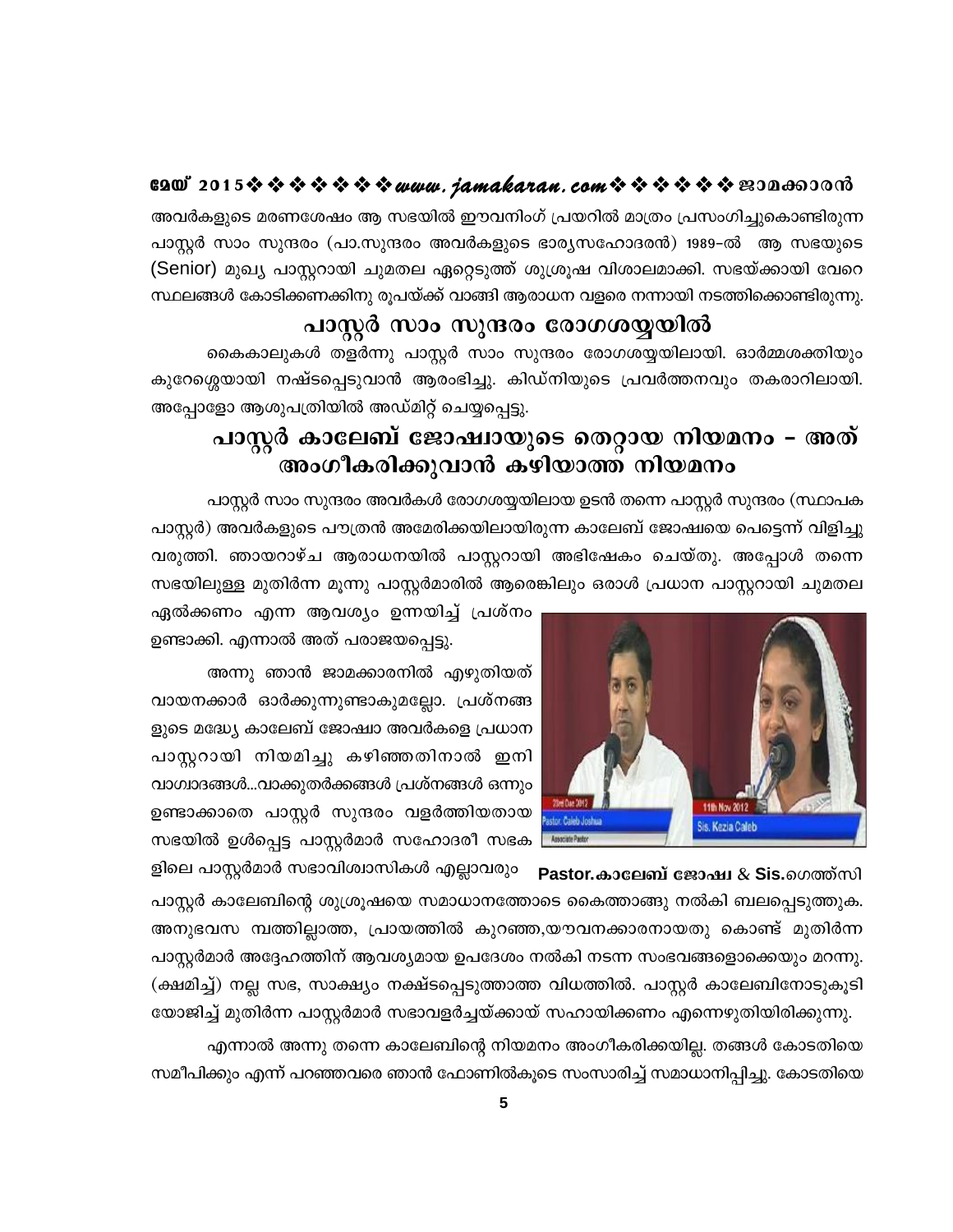അവർകളുടെ മരണശേഷം ആ സഭയിൽ ഈവനിംഗ് പ്രയറിൽ മാത്രം പ്രസംഗിച്ചുകൊണ്ടിരുന്ന പാസ്റ്റർ സാം സുന്ദരം (പാ.സുന്ദരം അവർകളുടെ ഭാര്യസഹോദരൻ) 1989–ൽ ആ സഭയുടെ (Senior) മുഖ്യ പാസ്റ്ററായി ചുമതല ഏറ്റെടുത്ത് ശുശ്രൂഷ വിശാലമാക്കി. സഭയ്ക്കായി വേറെ സ്ഥലങ്ങൾ കോടിക്കണക്കിനു രൂപയ്ക്ക് വാങ്ങി ആരാധന വളരെ നന്നായി നടത്തിക്കൊണ്ടിരുന്നു.

## പാസ്റ്റർ സാം സുന്ദരം രോഗശയ്യയിൽ

കൈകാലുകൾ തളർന്നു പാസ്റ്റർ സാം സുന്ദരം രോഗശയ്യയിലായി. ഓർമ്മശക്തിയും കുറേശ്ശെയായി നഷ്ടപ്പെടുവാൻ ആരംഭിച്ചു. കിഡ്നിയുടെ പ്രവർത്തനവും തകരാറിലായി. അപ്പോളോ ആശുപത്രിയിൽ അഡ്മിറ്റ് ചെയ്യപ്പെട്ടു.

## പാസ്റ്റർ കാലേബ് ജോഷ്വായുടെ തെറ്റായ നിയമനം – അത് അംഗീകരിക്കുവാൻ കഴിയാത്ത നിയമനം

പാസ്റ്റർ സാം സുന്ദരം അവർകൾ രോഗശയ്യയിലായ ഉടൻ തന്നെ പാസ്റ്റർ സുന്ദരം (സ്ഥാപക പാസ്റ്റർ) അവർകളുടെ പൗത്രൻ അമേരിക്കയിലായിരുന്ന കാലേബ് ജോഷ്വയെ പെട്ടെന്ന് വിളിച്ചു വരുത്തി. ഞായറാഴ്ച ആരാധനയിൽ പാസ്റ്ററായി അഭിഷേകം ചെയ്തു. അപ്പോൾ തന്നെ സഭയിലുള്ള മുതിർന്ന മൂന്നു പാസ്റ്റർമാരിൽ ആരെങ്കിലും ഒരാൾ പ്രധാന പാസ്റ്ററായി ചുമതല ഏൽക്കണം എന്ന ആവശ്യം ഉന്നയിച്ച് പ്രശ്നം ഉണ്ടാക്കി. എന്നാൽ അത് പരാജയപ്പെട്ടു.

അന്നു ഞാൻ ജാമക്കാരനിൽ എഴുതിയത് വായനക്കാർ ഓർക്കുന്നുണ്ടാകുമല്ലോ. പ്രശ്നങ്ങളുടെ മദ്ധ്യേ കാലേബ് ജോഷ്വാ അവർകളെ പ്രധാന പാസ്റ്ററായി നിയമിച്ചു കഴിഞ്ഞതിനാൽ ഇനി വാഗ്വാദങ്ങൾ...വാക്കുതർക്കങ്ങൾ പ്രശ്നങ്ങൾ ഒന്നും ഉണ്ടാക്കാതെ പാസ്റ്റർ സുന്ദരം വളർത്തിയതായ സഭയിൽ ഉൾപ്പെട്ട പാസ്റ്റർമാർ സഹോദരീ സഭകളിലെ പാസ്റ്റർമാർ സഭാവിശ്വാസികൾ എല്ലാവരും പാസ്റ്റർ കാലേബിന്റെ ശുശ്രൂഷയെ സമാധാനത്തോടെ കൈത്താങ്ങു നൽകി ബലപ്പെടുത്തുക. അനുഭവസ മ്പത്തില്ലാത്ത, പ്രായത്തിൽ കുറഞ്ഞ,യൗവനക്കാരനായതു കൊണ്ട് മുതിർന്ന പാസ്റ്റർമാർ അദ്ദേഹത്തിന് ആവശ്യമായ ഉപദേശം നൽകി നടന്ന സംഭവങ്ങളൊക്കെയും മറന്നു. (ക്ഷമിച്ച്) നല്ല സഭ, സാക്ഷ്യം നക്ഷ്ടപ്പെടുത്താത്ത വിധത്തിൽ. പാസ്റ്റർ കാലേബിനോടുകൂടി യോജിച്ച് മുതിർന്ന പാസ്റ്റർമാർ സഭാവളർച്ചയ്ക്കായ് സഹായിക്കണം എന്നെഴുതിയിരിക്കുന്നു.

**Pastor.കാലേബ് ജോഷ്വ & Sis.കെസിയ**

എന്നാൽ അന്നു തന്നെ കാലേബിന്റെ നിയമനം അംഗീകരിക്കയില്ല. തങ്ങൾ കോടതിയെ സമീപിക്കും എന്ന് പറഞ്ഞവരെ ഞാൻ ഫോണിൽകൂടെ സംസാരിച്ച് സമാധാനിപ്പിച്ചു. കോടതിയെ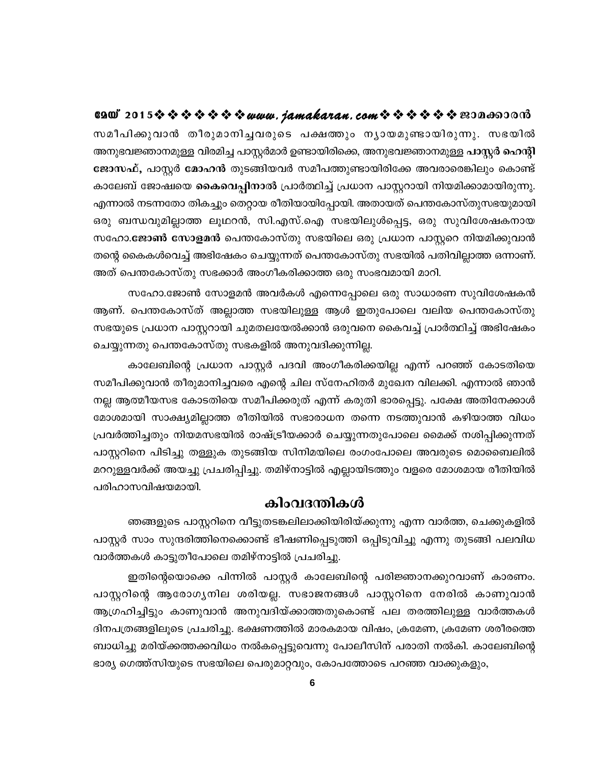സമീപിക്കുവാൻ തീരുമാനിച്ചവരുടെ പക്ഷത്തും ന്യായമുണ്ടായിരുന്നു. സഭയിൽ അനുഭവജ്ഞാനമുള്ള വിരമിച്ച പാസ്റ്റർമാർ ഉണ്ടായിരിക്കെ, അനുഭവജ്ഞാനമുള്ള **പാസ്റ്റർ ഹെന്റി ജോസഫ്,** പാസ്റ്റർ **മോഹൻ** തുടങ്ങിയവർ സമീപത്തുണ്ടായിരിക്കേ അവരാരെങ്കിലും കൊണ്ട് കാലേബ് ജോഷ്വയെ **കൈവെപ്പിനാൽ** പ്രാർത്ഥിച്ച് പ്രധാന പാസ്റ്ററായി നിയമിക്കാമായിരുന്നു. എന്നാൽ നടന്നതോ തികച്ചും തെറ്റായ രീതിയായിപ്പോയി. അതായത് പെന്തകോസ്തുസഭയുമായി ഒരു ബന്ധവുമില്ലാത്ത ലൂഥറൻ, സി.എസ്.ഐ സഭയിലുൾപ്പെട്ട, ഒരു സുവിശേഷകനായ സഹോ.**ജോൺ സോളമൻ** പെന്തകോസ്തു സഭയിലെ ഒരു പ്രധാന പാസ്റ്ററെ നിയമിക്കുവാൻ തന്റെ കൈകൾവെച്ച് അഭിഷേകം ചെയ്യുന്നത് പെന്തകോസ്തു സഭയിൽ പതിവില്ലാത്ത ഒന്നാണ്. അത് പെന്തകോസ്തു സഭക്കാർ അംഗീകരിക്കാത്ത ഒരു സംഭവമായി മാറി.

സഹോ.ജോൺ സോളമൻ അവർകൾ എന്നെപ്പോലെ ഒരു സാധാരണ സുവിശേഷകൻ ആണ്. പെന്തകോസ്ത് അല്ലാത്ത സഭയിലുള്ള ആൾ ഇതുപോലെ വലിയ പെന്തകോസ്തു സഭയുടെ പ്രധാന പാസ്റ്ററായി ചുമതലയേൽക്കാൻ ഒരുവനെ കൈവച്ച് പ്രാർത്ഥിച്ച് അഭിഷേകം ചെയ്യുന്നതു പെന്തകോസ്തു സഭകളിൽ അനുവദിക്കുന്നില്ല.

കാലേബിന്റെ പ്രധാന പാസ്റ്റർ പദവി അംഗീകരിക്കയില്ല എന്ന് പറഞ്ഞ് കോടതിയെ സമീപിക്കുവാൻ തീരുമാനിച്ചവരെ എന്റെ ചില സ്നേഹിതർ മുഖേന വിലക്കി. എന്നാൽ ഞാൻ നല്ല ആത്മീയസഭ കോടതിയെ സമീപിക്കരുത് എന്ന് കരുതി ഭാരപ്പെട്ടു. പക്ഷേ അതിനേക്കാൾ മോശമായി സാക്ഷ്യമില്ലാത്ത രീതിയിൽ സഭാരാധന തന്നെ നടത്തുവാൻ കഴിയാത്ത വിധം പ്രവർത്തിച്ചതും നിയമസഭയിൽ രാഷ്ട്രീയക്കാർ ചെയ്യുന്നതുപോലെ മൈക്ക് നശിപ്പിക്കുന്നത് പാസ്റ്ററിനെ പിടിച്ചു തള്ളുക തുടങ്ങിയ സിനിമയിലെ രംഗംപോലെ അവരുടെ മൊബൈലിൽ മററുള്ളവർക്ക് അയച്ചു പ്രചരിപ്പിച്ചു. തമിഴ്നാട്ടിൽ എല്ലായിടത്തും വളരെ മോശമായ രീതിയിൽ പരിഹാസവിഷയമായി.

## കിംവദന്തികൾ

ഞങ്ങളുടെ പാസ്റ്ററിനെ വീട്ടുതടങ്കലിലാക്കിയിരിയ്ക്കുന്നു എന്ന വാർത്ത, ചെക്കുകളിൽ പാസ്റ്റർ സാം സുന്ദരിത്തിനെക്കൊണ്ട് ഭീഷണിപ്പെടുത്തി ഒപ്പിടുവിച്ചു എന്നു തുടങ്ങി പലവിധ വാർത്തകൾ കാട്ടുതീപോലെ തമിഴ്നാട്ടിൽ പ്രചരിച്ചു.

ഇതിന്റെയൊക്കെ പിന്നിൽ പാസ്റ്റർ കാലേബിന്റെ പരിജ്ഞാനക്കുറവാണ് കാരണം. പാസ്റ്ററിന്റെ ആരോഗ്യനില ശരിയല്ല. സഭാജനങ്ങൾ പാസ്റ്ററിനെ നേരിൽ കാണുവാൻ ആഗ്രഹിച്ചിട്ടും കാണുവാൻ അനുവദിയ്ക്കാത്തതുകൊണ്ട് പല തരത്തിലുള്ള വാർത്തകൾ ദിനപത്രങ്ങളിലൂടെ പ്രചരിച്ചു. ഭക്ഷണത്തിൽ മാരകമായ വിഷം, ക്രമേണ, ക്രമേണ ശരീരത്തെ ബാധിച്ചു മരിയ്ക്കത്തക്കവിധം നൽകപ്പെട്ടുവെന്നു പോലീസിന് പരാതി നൽകി. കാലേബിന്റെ ഭാര്യ ഗെത്ത്സിയുടെ സഭയിലെ പെരുമാറ്റവും, കോപത്തോടെ പറഞ്ഞ വാക്കുകളും,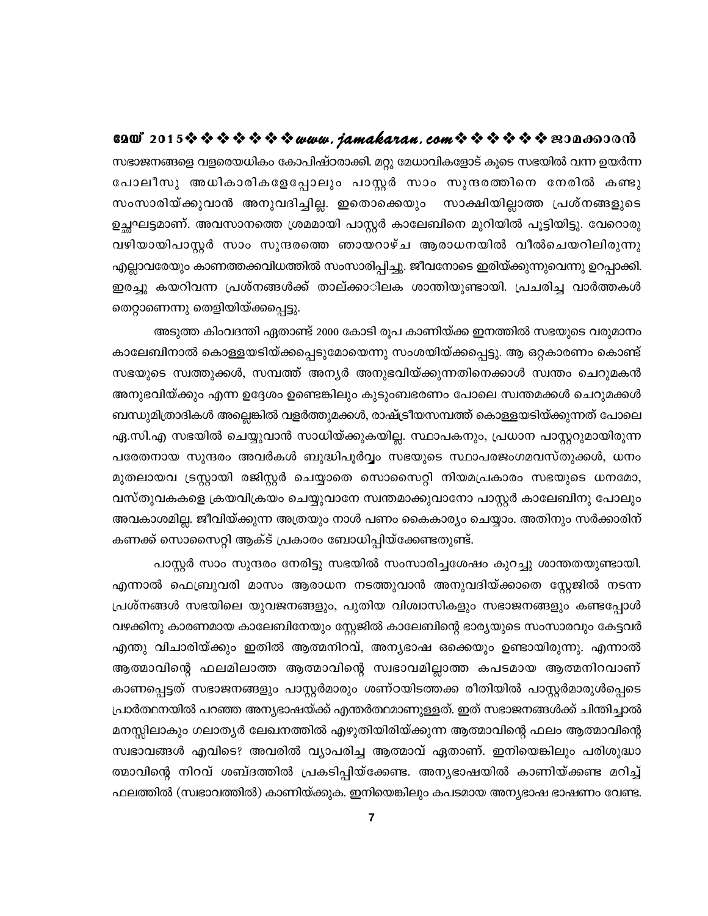സഭാജനങ്ങളെ വളരെയധികം കോപിഷ്ഠരാക്കി. മറ്റു മേധാവികളോട് കൂടെ സഭയിൽ വന്ന ഉയർന്ന പോലീസു അധികാരികളേപ്പോലും പാസ്റ്റർ സാം സുന്ദരത്തിനെ നേരിൽ കണ്ടു സംസാരിയ്ക്കുവാൻ അനുവദിച്ചില്ല. ഇതൊക്കെയും സാക്ഷിയില്ലാത്ത പ്രശ്നങ്ങളുടെ ഉച്ഛഘട്ടമാണ്. അവസാനത്തെ ശ്രമമായി പാസ്റ്റർ കാലേബിനെ മുറിയിൽ പൂട്ടിയിട്ടു. വേറൊരു വഴിയായിപാസ്റ്റർ സാം സുന്ദരത്തെ ഞായറാഴ്ച ആരാധനയിൽ വീൽചെയറിലിരുന്നു എല്ലാവരേയും കാണത്തക്കവിധത്തിൽ സംസാരിപ്പിച്ചു. ജീവനോടെ ഇരിയ്ക്കുന്നുവെന്നു ഉറപ്പാക്കി. ഇരച്ചു കയറിവന്ന പ്രശ്നങ്ങൾക്ക് താല്ക്കാലിക ശാന്തിയുണ്ടായി. പ്രചരിച്ച വാർത്തകൾ തെറ്റാണെന്നു തെളിയിയ്ക്കപ്പെട്ടു.

അടുത്ത കിംവദന്തി ഏതാണ്ട് 2000 കോടി രൂപ കാണിയ്ക്ക ഇനത്തിൽ സഭയുടെ വരുമാനം കാലേബിനാൽ കൊള്ളയടിയ്ക്കപ്പെടുമോയെന്നു സംശയിയ്ക്കപ്പെട്ടു. ആ ഒറ്റകാരണം കൊണ്ട് സഭയുടെ സ്വത്തുക്കൾ, സമ്പത്ത് അന്യർ അനുഭവിയ്ക്കുന്നതിനെക്കാൾ സ്വന്തം ചെറുമകൻ അനുഭവിയ്ക്കും എന്ന ഉദ്ദേശം ഉണ്ടെങ്കിലും കുടുംബഭരണം പോലെ സ്വന്തമക്കൾ ചെറുമക്കൾ ബന്ധുമിത്രാദികൾ അല്ലെങ്കിൽ വളർത്തുമക്കൾ, രാഷ്ട്രീയസമ്പത്ത് കൊള്ളയടിയ്ക്കുന്നത് പോലെ ഏ.സി.എ സഭയിൽ ചെയ്യുവാൻ സാധിയ്ക്കുകയില്ല. സ്ഥാപകനും, പ്രധാന പാസ്റ്ററുമായിരുന്ന പരേതനായ സുന്ദരം അവർകൾ ബുദ്ധിപൂർവ്വം സഭയുടെ സ്ഥാപരജംഗമവസ്തുക്കൾ, ധനം മുതലായവ ട്രസ്റ്റായി രജിസ്റ്റർ ചെയ്യാതെ സൊസൈറ്റി നിയമപ്രകാരം സഭയുടെ ധനമോ, വസ്തുവകകളെ ക്രയവിക്രയം ചെയ്യുവാനേ സ്വന്തമാക്കുവാനോ പാസ്റ്റർ കാലേബിനു പോലും അവകാശമില്ല. ജീവിയ്ക്കുന്ന അത്രയും നാൾ പണം കൈകാര്യം ചെയ്യാം. അതിനും സർക്കാരിന് കണക്ക് സൊസൈറ്റി ആക്ട് പ്രകാരം ബോധിപ്പിയ്ക്കേണ്ടതുണ്ട്.

പാസ്റ്റർ സാം സുന്ദരം നേരിട്ടു സഭയിൽ സംസാരിച്ചശേഷം കുറച്ചു ശാന്തതയുണ്ടായി. എന്നാൽ ഫെബ്രുവരി മാസം ആരാധന നടത്തുവാൻ അനുവദിയ്ക്കാതെ സ്റ്റേജിൽ നടന്ന പ്രശ്നങ്ങൾ സഭയിലെ യുവജനങ്ങളും, പുതിയ വിശ്വാസികളും സഭാജനങ്ങളും കണ്ടപ്പോൾ വഴക്കിനു കാരണമായ കാലേബിനേയും സ്റ്റേജിൽ കാലേബിന്റെ ഭാര്യയുടെ സംസാരവും കേട്ടവർ എന്തു വിചാരിയ്ക്കും ഇതിൽ ആത്മനിറവ്, അന്യഭാഷ ഒക്കെയും ഉണ്ടായിരുന്നു. എന്നാൽ ആത്മാവിന്റെ ഫലമില്ലാത്ത ആത്മാവിന്റെ സ്വഭാവമില്ലാത്ത കപടമായ ആത്മനിറവാണ് കാണപ്പെട്ടത് സഭാജനങ്ങളും പാസ്റ്റർമാരും ശണ്ഠയിടത്തക്ക രീതിയിൽ പാസ്റ്റർമാരുൾപ്പെടെ പ്രാർത്ഥനയിൽ പറഞ്ഞ അന്യഭാഷയ്ക്ക് എന്തർത്ഥമാണുള്ളത്. ഇത് സഭാജനങ്ങൾക്ക് ചിന്തിച്ചാൽ മനസ്സിലാകും ഗലാത്യർ ലേഖനത്തിൽ എഴുതിയിരിയ്ക്കുന്ന ആത്മാവിന്റെ ഫലം ആത്മാവിന്റെ സ്വഭാവങ്ങൾ എവിടെ? അവരിൽ വ്യാപരിച്ച ആത്മാവ് ഏതാണ്. ഇനിയെങ്കിലും പരിശുദ്ധാത്മാവിന്റെ നിറവ് ശബ്ദത്തിൽ പ്രകടിപ്പിയ്ക്കേണ്ട. അന്യഭാഷയിൽ കാണിയ്ക്കണ്ട മറിച്ച് ഫലത്തിൽ (സ്വഭാവത്തിൽ) കാണിയ്ക്കുക. ഇനിയെങ്കിലും കപടമായ അന്യഭാഷ ഭാഷണം വേണ്ട.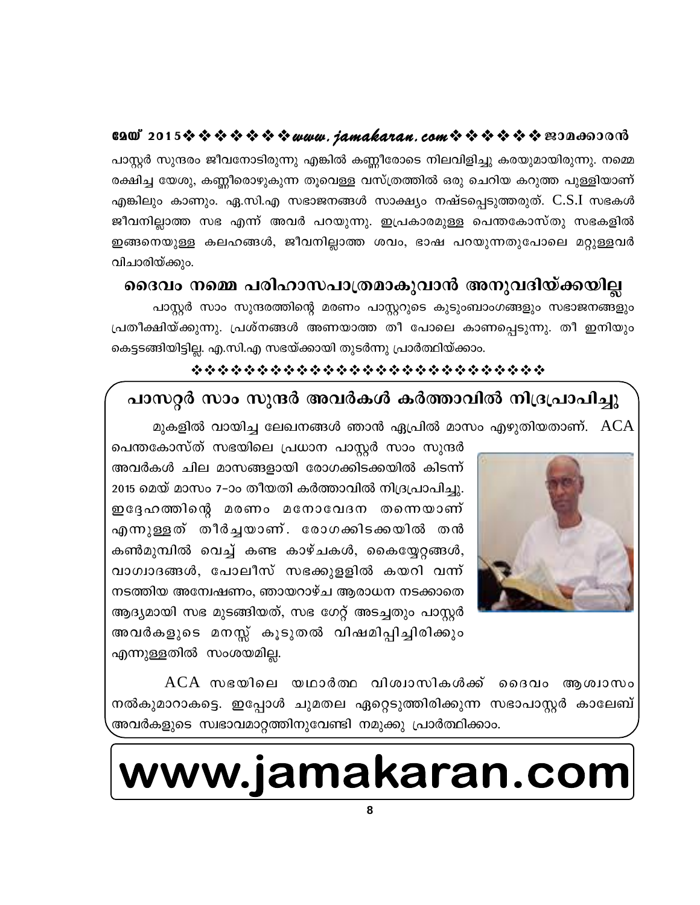പാസ്റ്റർ സുന്ദരം ജീവനോടിരുന്നു എങ്കിൽ കണ്ണീരോടെ നിലവിളിച്ചു കരയുമായിരുന്നു. നമ്മെ രക്ഷിച്ച യേശു, കണ്ണീരൊഴുകുന്ന തൂവെള്ള വസ്ത്രത്തിൽ ഒരു ചെറിയ കറുത്ത പുള്ളിയാണ് എങ്കിലും കാണും. ഏ.സി.എ സഭാജനങ്ങൾ സാക്ഷ്യം നഷ്ടപ്പെടുത്തരുത്. C.S.I സഭകൾ ജീവനില്ലാത്ത സഭ എന്ന് അവർ പറയുന്നു. ഇപ്രകാരമുള്ള പെന്തകോസ്തു സഭകളിൽ ഇങ്ങനെയുള്ള കലഹങ്ങൾ, ജീവനില്ലാത്ത ശവം, ഭാഷ പറയുന്നതുപോലെ മറ്റുള്ളവർ വിചാരിയ്ക്കും.

## ദൈവം നമ്മെ പരിഹാസപാത്രമാകുവാൻ അനുവദിയ്ക്കയില്ല

പാസ്റ്റർ സാം സുന്ദരത്തിന്റെ മരണം പാസ്റ്ററുടെ കുടുംബാംഗങ്ങളും സഭാജനങ്ങളും പ്രതീക്ഷിയ്ക്കുന്നു. പ്രശ്നങ്ങൾ അണയാത്ത തീ പോലെ കാണപ്പെടുന്നു. തീ ഇനിയും കെട്ടടങ്ങിയിട്ടില്ല. എ.സി.എ സഭയ്ക്കായി തുടർന്നു പ്രാർത്ഥിയ്ക്കാം.

❖❖❖❖❖❖❖❖❖❖❖❖❖❖❖❖❖❖❖❖❖❖❖❖❖❖❖❖❖❖

## പാസറ്റർ സാം സുന്ദർ അവർകൾ കർത്താവിൽ നിദ്രപ്രാപിച്ചു

മുകളിൽ വായിച്ച ലേഖനങ്ങൾ ഞാൻ ഏപ്രിൽ മാസം എഴുതിയതാണ്. ACA പെന്തകോസ്ത് സഭയിലെ പ്രധാന പാസ്റ്റർ സാം സുന്ദർ അവർകൾ ചില മാസങ്ങളായി രോഗക്കിടക്കയിൽ കിടന്ന് 2015 മെയ് മാസം 7-ാം തീയതി കർത്താവിൽ നിദ്രപ്രാപിച്ചു. ഇദ്ദേഹത്തിന്റെ മരണം മനോവേദന തന്നെയാണ് എന്നുള്ളത് തീർച്ചയാണ്. രോഗക്കിടക്കയിൽ തൻ കൺമുമ്പിൽ വെച്ച് കണ്ട കാഴ്ചകൾ, കൈയ്യേറ്റങ്ങൾ, വാഗ്വാദങ്ങൾ, പോലീസ് സഭക്കുള്ളിൽ കയറി വന്ന് നടത്തിയ അന്വേഷണം, ഞായറാഴ്ച ആരാധന നടക്കാതെ ആദ്യമായി സഭ മുടങ്ങിയത്, സഭ ഗേറ്റ് അടച്ചതും പാസ്റ്റർ അവർകളുടെ മനസ്സ് കൂടുതൽ വിഷമിപ്പിച്ചിരിക്കും എന്നുള്ളതിൽ സംശയമില്ല.

ACA സഭയിലെ യഥാർത്ഥ വിശ്വാസികൾക്ക് ദൈവം ആശ്വാസം നൽകുമാറാകട്ടെ. ഇപ്പോൾ ചുമതല ഏറ്റെടുത്തിരിക്കുന്ന സഭാപാസ്റ്റർ കാലേബ് അവർകളുടെ സ്വഭാവമാറ്റത്തിനുവേണ്ടി നമുക്കു പ്രാർത്ഥിക്കാം.

# www.jamakaran.com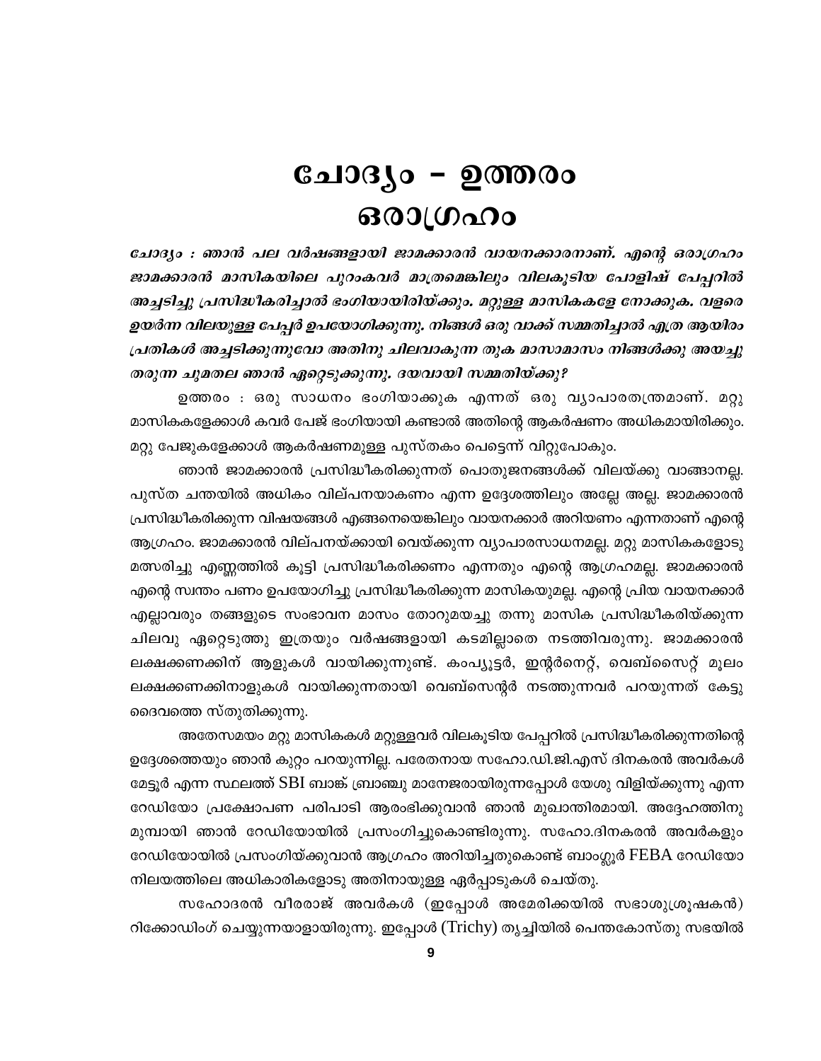# ചോദ്യം - ഉത്തരം
# ഒരാഗ്രഹം

***ചോദ്യം : ഞാൻ പല വർഷങ്ങളായി ജാമക്കാരൻ വായനക്കാരനാണ്. എന്റെ ഒരാഗ്രഹം ജാമക്കാരൻ മാസികയിലെ പുറംകവർ മാത്രമെങ്കിലും വിലകൂടിയ പോളിഷ് പേപ്പറിൽ അച്ചടിച്ചു പ്രസിദ്ധീകരിച്ചാൽ ഭംഗിയായിരിയ്ക്കും. മറ്റുള്ള മാസികകളേ നോക്കുക. വളരെ ഉയർന്ന വിലയുള്ള പേപ്പർ ഉപയോഗിക്കുന്നു. നിങ്ങൾ ഒരു വാക്ക് സമ്മതിച്ചാൽ എത്ര ആയിരം പ്രതികൾ അച്ചടിക്കുന്നുവോ അതിനു ചിലവാകുന്ന തുക മാസാമാസം നിങ്ങൾക്കു അയച്ചു തരുന്ന ചുമതല ഞാൻ ഏറ്റെടുക്കുന്നു. ദയവായി സമ്മതിയ്ക്കു?***

ഉത്തരം : ഒരു സാധനം ഭംഗിയാക്കുക എന്നത് ഒരു വ്യാപാരതന്ത്രമാണ്. മറ്റു മാസികകളേക്കാൾ കവർ പേജ് ഭംഗിയായി കണ്ടാൽ അതിന്റെ ആകർഷണം അധികമായിരിക്കും. മറ്റു പേജുകളേക്കാൾ ആകർഷണമുള്ള പുസ്തകം പെട്ടെന്ന് വിറ്റുപോകും.

ഞാൻ ജാമക്കാരൻ പ്രസിദ്ധീകരിക്കുന്നത് പൊതുജനങ്ങൾക്ക് വിലയ്ക്കു വാങ്ങാനല്ല. പുസ്ത ചന്തയിൽ അധികം വില്പനയാകണം എന്ന ഉദ്ദേശത്തിലും അല്ലേ അല്ല. ജാമക്കാരൻ പ്രസിദ്ധീകരിക്കുന്ന വിഷയങ്ങൾ എങ്ങനെയെങ്കിലും വായനക്കാർ അറിയണം എന്നതാണ് എന്റെ ആഗ്രഹം. ജാമക്കാരൻ വില്പനയ്ക്കായി വെയ്ക്കുന്ന വ്യാപാരസാധനമല്ല. മറ്റു മാസികകളോടു മത്സരിച്ചു എണ്ണത്തിൽ കൂട്ടി പ്രസിദ്ധീകരിക്കണം എന്നതും എന്റെ ആഗ്രഹമല്ല. ജാമക്കാരൻ എന്റെ സ്വന്തം പണം ഉപയോഗിച്ചു പ്രസിദ്ധീകരിക്കുന്ന മാസികയുമല്ല. എന്റെ പ്രിയ വായനക്കാർ എല്ലാവരും തങ്ങളുടെ സംഭാവന മാസം തോറുമയച്ചു തന്നു മാസിക പ്രസിദ്ധീകരിയ്ക്കുന്ന ചിലവു ഏറ്റെടുത്തു ഇത്രയും വർഷങ്ങളായി കടമില്ലാതെ നടത്തിവരുന്നു. ജാമക്കാരൻ ലക്ഷക്കണക്കിന് ആളുകൾ വായിക്കുന്നുണ്ട്. കംപ്യൂട്ടർ, ഇന്റർനെറ്റ്, വെബ്സൈറ്റ് മൂലം ലക്ഷക്കണക്കിനാളുകൾ വായിക്കുന്നതായി വെബ്സെന്റർ നടത്തുന്നവർ പറയുന്നത് കേട്ടു ദൈവത്തെ സ്തുതിക്കുന്നു.

അതേസമയം മറ്റു മാസികകൾ മറ്റുള്ളവർ വിലകൂടിയ പേപ്പറിൽ പ്രസിദ്ധീകരിക്കുന്നതിന്റെ ഉദ്ദേശത്തെയും ഞാൻ കുറ്റം പറയുന്നില്ല. പരേതനായ സഹോ.ഡി.ജി.എസ് ദിനകരൻ അവർകൾ മേട്ടൂർ എന്ന സ്ഥലത്ത് SBI ബാങ്ക് ബ്രാഞ്ചു മാനേജരായിരുന്നപ്പോൾ യേശു വിളിയ്ക്കുന്നു എന്ന റേഡിയോ പ്രക്ഷേപണ പരിപാടി ആരംഭിക്കുവാൻ ഞാൻ മുഖാന്തിരമായി. അദ്ദേഹത്തിനു മുമ്പായി ഞാൻ റേഡിയോയിൽ പ്രസംഗിച്ചുകൊണ്ടിരുന്നു. സഹോ.ദിനകരൻ അവർകളും റേഡിയോയിൽ പ്രസംഗിയ്ക്കുവാൻ ആഗ്രഹം അറിയിച്ചതുകൊണ്ട് ബാംഗ്ലൂർ FEBA റേഡിയോ നിലയത്തിലെ അധികാരികളോടു അതിനായുള്ള ഏർപ്പാടുകൾ ചെയ്തു.

സഹോദരൻ വീരരാജ് അവർകൾ (ഇപ്പോൾ അമേരിക്കയിൽ സഭാശുശ്രൂഷകൻ) റിക്കോഡിംഗ് ചെയ്യുന്നയാളായിരുന്നു. ഇപ്പോൾ (Trichy) തൃച്ചിയിൽ പെന്തകോസ്തു സഭയിൽ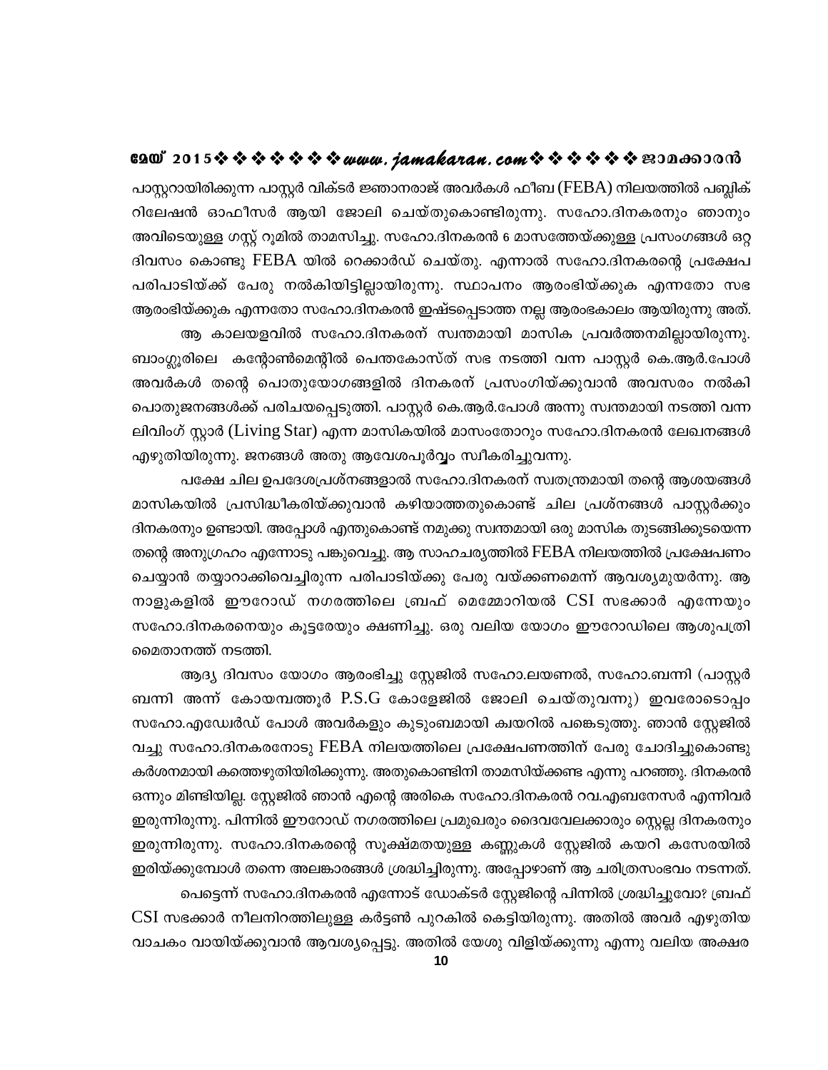പാസ്റ്ററായിരിക്കുന്ന പാസ്റ്റർ വിക്ടർ ജ്ഞാനരാജ് അവർകൾ ഫീബ (FEBA) നിലയത്തിൽ പബ്ലിക് റിലേഷൻ ഓഫീസർ ആയി ജോലി ചെയ്തുകൊണ്ടിരുന്നു. സഹോ.ദിനകരനും ഞാനും അവിടെയുള്ള ഗസ്റ്റ് റൂമിൽ താമസിച്ചു. സഹോ.ദിനകരൻ 6 മാസത്തേയ്ക്കുള്ള പ്രസംഗങ്ങൾ ഒറ്റ ദിവസം കൊണ്ടു FEBA യിൽ റെക്കാർഡ് ചെയ്തു. എന്നാൽ സഹോ.ദിനകരന്റെ പ്രക്ഷേപ പരിപാടിയ്ക്ക് പേരു നൽകിയിട്ടില്ലായിരുന്നു. സ്ഥാപനം ആരംഭിയ്ക്കുക എന്നതോ സഭ ആരംഭിയ്ക്കുക എന്നതോ സഹോ.ദിനകരൻ ഇഷ്ടപ്പെടാത്ത നല്ല ആരംഭകാലം ആയിരുന്നു അത്.

ആ കാലയളവിൽ സഹോ.ദിനകരന് സ്വന്തമായി മാസിക പ്രവർത്തനമില്ലായിരുന്നു. ബാംഗ്ലൂരിലെ കന്റോൺമെന്റിൽ പെന്തകോസ്ത് സഭ നടത്തി വന്ന പാസ്റ്റർ കെ.ആർ.പോൾ അവർകൾ തന്റെ പൊതുയോഗങ്ങളിൽ ദിനകരന് പ്രസംഗിയ്ക്കുവാൻ അവസരം നൽകി പൊതുജനങ്ങൾക്ക് പരിചയപ്പെടുത്തി. പാസ്റ്റർ കെ.ആർ.പോൾ അന്നു സ്വന്തമായി നടത്തി വന്ന ലിവിംഗ് സ്റ്റാർ (Living Star) എന്ന മാസികയിൽ മാസംതോറും സഹോ.ദിനകരൻ ലേഖനങ്ങൾ എഴുതിയിരുന്നു. ജനങ്ങൾ അതു ആവേശപൂർവ്വം സ്വീകരിച്ചുവന്നു.

പക്ഷേ ചില ഉപദേശപ്രശ്നങ്ങളാൽ സഹോ.ദിനകരന് സ്വതന്ത്രമായി തന്റെ ആശയങ്ങൾ മാസികയിൽ പ്രസിദ്ധീകരിയ്ക്കുവാൻ കഴിയാത്തതുകൊണ്ട് ചില പ്രശ്നങ്ങൾ പാസ്റ്റർക്കും ദിനകരനും ഉണ്ടായി. അപ്പോൾ എന്തുകൊണ്ട് നമുക്കു സ്വന്തമായി ഒരു മാസിക തുടങ്ങിക്കൂടയെന്ന തന്റെ അനുഗ്രഹം എന്നോടു പങ്കുവെച്ചു. ആ സാഹചര്യത്തിൽ FEBA നിലയത്തിൽ പ്രക്ഷേപണം ചെയ്യാൻ തയ്യാറാക്കിവെച്ചിരുന്ന പരിപാടിയ്ക്കു പേരു വയ്ക്കണമെന്ന് ആവശ്യമുയർന്നു. ആ നാളുകളിൽ ഈറോഡ് നഗരത്തിലെ ബ്രഫ് മെമ്മോറിയൽ CSI സഭക്കാർ എന്നേയും സഹോ.ദിനകരനെയും കൂട്ടരേയും ക്ഷണിച്ചു. ഒരു വലിയ യോഗം ഈറോഡിലെ ആശുപത്രി മൈതാനത്ത് നടത്തി.

ആദ്യ ദിവസം യോഗം ആരംഭിച്ചു സ്റ്റേജിൽ സഹോ.ലയണൽ, സഹോ.ബന്നി (പാസ്റ്റർ ബന്നി അന്ന് കോയമ്പത്തൂർ P.S.G കോളേജിൽ ജോലി ചെയ്തുവന്നു) ഇവരോടൊപ്പം സഹോ.എഡ്വേർഡ് പോൾ അവർകളും കുടുംബമായി ക്വയറിൽ പങ്കെടുത്തു. ഞാൻ സ്റ്റേജിൽ വച്ചു സഹോ.ദിനകരനോടു FEBA നിലയത്തിലെ പ്രക്ഷേപണത്തിന് പേരു ചോദിച്ചുകൊണ്ടു കർശനമായി കത്തെഴുതിയിരിക്കുന്നു. അതുകൊണ്ടിനി താമസിയ്ക്കണ്ട എന്നു പറഞ്ഞു. ദിനകരൻ ഒന്നും മിണ്ടിയില്ല. സ്റ്റേജിൽ ഞാൻ എന്റെ അരികെ സഹോ.ദിനകരൻ റവ.എബനേസർ എന്നിവർ ഇരുന്നിരുന്നു. പിന്നിൽ ഈറോഡ് നഗരത്തിലെ പ്രമുഖരും ദൈവവേലക്കാരും സ്റ്റെല്ല ദിനകരനും ഇരുന്നിരുന്നു. സഹോ.ദിനകരന്റെ സൂക്ഷ്മതയുള്ള കണ്ണുകൾ സ്റ്റേജിൽ കയറി കസേരയിൽ ഇരിയ്ക്കുമ്പോൾ തന്നെ അലങ്കാരങ്ങൾ ശ്രദ്ധിച്ചിരുന്നു. അപ്പോഴാണ് ആ ചരിത്രസംഭവം നടന്നത്.

പെട്ടെന്ന് സഹോ.ദിനകരൻ എന്നോട് ഡോക്ടർ സ്റ്റേജിന്റെ പിന്നിൽ ശ്രദ്ധിച്ചുവോ? ബ്രഫ് CSI സഭക്കാർ നീലനിറത്തിലുള്ള കർട്ടൺ പുറകിൽ കെട്ടിയിരുന്നു. അതിൽ അവർ എഴുതിയ വാചകം വായിയ്ക്കുവാൻ ആവശ്യപ്പെട്ടു. അതിൽ യേശു വിളിയ്ക്കുന്നു എന്നു വലിയ അക്ഷര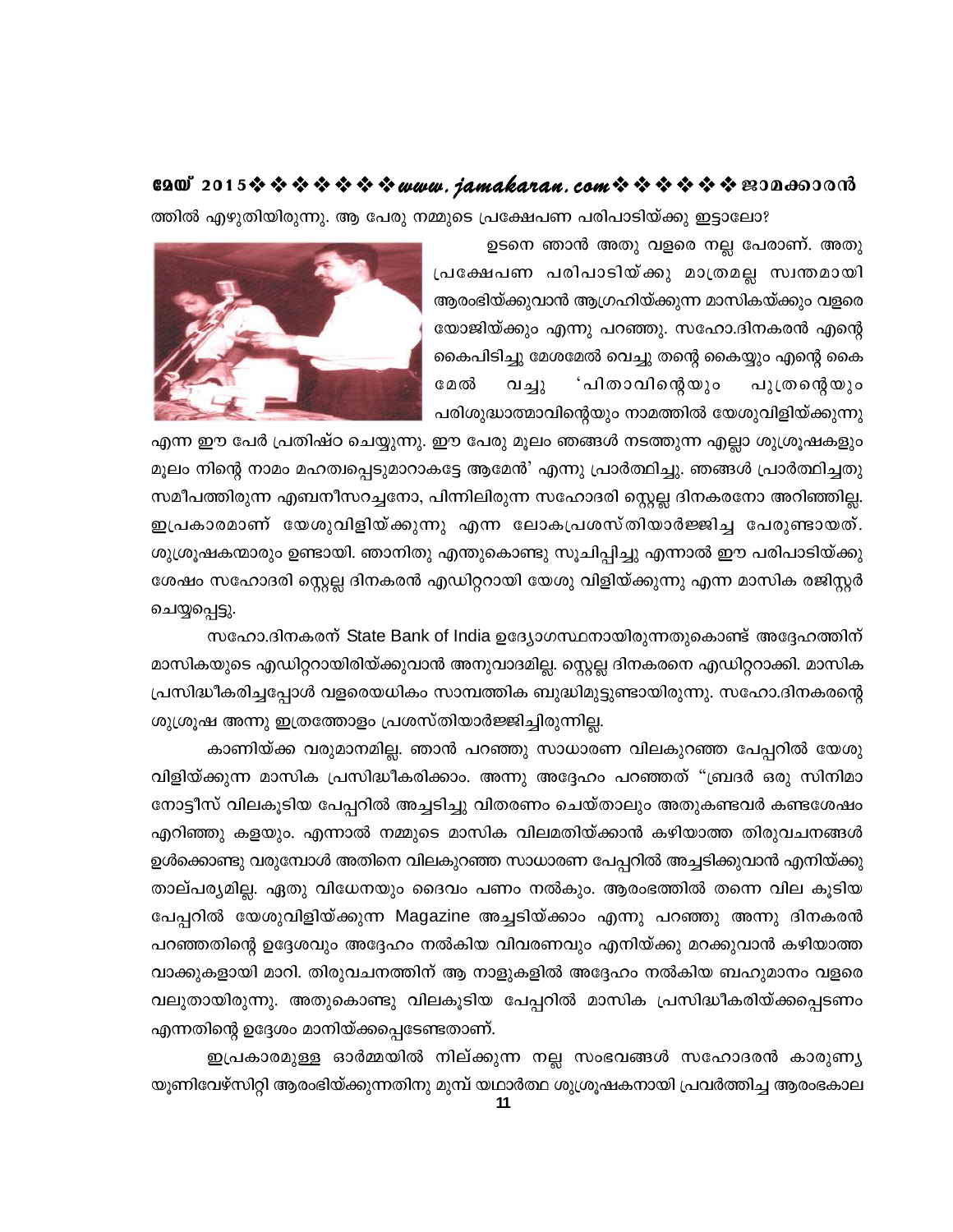ത്തിൽ എഴുതിയിരുന്നു. ആ പേരു നമ്മുടെ പ്രക്ഷേപണ പരിപാടിയ്ക്കു ഇട്ടാലോ?

ഉടനെ ഞാൻ അതു വളരെ നല്ല പേരാണ്. അതു പ്രക്ഷേപണ പരിപാടിയ്ക്കു മാത്രമല്ല സ്വന്തമായി ആരംഭിയ്ക്കുവാൻ ആഗ്രഹിയ്ക്കുന്ന മാസികയ്ക്കും വളരെ യോജിയ്ക്കും എന്നു പറഞ്ഞു. സഹോ.ദിനകരൻ എന്റെ കൈപിടിച്ചു മേശമേൽ വെച്ചു തന്റെ കൈയ്യും എന്റെ കൈ മേൽ വച്ചു 'പിതാവിന്റെയും പുത്രന്റെയും പരിശുദ്ധാത്മാവിന്റെയും നാമത്തിൽ യേശുവിളിയ്ക്കുന്നു എന്ന ഈ പേർ പ്രതിഷ്ഠ ചെയ്യുന്നു. ഈ പേരു മൂലം ഞങ്ങൾ നടത്തുന്ന എല്ലാ ശുശ്രൂഷകളും മൂലം നിന്റെ നാമം മഹത്വപ്പെടുമാറാകട്ടേ ആമേൻ' എന്നു പ്രാർത്ഥിച്ചു. ഞങ്ങൾ പ്രാർത്ഥിച്ചതു സമീപത്തിരുന്ന എബനീസറച്ചനോ, പിന്നിലിരുന്ന സഹോദരി സ്റ്റെല്ല ദിനകരനോ അറിഞ്ഞില്ല. ഇപ്രകാരമാണ് യേശുവിളിയ്ക്കുന്നു എന്ന ലോകപ്രശസ്തിയാർജ്ജിച്ച പേരുണ്ടായത്. ശുശ്രൂഷകന്മാരും ഉണ്ടായി. ഞാനിതു എന്തുകൊണ്ടു സൂചിപ്പിച്ചു എന്നാൽ ഈ പരിപാടിയ്ക്കു ശേഷം സഹോദരി സ്റ്റെല്ല ദിനകരൻ എഡിറ്ററായി യേശു വിളിയ്ക്കുന്നു എന്ന മാസിക രജിസ്റ്റർ ചെയ്യപ്പെട്ടു.

സഹോ.ദിനകരന് State Bank of India ഉദ്യോഗസ്ഥനായിരുന്നതുകൊണ്ട് അദ്ദേഹത്തിന് മാസികയുടെ എഡിറ്ററായിരിയ്ക്കുവാൻ അനുവാദമില്ല. സ്റ്റെല്ല ദിനകരനെ എഡിറ്ററാക്കി. മാസിക പ്രസിദ്ധീകരിച്ചപ്പോൾ വളരെയധികം സാമ്പത്തിക ബുദ്ധിമുട്ടുണ്ടായിരുന്നു. സഹോ.ദിനകരന്റെ ശുശ്രൂഷ അന്നു ഇത്രത്തോളം പ്രശസ്തിയാർജ്ജിച്ചിരുന്നില്ല.

കാണിയ്ക്ക വരുമാനമില്ല. ഞാൻ പറഞ്ഞു സാധാരണ വിലകുറഞ്ഞ പേപ്പറിൽ യേശു വിളിയ്ക്കുന്ന മാസിക പ്രസിദ്ധീകരിക്കാം. അന്നു അദ്ദേഹം പറഞ്ഞത് "ബ്രദർ ഒരു സിനിമാ നോട്ടീസ് വിലകൂടിയ പേപ്പറിൽ അച്ചടിച്ചു വിതരണം ചെയ്താലും അതുകണ്ടവർ കണ്ടശേഷം എറിഞ്ഞു കളയും. എന്നാൽ നമ്മുടെ മാസിക വിലമതിയ്ക്കാൻ കഴിയാത്ത തിരുവചനങ്ങൾ ഉൾക്കൊണ്ടു വരുമ്പോൾ അതിനെ വിലകുറഞ്ഞ സാധാരണ പേപ്പറിൽ അച്ചടിക്കുവാൻ എനിയ്ക്കു താല്പര്യമില്ല. ഏതു വിധേനയും ദൈവം പണം നൽകും. ആരംഭത്തിൽ തന്നെ വില കൂടിയ പേപ്പറിൽ യേശുവിളിയ്ക്കുന്ന Magazine അച്ചടിയ്ക്കാം എന്നു പറഞ്ഞു അന്നു ദിനകരൻ പറഞ്ഞതിന്റെ ഉദ്ദേശവും അദ്ദേഹം നൽകിയ വിവരണവും എനിയ്ക്കു മറക്കുവാൻ കഴിയാത്ത വാക്കുകളായി മാറി. തിരുവചനത്തിന് ആ നാളുകളിൽ അദ്ദേഹം നൽകിയ ബഹുമാനം വളരെ വലുതായിരുന്നു. അതുകൊണ്ടു വിലകൂടിയ പേപ്പറിൽ മാസിക പ്രസിദ്ധീകരിയ്ക്കപ്പെടണം എന്നതിന്റെ ഉദ്ദേശം മാനിയ്ക്കപ്പെടേണ്ടതാണ്.

ഇപ്രകാരമുള്ള ഓർമ്മയിൽ നില്ക്കുന്ന നല്ല സംഭവങ്ങൾ സഹോദരൻ കാരുണ്യ യൂണിവേഴ്സിറ്റി ആരംഭിയ്ക്കുന്നതിനു മുമ്പ് യഥാർത്ഥ ശുശ്രൂഷകനായി പ്രവർത്തിച്ച ആരംഭകാല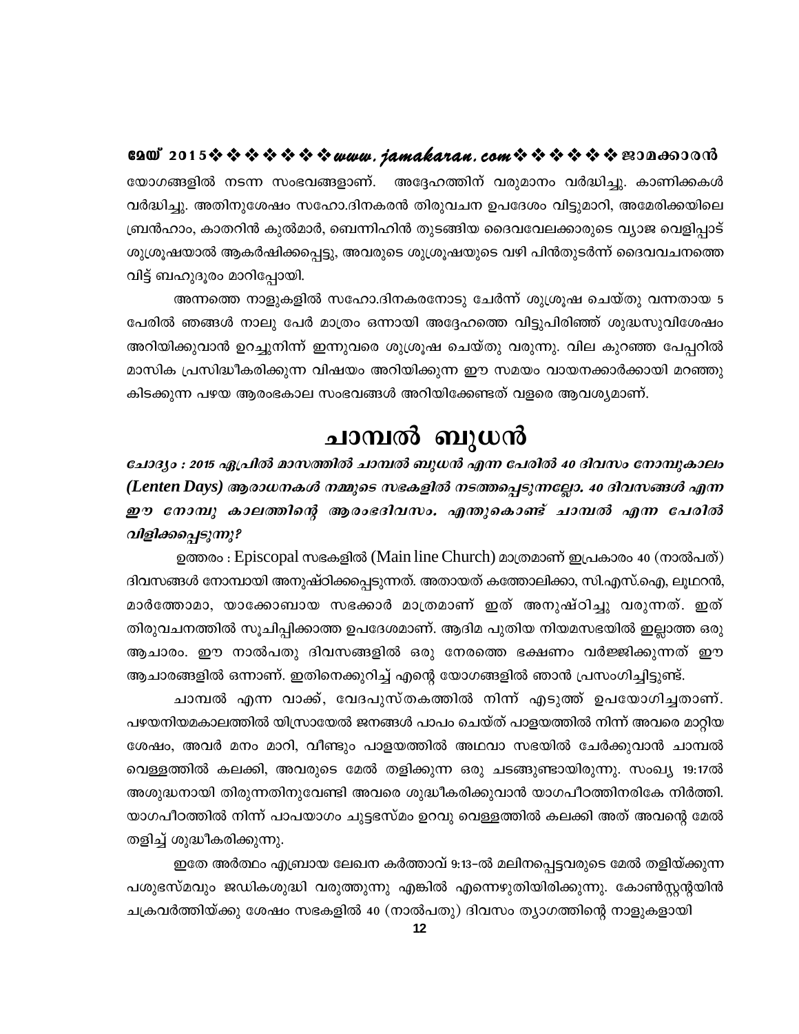യോഗങ്ങളിൽ നടന്ന സംഭവങ്ങളാണ്. അദ്ദേഹത്തിന് വരുമാനം വർദ്ധിച്ചു. കാണിക്കകൾ വർദ്ധിച്ചു. അതിനുശേഷം സഹോ.ദിനകരൻ തിരുവചന ഉപദേശം വിട്ടുമാറി, അമേരിക്കയിലെ ബ്രൻഹാം, കാതറിൻ കുൽമാർ, ബെന്നിഹിൻ തുടങ്ങിയ ദൈവവേലക്കാരുടെ വ്യാജ വെളിപ്പാട് ശുശ്രൂഷയാൽ ആകർഷിക്കപ്പെട്ടു, അവരുടെ ശുശ്രൂഷയുടെ വഴി പിൻതുടർന്ന് ദൈവവചനത്തെ വിട്ട് ബഹുദൂരം മാറിപ്പോയി.

അന്നത്തെ നാളുകളിൽ സഹോ.ദിനകരനോടു ചേർന്ന് ശുശ്രൂഷ ചെയ്തു വന്നതായ 5 പേരിൽ ഞങ്ങൾ നാലു പേർ മാത്രം ഒന്നായി അദ്ദേഹത്തെ വിട്ടുപിരിഞ്ഞ് ശുദ്ധസുവിശേഷം അറിയിക്കുവാൻ ഉറച്ചുനിന്ന് ഇന്നുവരെ ശുശ്രൂഷ ചെയ്തു വരുന്നു. വില കുറഞ്ഞ പേപ്പറിൽ മാസിക പ്രസിദ്ധീകരിക്കുന്ന വിഷയം അറിയിക്കുന്ന ഈ സമയം വായനക്കാർക്കായി മറഞ്ഞു കിടക്കുന്ന പഴയ ആരംഭകാല സംഭവങ്ങൾ അറിയിക്കേണ്ടത് വളരെ ആവശ്യമാണ്.

# ചാമ്പൽ ബുധൻ

***ചോദ്യം : 2015 ഏപ്രിൽ മാസത്തിൽ ചാമ്പൽ ബുധൻ എന്ന പേരിൽ 40 ദിവസം നോമ്പുകാലം (Lenten Days) ആരാധനകൾ നമ്മുടെ സഭകളിൽ നടത്തപ്പെടുന്നല്ലോ. 40 ദിവസങ്ങൾ എന്ന ഈ നോമ്പു കാലത്തിന്റെ ആരംഭദിവസം. എന്തുകൊണ്ട് ചാമ്പൽ എന്ന പേരിൽ വിളിക്കപ്പെടുന്നു?***

ഉത്തരം : Episcopal സഭകളിൽ (Main line Church) മാത്രമാണ് ഇപ്രകാരം 40 (നാൽപത്) ദിവസങ്ങൾ നോമ്പായി അനുഷ്ഠിക്കപ്പെടുന്നത്. അതായത് കത്തോലിക്കാ, സി.എസ്.ഐ, ലൂഥറൻ, മാർത്തോമാ, യാക്കോബായ സഭക്കാർ മാത്രമാണ് ഇത് അനുഷ്ഠിച്ചു വരുന്നത്. ഇത് തിരുവചനത്തിൽ സൂചിപ്പിക്കാത്ത ഉപദേശമാണ്. ആദിമ പുതിയ നിയമസഭയിൽ ഇല്ലാത്ത ഒരു ആചാരം. ഈ നാൽപതു ദിവസങ്ങളിൽ ഒരു നേരത്തെ ഭക്ഷണം വർജ്ജിക്കുന്നത് ഈ ആചാരങ്ങളിൽ ഒന്നാണ്. ഇതിനെക്കുറിച്ച് എന്റെ യോഗങ്ങളിൽ ഞാൻ പ്രസംഗിച്ചിട്ടുണ്ട്.

ചാമ്പൽ എന്ന വാക്ക്, വേദപുസ്തകത്തിൽ നിന്ന് എടുത്ത് ഉപയോഗിച്ചതാണ്. പഴയനിയമകാലത്തിൽ യിസ്രായേൽ ജനങ്ങൾ പാപം ചെയ്ത് പാളയത്തിൽ നിന്ന് അവരെ മാറ്റിയ ശേഷം, അവർ മനം മാറി, വീണ്ടും പാളയത്തിൽ അഥവാ സഭയിൽ ചേർക്കുവാൻ ചാമ്പൽ വെള്ളത്തിൽ കലക്കി, അവരുടെ മേൽ തളിക്കുന്ന ഒരു ചടങ്ങുണ്ടായിരുന്നു. സംഖ്യ 19:17ൽ അശുദ്ധനായി തിരുന്നതിനുവേണ്ടി അവരെ ശുദ്ധീകരിക്കുവാൻ യാഗപീഠത്തിനരികേ നിർത്തി. യാഗപീഠത്തിൽ നിന്ന് പാപയാഗം ചുട്ടഭസ്മം ഉറവു വെള്ളത്തിൽ കലക്കി അത് അവന്റെ മേൽ തളിച്ച് ശുദ്ധീകരിക്കുന്നു.

ഇതേ അർത്ഥം എബ്രായ ലേഖന കർത്താവ് 9:13-ൽ മലിനപ്പെട്ടവരുടെ മേൽ തളിയ്ക്കുന്ന പശുഭസ്മവും ജഡികശുദ്ധി വരുത്തുന്നു എങ്കിൽ എന്നെഴുതിയിരിക്കുന്നു. കോൺസ്റ്റന്റയിൻ ചക്രവർത്തിയ്ക്കു ശേഷം സഭകളിൽ 40 (നാൽപതു) ദിവസം ത്യാഗത്തിന്റെ നാളുകളായി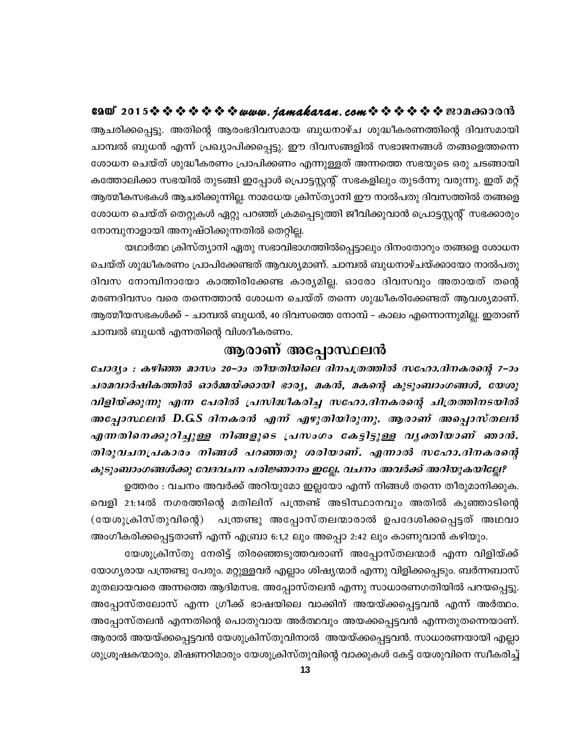ആചരിക്കപ്പെട്ടു. അതിന്റെ ആരംഭദിവസമായ ബുധനാഴ്ച ശുദ്ധീകരണത്തിന്റെ ദിവസമായി ചാമ്പൽ ബുധൻ എന്ന് പ്രഖ്യാപിക്കപ്പെട്ടു. ഈ ദിവസങ്ങളിൽ സഭാജനങ്ങൾ തങ്ങളെത്തന്നെ ശോധന ചെയ്ത് ശുദ്ധീകരണം പ്രാപിക്കണം എന്നുള്ളത് അന്നത്തെ സഭയുടെ ഒരു ചടങ്ങായി കത്തോലിക്കാ സഭയിൽ തുടങ്ങി ഇപ്പോൾ പ്രൊട്ടസ്റ്റന്റ് സഭകളിലും തുടർന്നു വരുന്നു. ഇത് മറ്റ് ആത്മീകസഭകൾ ആചരിക്കുന്നില്ല. നാമധേയ ക്രിസ്ത്യാനി ഈ നാൽപതു ദിവസത്തിൽ തങ്ങളെ ശോധന ചെയ്ത് തെറ്റുകൾ ഏറ്റു പറഞ്ഞ് ക്രമപ്പെടുത്തി ജീവിക്കുവാൻ പ്രൊട്ടസ്റ്റന്റ് സഭക്കാരും നോമ്പുനാളായി അനുഷ്ഠിക്കുന്നതിൽ തെറ്റില്ല.

യഥാർത്ഥ ക്രിസ്ത്യാനി ഏതു സഭാവിഭാഗത്തിൽപ്പെട്ടാലും ദിനംതോറും തങ്ങളെ ശോധന ചെയ്ത് ശുദ്ധീകരണം പ്രാപിക്കേണ്ടത് ആവശ്യമാണ്. ചാമ്പൽ ബുധനാഴ്ചയ്ക്കായോ നാൽപതു ദിവസ നോമ്പിനായോ കാത്തിരിക്കേണ്ട കാര്യമില്ല. ഓരോ ദിവസവും അതായത് തന്റെ മരണദിവസം വരെ തന്നെത്താൻ ശോധന ചെയ്ത് തന്നെ ശുദ്ധീകരിക്കേണ്ടത് ആവശ്യമാണ്. ആത്മീയസഭകൾക്ക് – ചാമ്പൽ ബുധൻ, 40 ദിവസത്തെ നോമ്പ് – കാലം എന്നൊന്നുമില്ല. ഇതാണ് ചാമ്പൽ ബുധൻ എന്നതിന്റെ വിശദീകരണം.

## ആരാണ് അപ്പോസ്ഥലൻ

***ചോദ്യം : കഴിഞ്ഞ മാസം 20–ാം തീയതിയിലെ ദിനപത്രത്തിൽ സഹോ.ദിനകരന്റെ 7–ാം ചരമവാർഷികത്തിൽ ഓർമ്മയ്ക്കായി ഭാര്യ, മകൻ, മകന്റെ കുടുംബാംഗങ്ങൾ, യേശു വിളിയ്ക്കുന്നു എന്ന പേരിൽ പ്രസിദ്ധീകരിച്ച സഹോ.ദിനകരന്റെ ചിത്രത്തിനടയിൽ അപ്പോസ്ഥലൻ D.G.S ദിനകരൻ എന്ന് എഴുതിയിരുന്നു. ആരാണ് അപ്പൊസ്തലൻ എന്നതിനെക്കുറിച്ചുള്ള നിങ്ങളുടെ പ്രസംഗം കേട്ടിട്ടുള്ള വ്യക്തിയാണ് ഞാൻ. തിരുവചനപ്രകാരം നിങ്ങൾ പറഞ്ഞതു ശരിയാണ്. എന്നാൽ സഹോ.ദിനകരന്റെ കുടുംബാംഗങ്ങൾക്കു വേദവചന പരിജ്ഞാനം ഇല്ലേ. വചനം അവർക്ക് അറിയുകയില്ലേ?***

ഉത്തരം : വചനം അവർക്ക് അറിയുമോ ഇല്ലയോ എന്ന് നിങ്ങൾ തന്നെ തീരുമാനിക്കുക. വെളി 21:14ൽ നഗരത്തിന്റെ മതിലിന് പന്ത്രണ്ട് അടിസ്ഥാനവും അതിൽ കുഞ്ഞാടിന്റെ (യേശുക്രിസ്തുവിന്റെ) പന്ത്രണ്ടു അപ്പോസ്തലന്മാരാൽ ഉപദേശിക്കപ്പെട്ടത് അഥവാ അംഗീകരിക്കപ്പെട്ടതാണ് എന്ന് എബ്രാ 6:1,2 ലും അപ്പൊ 2:42 ലും കാണുവാൻ കഴിയും.

യേശുക്രിസ്തു നേരിട്ട് തിരഞ്ഞെടുത്തവരാണ് അപ്പോസ്തലന്മാർ എന്ന വിളിയ്ക്ക് യോഗ്യരായ പന്ത്രണ്ടു പേരും. മറ്റുള്ളവർ എല്ലാം ശിഷ്യന്മാർ എന്നു വിളിക്കപ്പെടും. ബർന്നബാസ് മുതലായവരെ അന്നത്തെ ആദിമസഭ. അപ്പോസ്തലൻ എന്നു സാധാരണഗതിയിൽ പറയപ്പെട്ടു. അപ്പോസ്തലോസ് എന്ന ഗ്രീക്ക് ഭാഷയിലെ വാക്കിന് അയയ്ക്കപ്പെട്ടവൻ എന്ന് അർത്ഥം. അപ്പോസ്തലൻ എന്നതിന്റെ പൊതുവായ അർത്ഥവും അയക്കപ്പെട്ടവൻ എന്നതുതന്നെയാണ്. ആരാൽ അയയ്ക്കപ്പെട്ടവൻ യേശുക്രിസ്തുവിനാൽ അയയ്ക്കപ്പെട്ടവൻ. സാധാരണയായി എല്ലാ ശുശ്രൂഷകന്മാരും. മിഷണറിമാരും യേശുക്രിസ്തുവിന്റെ വാക്കുകൾ കേട്ട് യേശുവിനെ സ്വീകരിച്ച്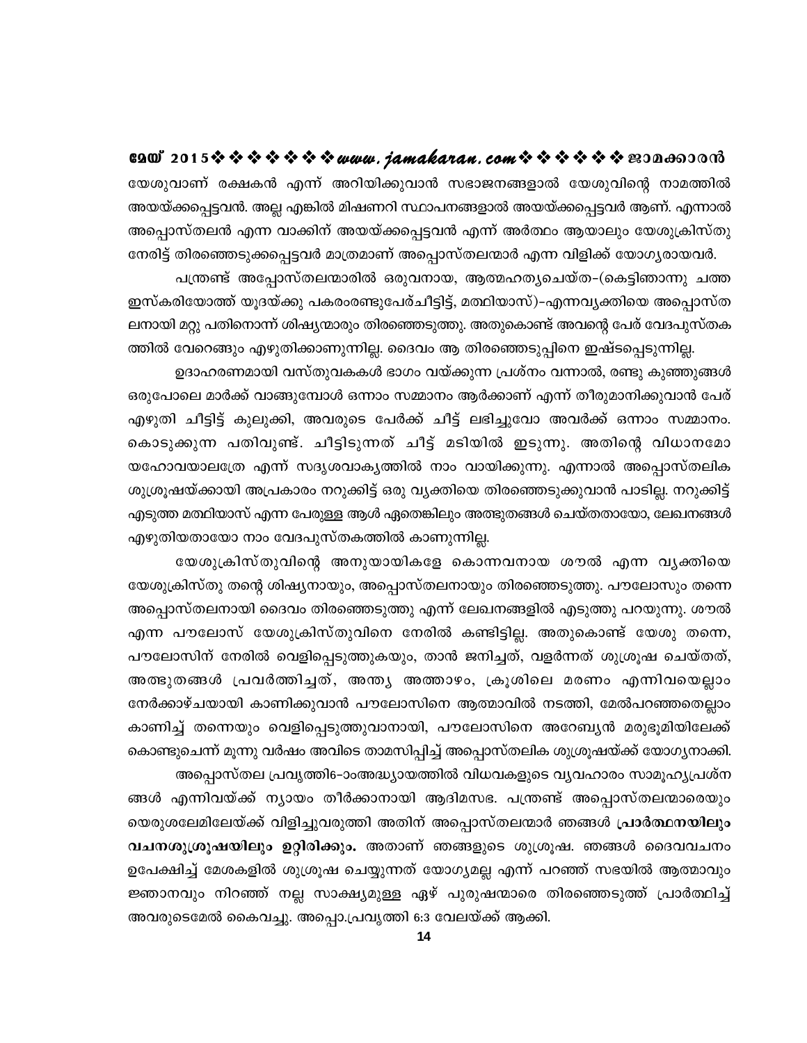യേശുവാണ് രക്ഷകൻ എന്ന് അറിയിക്കുവാൻ സഭാജനങ്ങളാൽ യേശുവിന്റെ നാമത്തിൽ അയയ്ക്കപ്പെട്ടവൻ. അല്ല എങ്കിൽ മിഷണറി സ്ഥാപനങ്ങളാൽ അയയ്ക്കപ്പെട്ടവർ ആണ്. എന്നാൽ അപ്പൊസ്തലൻ എന്ന വാക്കിന് അയയ്ക്കപ്പെട്ടവൻ എന്ന് അർത്ഥം ആയാലും യേശുക്രിസ്തു നേരിട്ട് തിരഞ്ഞെടുക്കപ്പെട്ടവർ മാത്രമാണ് അപ്പൊസ്തലന്മാർ എന്ന വിളിക്ക് യോഗ്യരായവർ.

പന്ത്രണ്ട് അപ്പോസ്തലന്മാരിൽ ഒരുവനായ, ആത്മഹത്യചെയ്ത-(കെട്ടിഞാന്നു ചത്ത ഇസ്കരിയോത്ത് യൂദയ്ക്കു പകരംരണ്ടുപേർചീട്ടിട്ട്, മത്ഥിയാസ്)-എന്നവ്യക്തിയെ അപ്പൊസ്തലനായി മറ്റു പതിനൊന്ന് ശിഷ്യന്മാരും തിരഞ്ഞെടുത്തു. അതുകൊണ്ട് അവന്റെ പേര് വേദപുസ്തകത്തിൽ വേറെങ്ങും എഴുതിക്കാണുന്നില്ല. ദൈവം ആ തിരഞ്ഞെടുപ്പിനെ ഇഷ്ടപ്പെടുന്നില്ല.

ഉദാഹരണമായി വസ്തുവകകൾ ഭാഗം വയ്ക്കുന്ന പ്രശ്നം വന്നാൽ, രണ്ടു കുഞ്ഞുങ്ങൾ ഒരുപോലെ മാർക്ക് വാങ്ങുമ്പോൾ ഒന്നാം സമ്മാനം ആർക്കാണ് എന്ന് തീരുമാനിക്കുവാൻ പേര് എഴുതി ചീട്ടിട്ട് കുലുക്കി, അവരുടെ പേർക്ക് ചീട്ട് ലഭിച്ചുവോ അവർക്ക് ഒന്നാം സമ്മാനം. കൊടുക്കുന്ന പതിവുണ്ട്. ചീട്ടിടുന്നത് ചീട്ട് മടിയിൽ ഇടുന്നു. അതിന്റെ വിധാനമോ യഹോവയാലത്രേ എന്ന് സദൃശവാക്യത്തിൽ നാം വായിക്കുന്നു. എന്നാൽ അപ്പൊസ്തലിക ശുശ്രൂഷയ്ക്കായി അപ്രകാരം നറുക്കിട്ട് ഒരു വ്യക്തിയെ തിരഞ്ഞെടുക്കുവാൻ പാടില്ല. നറുക്കിട്ട് എടുത്ത മത്ഥിയാസ് എന്ന പേരുള്ള ആൾ ഏതെങ്കിലും അത്ഭുതങ്ങൾ ചെയ്തതായോ, ലേഖനങ്ങൾ എഴുതിയതായോ നാം വേദപുസ്തകത്തിൽ കാണുന്നില്ല.

യേശുക്രിസ്തുവിന്റെ അനുയായികളേ കൊന്നവനായ ശൗൽ എന്ന വ്യക്തിയെ യേശുക്രിസ്തു തന്റെ ശിഷ്യനായും, അപ്പൊസ്തലനായും തിരഞ്ഞെടുത്തു. പൗലോസും തന്നെ അപ്പൊസ്തലനായി ദൈവം തിരഞ്ഞെടുത്തു എന്ന് ലേഖനങ്ങളിൽ എടുത്തു പറയുന്നു. ശൗൽ എന്ന പൗലോസ് യേശുക്രിസ്തുവിനെ നേരിൽ കണ്ടിട്ടില്ല. അതുകൊണ്ട് യേശു തന്നെ, പൗലോസിന് നേരിൽ വെളിപ്പെടുത്തുകയും, താൻ ജനിച്ചത്, വളർന്നത് ശുശ്രൂഷ ചെയ്തത്, അത്ഭുതങ്ങൾ പ്രവർത്തിച്ചത്, അന്ത്യ അത്താഴം, ക്രൂശിലെ മരണം എന്നിവയെല്ലാം നേർക്കാഴ്ചയായി കാണിക്കുവാൻ പൗലോസിനെ ആത്മാവിൽ നടത്തി, മേൽപറഞ്ഞതെല്ലാം കാണിച്ച് തന്നെയും വെളിപ്പെടുത്തുവാനായി, പൗലോസിനെ അറേബ്യൻ മരുഭൂമിയിലേക്ക് കൊണ്ടുചെന്ന് മൂന്നു വർഷം അവിടെ താമസിപ്പിച്ച് അപ്പൊസ്തലിക ശുശ്രൂഷയ്ക്ക് യോഗ്യനാക്കി.

അപ്പൊസ്തല പ്രവൃത്തി6-ാംഅദ്ധ്യായത്തിൽ വിധവകളുടെ വ്യവഹാരം സാമൂഹ്യപ്രശ്നങ്ങൾ എന്നിവയ്ക്ക് ന്യായം തീർക്കാനായി ആദിമസഭ. പന്ത്രണ്ട് അപ്പൊസ്തലന്മാരെയും യെരുശലേമിലേയ്ക്ക് വിളിച്ചുവരുത്തി അതിന് അപ്പൊസ്തലന്മാർ ഞങ്ങൾ **പ്രാർത്ഥനയിലും വചനശുശ്രൂഷയിലും ഉറ്റിരിക്കും.** അതാണ് ഞങ്ങളുടെ ശുശ്രൂഷ. ഞങ്ങൾ ദൈവവചനം ഉപേക്ഷിച്ച് മേശകളിൽ ശുശ്രൂഷ ചെയ്യുന്നത് യോഗ്യമല്ല എന്ന് പറഞ്ഞ് സഭയിൽ ആത്മാവും ജ്ഞാനവും നിറഞ്ഞ് നല്ല സാക്ഷ്യമുള്ള ഏഴ് പുരുഷന്മാരെ തിരഞ്ഞെടുത്ത് പ്രാർത്ഥിച്ച് അവരുടെമേൽ കൈവച്ചു. അപ്പൊ.പ്രവൃത്തി 6:3 വേലയ്ക്ക് ആക്കി.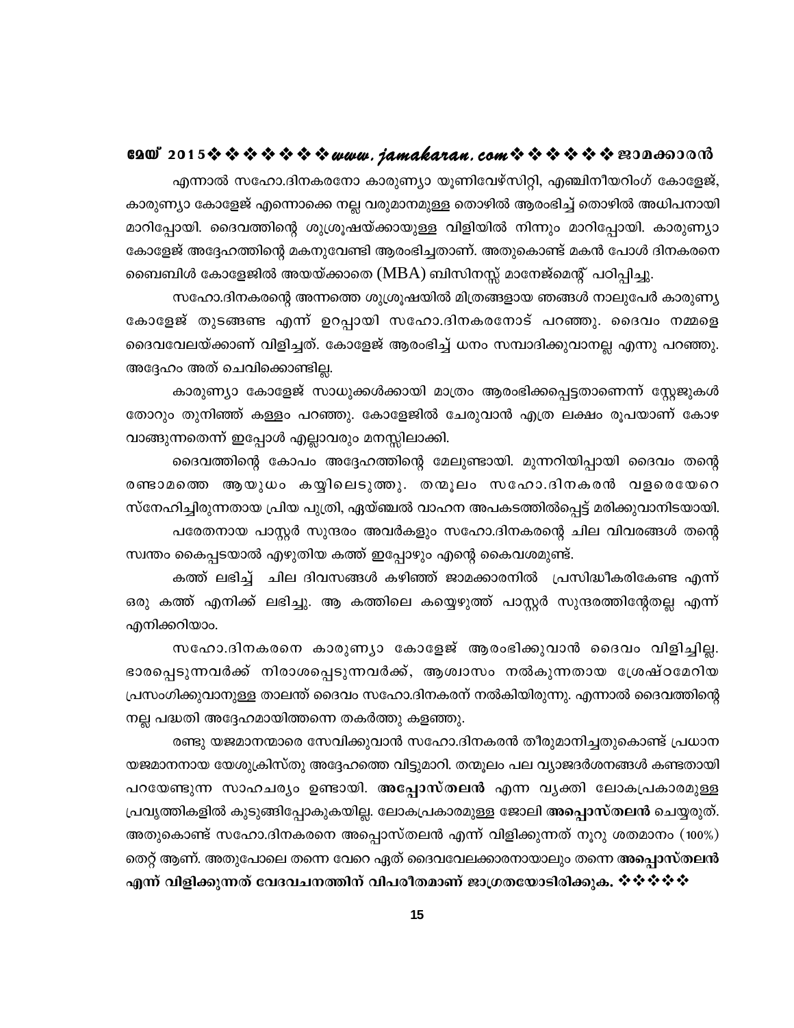എന്നാൽ സഹോ.ദിനകരനോ കാരുണ്യാ യൂണിവേഴ്സിറ്റി, എഞ്ചിനീയറിംഗ് കോളേജ്, കാരുണ്യാ കോളേജ് എന്നൊക്കെ നല്ല വരുമാനമുള്ള തൊഴിൽ ആരംഭിച്ച് തൊഴിൽ അധിപനായി മാറിപ്പോയി. ദൈവത്തിന്റെ ശുശ്രൂഷയ്ക്കായുള്ള വിളിയിൽ നിന്നും മാറിപ്പോയി. കാരുണ്യാ കോളേജ് അദ്ദേഹത്തിന്റെ മകനുവേണ്ടി ആരംഭിച്ചതാണ്. അതുകൊണ്ട് മകൻ പോൾ ദിനകരനെ ബൈബിൾ കോളേജിൽ അയയ്ക്കാതെ (MBA) ബിസിനസ്സ് മാനേജ്മെന്റ് പഠിപ്പിച്ചു.

സഹോ.ദിനകരന്റെ അന്നത്തെ ശുശ്രൂഷയിൽ മിത്രങ്ങളായ ഞങ്ങൾ നാലുപേർ കാരുണ്യ കോളേജ് തുടങ്ങണ്ട എന്ന് ഉറപ്പായി സഹോ.ദിനകരനോട് പറഞ്ഞു. ദൈവം നമ്മളെ ദൈവവേലയ്ക്കാണ് വിളിച്ചത്. കോളേജ് ആരംഭിച്ച് ധനം സമ്പാദിക്കുവാനല്ല എന്നു പറഞ്ഞു. അദ്ദേഹം അത് ചെവിക്കൊണ്ടില്ല.

കാരുണ്യാ കോളേജ് സാധുക്കൾക്കായി മാത്രം ആരംഭിക്കപ്പെട്ടതാണെന്ന് സ്റ്റേജുകൾ തോറും തുനിഞ്ഞ് കള്ളം പറഞ്ഞു. കോളേജിൽ ചേരുവാൻ എത്ര ലക്ഷം രൂപയാണ് കോഴ വാങ്ങുന്നതെന്ന് ഇപ്പോൾ എല്ലാവരും മനസ്സിലാക്കി.

ദൈവത്തിന്റെ കോപം അദ്ദേഹത്തിന്റെ മേലുണ്ടായി. മുന്നറിയിപ്പായി ദൈവം തന്റെ രണ്ടാമത്തെ ആയുധം കയ്യിലെടുത്തു. തന്മൂലം സഹോ.ദിനകരൻ വളരെയേറെ സ്നേഹിച്ചിരുന്നതായ പ്രിയ പുത്രി, ഏയ്ഞ്ചൽ വാഹന അപകടത്തിൽപ്പെട്ട് മരിക്കുവാനിടയായി.

പരേതനായ പാസ്റ്റർ സുന്ദരം അവർകളും സഹോ.ദിനകരന്റെ ചില വിവരങ്ങൾ തന്റെ സ്വന്തം കൈപ്പടയാൽ എഴുതിയ കത്ത് ഇപ്പോഴും എന്റെ കൈവശമുണ്ട്.

കത്ത് ലഭിച്ച് ചില ദിവസങ്ങൾ കഴിഞ്ഞ് ജാമക്കാരനിൽ പ്രസിദ്ധീകരിക്കേണ്ട എന്ന് ഒരു കത്ത് എനിക്ക് ലഭിച്ചു. ആ കത്തിലെ കയ്യെഴുത്ത് പാസ്റ്റർ സുന്ദരത്തിന്റേതല്ല എന്ന് എനിക്കറിയാം.

സഹോ.ദിനകരനെ കാരുണ്യാ കോളേജ് ആരംഭിക്കുവാൻ ദൈവം വിളിച്ചില്ല. ഭാരപ്പെടുന്നവർക്ക് നിരാശപ്പെടുന്നവർക്ക്, ആശ്വാസം നൽകുന്നതായ ശ്രേഷ്ഠമേറിയ പ്രസംഗിക്കുവാനുള്ള താലന്ത് ദൈവം സഹോ.ദിനകരന് നൽകിയിരുന്നു. എന്നാൽ ദൈവത്തിന്റെ നല്ല പദ്ധതി അദ്ദേഹമായിത്തന്നെ തകർത്തു കളഞ്ഞു.

രണ്ടു യജമാനന്മാരെ സേവിക്കുവാൻ സഹോ.ദിനകരൻ തീരുമാനിച്ചതുകൊണ്ട് പ്രധാന യജമാനനായ യേശുക്രിസ്തു അദ്ദേഹത്തെ വിട്ടുമാറി. തന്മൂലം പല വ്യാജദർശനങ്ങൾ കണ്ടതായി പറയേണ്ടുന്ന സാഹചര്യം ഉണ്ടായി. **അപ്പോസ്തലൻ** എന്ന വ്യക്തി ലോകപ്രകാരമുള്ള പ്രവൃത്തികളിൽ കുടുങ്ങിപ്പോകുകയില്ല. ലോകപ്രകാരമുള്ള ജോലി **അപ്പൊസ്തലൻ** ചെയ്യരുത്. അതുകൊണ്ട് സഹോ.ദിനകരനെ അപ്പൊസ്തലൻ എന്ന് വിളിക്കുന്നത് നൂറു ശതമാനം (100%) തെറ്റ് ആണ്. അതുപോലെ തന്നെ വേറെ ഏത് ദൈവവേലക്കാരനായാലും തന്നെ **അപ്പൊസ്തലൻ എന്ന് വിളിക്കുന്നത് വേദവചനത്തിന് വിപരീതമാണ് ജാഗ്രതയോടിരിക്കുക.** ❖❖❖❖❖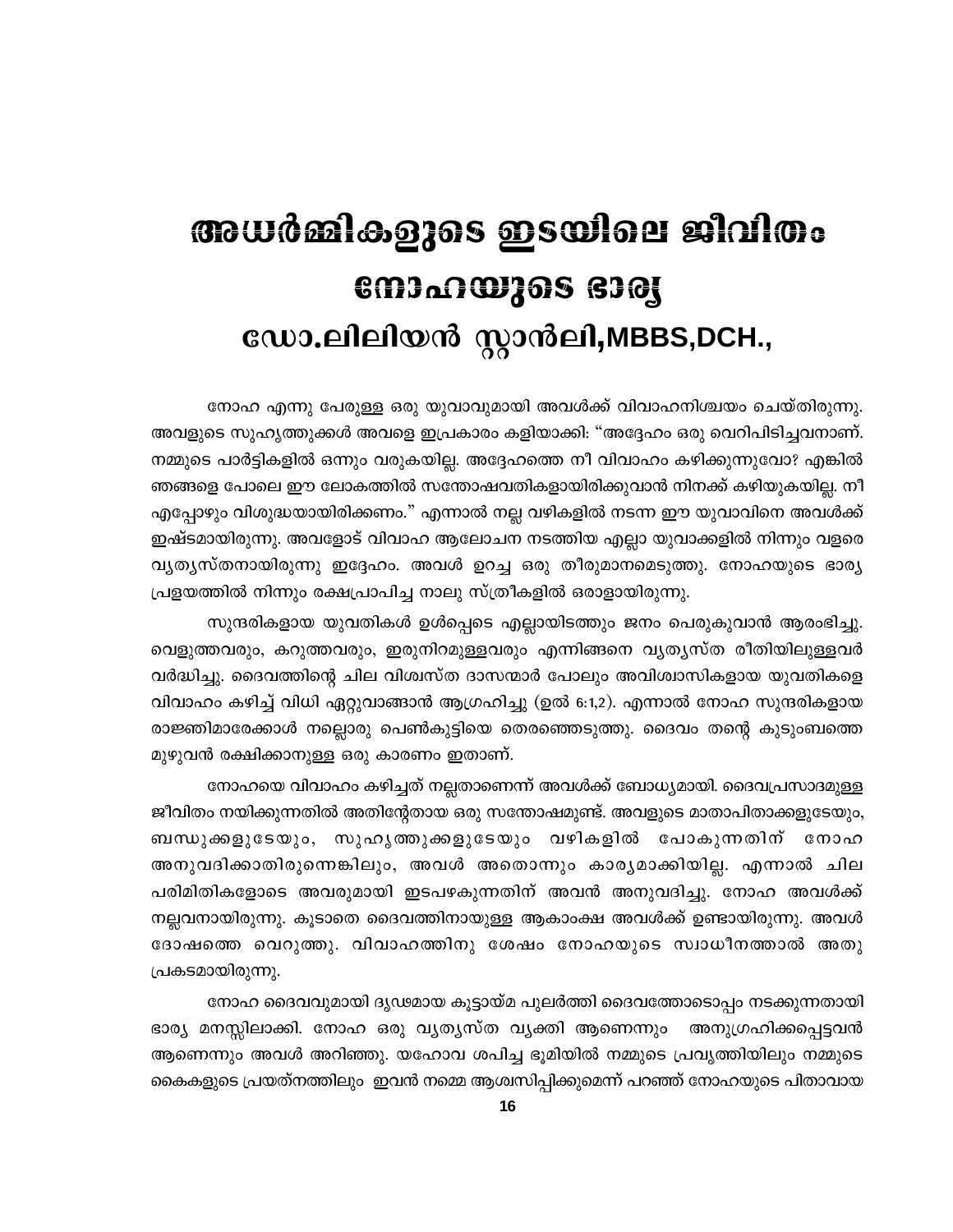# അധർമ്മികളുടെ ഇടയിലെ ജീവിതം
# നോഹയുടെ ഭാര്യ
## ഡോ.ലിലിയൻ സ്റ്റാൻലി,MBBS,DCH.,

നോഹ എന്നു പേരുള്ള ഒരു യുവാവുമായി അവൾക്ക് വിവാഹനിശ്ചയം ചെയ്തിരുന്നു. അവളുടെ സുഹൃത്തുക്കൾ അവളെ ഇപ്രകാരം കളിയാക്കി: "അദ്ദേഹം ഒരു വെറിപിടിച്ചവനാണ്. നമ്മുടെ പാർട്ടികളിൽ ഒന്നും വരുകയില്ല. അദ്ദേഹത്തെ നീ വിവാഹം കഴിക്കുന്നുവോ? എങ്കിൽ ഞങ്ങളെ പോലെ ഈ ലോകത്തിൽ സന്തോഷവതികളായിരിക്കുവാൻ നിനക്ക് കഴിയുകയില്ല. നീ എപ്പോഴും വിശുദ്ധയായിരിക്കണം." എന്നാൽ നല്ല വഴികളിൽ നടന്ന ഈ യുവാവിനെ അവൾക്ക് ഇഷ്ടമായിരുന്നു. അവളോട് വിവാഹ ആലോചന നടത്തിയ എല്ലാ യുവാക്കളിൽ നിന്നും വളരെ വ്യത്യസ്തനായിരുന്നു ഇദ്ദേഹം. അവൾ ഉറച്ച ഒരു തീരുമാനമെടുത്തു. നോഹയുടെ ഭാര്യ പ്രളയത്തിൽ നിന്നും രക്ഷപ്രാപിച്ച നാലു സ്ത്രീകളിൽ ഒരാളായിരുന്നു.

സുന്ദരികളായ യുവതികൾ ഉൾപ്പെടെ എല്ലായിടത്തും ജനം പെരുകുവാൻ ആരംഭിച്ചു. വെളുത്തവരും, കറുത്തവരും, ഇരുനിറമുള്ളവരും എന്നിങ്ങനെ വ്യത്യസ്ത രീതിയിലുള്ളവർ വർദ്ധിച്ചു. ദൈവത്തിന്റെ ചില വിശ്വസ്ത ദാസന്മാർ പോലും അവിശ്വാസികളായ യുവതികളെ വിവാഹം കഴിച്ച് വിധി ഏറ്റുവാങ്ങാൻ ആഗ്രഹിച്ചു (ഉൽ 6:1,2). എന്നാൽ നോഹ സുന്ദരികളായ രാജ്ഞിമാരേക്കാൾ നല്ലൊരു പെൺകുട്ടിയെ തെരഞ്ഞെടുത്തു. ദൈവം തന്റെ കുടുംബത്തെ മുഴുവൻ രക്ഷിക്കാനുള്ള ഒരു കാരണം ഇതാണ്.

നോഹയെ വിവാഹം കഴിച്ചത് നല്ലതാണെന്ന് അവൾക്ക് ബോധ്യമായി. ദൈവപ്രസാദമുള്ള ജീവിതം നയിക്കുന്നതിൽ അതിന്റേതായ ഒരു സന്തോഷമുണ്ട്. അവളുടെ മാതാപിതാക്കളുടേയും, ബന്ധുക്കളുടേയും, സുഹൃത്തുക്കളുടേയും വഴികളിൽ പോകുന്നതിന് നോഹ അനുവദിക്കാതിരുന്നെങ്കിലും, അവൾ അതൊന്നും കാര്യമാക്കിയില്ല. എന്നാൽ ചില പരിമിതികളോടെ അവരുമായി ഇടപഴകുന്നതിന് അവൻ അനുവദിച്ചു. നോഹ അവൾക്ക് നല്ലവനായിരുന്നു. കൂടാതെ ദൈവത്തിനായുള്ള ആകാംക്ഷ അവൾക്ക് ഉണ്ടായിരുന്നു. അവൾ ദോഷത്തെ വെറുത്തു. വിവാഹത്തിനു ശേഷം നോഹയുടെ സ്വാധീനത്താൽ അതു പ്രകടമായിരുന്നു.

നോഹ ദൈവവുമായി ദൃഢമായ കൂട്ടായ്മ പുലർത്തി ദൈവത്തോടൊപ്പം നടക്കുന്നതായി ഭാര്യ മനസ്സിലാക്കി. നോഹ ഒരു വ്യത്യസ്ത വ്യക്തി ആണെന്നും അനുഗ്രഹിക്കപ്പെട്ടവൻ ആണെന്നും അവൾ അറിഞ്ഞു. യഹോവ ശപിച്ച ഭൂമിയിൽ നമ്മുടെ പ്രവൃത്തിയിലും നമ്മുടെ കൈകളുടെ പ്രയത്നത്തിലും ഇവൻ നമ്മെ ആശ്വസിപ്പിക്കുമെന്ന് പറഞ്ഞ് നോഹയുടെ പിതാവായ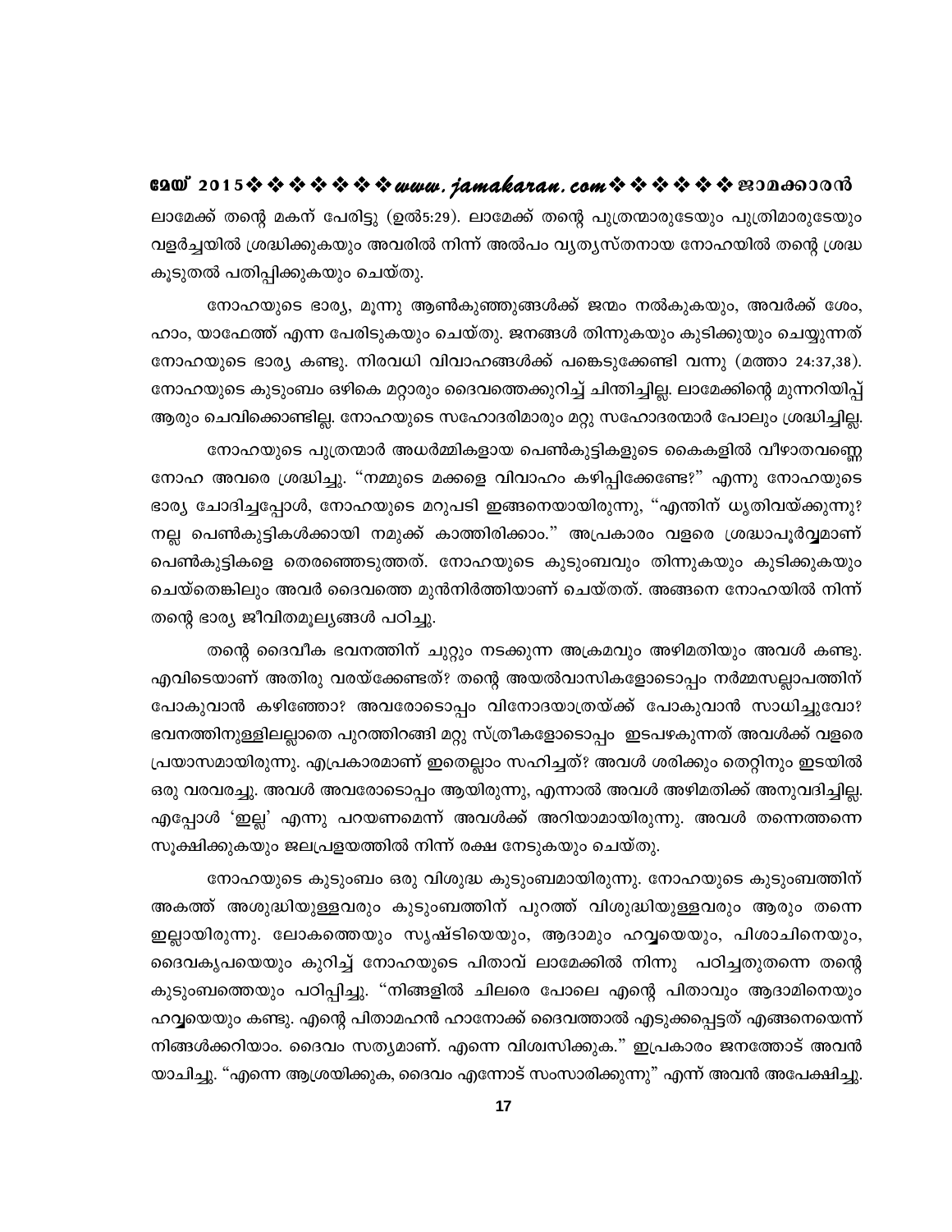ലാമേക്ക് തന്റെ മകന് പേരിട്ടു (ഉൽ5:29). ലാമേക്ക് തന്റെ പുത്രന്മാരുടേയും പുത്രിമാരുടേയും വളർച്ചയിൽ ശ്രദ്ധിക്കുകയും അവരിൽ നിന്ന് അൽപം വ്യത്യസ്തനായ നോഹയിൽ തന്റെ ശ്രദ്ധ കൂടുതൽ പതിപ്പിക്കുകയും ചെയ്തു.

നോഹയുടെ ഭാര്യ, മൂന്നു ആൺകുഞ്ഞുങ്ങൾക്ക് ജന്മം നൽകുകയും, അവർക്ക് ശേം, ഹാം, യാഫേത്ത് എന്ന പേരിടുകയും ചെയ്തു. ജനങ്ങൾ തിന്നുകയും കുടിക്കുയും ചെയ്യുന്നത് നോഹയുടെ ഭാര്യ കണ്ടു. നിരവധി വിവാഹങ്ങൾക്ക് പങ്കെടുക്കേണ്ടി വന്നു (മത്താ 24:37,38). നോഹയുടെ കുടുംബം ഒഴികെ മറ്റാരും ദൈവത്തെക്കുറിച്ച് ചിന്തിച്ചില്ല. ലാമേക്കിന്റെ മുന്നറിയിപ്പ് ആരും ചെവിക്കൊണ്ടില്ല. നോഹയുടെ സഹോദരിമാരും മറ്റു സഹോദരന്മാർ പോലും ശ്രദ്ധിച്ചില്ല.

നോഹയുടെ പുത്രന്മാർ അധർമ്മികളായ പെൺകുട്ടികളുടെ കൈകളിൽ വീഴാതവണ്ണെ നോഹ അവരെ ശ്രദ്ധിച്ചു. "നമ്മുടെ മക്കളെ വിവാഹം കഴിപ്പിക്കേണ്ടേ?" എന്നു നോഹയുടെ ഭാര്യ ചോദിച്ചപ്പോൾ, നോഹയുടെ മറുപടി ഇങ്ങനെയായിരുന്നു, "എന്തിന് ധൃതിവയ്ക്കുന്നു? നല്ല പെൺകുട്ടികൾക്കായി നമുക്ക് കാത്തിരിക്കാം." അപ്രകാരം വളരെ ശ്രദ്ധാപൂർവ്വമാണ് പെൺകുട്ടികളെ തെരഞ്ഞെടുത്തത്. നോഹയുടെ കുടുംബവും തിന്നുകയും കുടിക്കുകയും ചെയ്തെങ്കിലും അവർ ദൈവത്തെ മുൻനിർത്തിയാണ് ചെയ്തത്. അങ്ങനെ നോഹയിൽ നിന്ന് തന്റെ ഭാര്യ ജീവിതമൂല്യങ്ങൾ പഠിച്ചു.

തന്റെ ദൈവീക ഭവനത്തിന് ചുറ്റും നടക്കുന്ന അക്രമവും അഴിമതിയും അവൾ കണ്ടു. എവിടെയാണ് അതിരു വരയ്ക്കേണ്ടത്? തന്റെ അയൽവാസികളോടൊപ്പം നർമ്മസല്ലാപത്തിന് പോകുവാൻ കഴിഞ്ഞോ? അവരോടൊപ്പം വിനോദയാത്രയ്ക്ക് പോകുവാൻ സാധിച്ചുവോ? ഭവനത്തിനുള്ളിലല്ലാതെ പുറത്തിറങ്ങി മറ്റു സ്ത്രീകളോടൊപ്പം ഇടപഴകുന്നത് അവൾക്ക് വളരെ പ്രയാസമായിരുന്നു. എപ്രകാരമാണ് ഇതെല്ലാം സഹിച്ചത്? അവൾ ശരിക്കും തെറ്റിനും ഇടയിൽ ഒരു വരവരച്ചു. അവൾ അവരോടൊപ്പം ആയിരുന്നു, എന്നാൽ അവൾ അഴിമതിക്ക് അനുവദിച്ചില്ല. എപ്പോൾ 'ഇല്ല' എന്നു പറയണമെന്ന് അവൾക്ക് അറിയാമായിരുന്നു. അവൾ തന്നെത്തന്നെ സൂക്ഷിക്കുകയും ജലപ്രളയത്തിൽ നിന്ന് രക്ഷ നേടുകയും ചെയ്തു.

നോഹയുടെ കുടുംബം ഒരു വിശുദ്ധ കുടുംബമായിരുന്നു. നോഹയുടെ കുടുംബത്തിന് അകത്ത് അശുദ്ധിയുള്ളവരും കുടുംബത്തിന് പുറത്ത് വിശുദ്ധിയുള്ളവരും ആരും തന്നെ ഇല്ലായിരുന്നു. ലോകത്തെയും സൃഷ്ടിയെയും, ആദാമും ഹവ്വയെയും, പിശാചിനെയും, ദൈവകൃപയെയും കുറിച്ച് നോഹയുടെ പിതാവ് ലാമേക്കിൽ നിന്നു പഠിച്ചതുതന്നെ തന്റെ കുടുംബത്തെയും പഠിപ്പിച്ചു. "നിങ്ങളിൽ ചിലരെ പോലെ എന്റെ പിതാവും ആദാമിനെയും ഹവ്വയെയും കണ്ടു. എന്റെ പിതാമഹൻ ഹാനോക്ക് ദൈവത്താൽ എടുക്കപ്പെട്ടത് എങ്ങനെയെന്ന് നിങ്ങൾക്കറിയാം. ദൈവം സത്യമാണ്. എന്നെ വിശ്വസിക്കുക." ഇപ്രകാരം ജനത്തോട് അവൻ യാചിച്ചു. "എന്നെ ആശ്രയിക്കുക, ദൈവം എന്നോട് സംസാരിക്കുന്നു" എന്ന് അവൻ അപേക്ഷിച്ചു.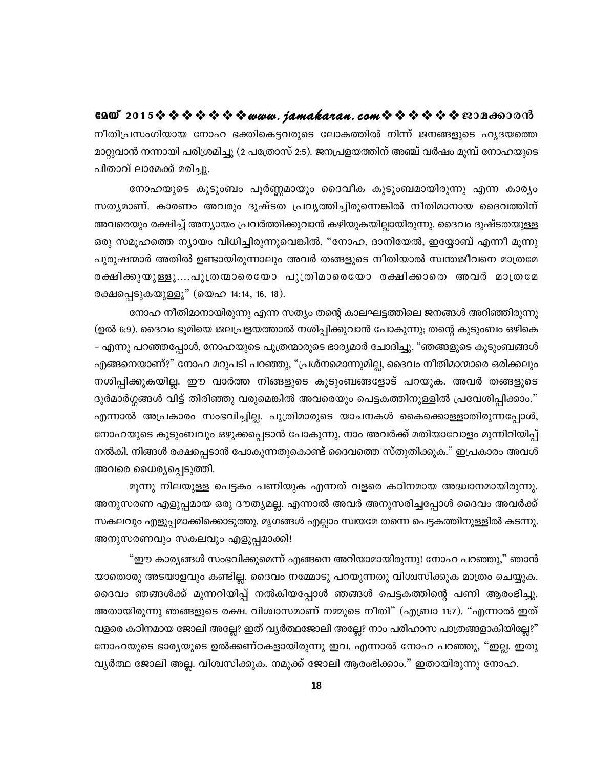നീതിപ്രസംഗിയായ നോഹ ഭക്തികെട്ടവരുടെ ലോകത്തിൽ നിന്ന് ജനങ്ങളുടെ ഹൃദയത്തെ മാറ്റുവാൻ നന്നായി പരിശ്രമിച്ചു (2 പത്രോസ് 2:5). ജനപ്രളയത്തിന് അഞ്ച് വർഷം മുമ്പ് നോഹയുടെ പിതാവ് ലാമേക്ക് മരിച്ചു.

നോഹയുടെ കുടുംബം പൂർണ്ണമായും ദൈവീക കുടുംബമായിരുന്നു എന്ന കാര്യം സത്യമാണ്. കാരണം അവരും ദുഷ്ടത പ്രവൃത്തിച്ചിരുന്നെങ്കിൽ നീതിമാനായ ദൈവത്തിന് അവരെയും രക്ഷിച്ച് അന്യായം പ്രവർത്തിക്കുവാൻ കഴിയുകയില്ലായിരുന്നു. ദൈവം ദുഷ്ടതയുള്ള ഒരു സമൂഹത്തെ ന്യായം വിധിച്ചിരുന്നുവെങ്കിൽ, "നോഹ, ദാനിയേൽ, ഇയ്യോബ് എന്നീ മൂന്നു പുരുഷന്മാർ അതിൽ ഉണ്ടായിരുന്നാലും അവർ തങ്ങളുടെ നീതിയാൽ സ്വന്തജീവനെ മാത്രമേ രക്ഷിക്കുയുള്ളൂ....പുത്രന്മാരെയോ പുത്രിമാരെയോ രക്ഷിക്കാതെ അവർ മാത്രമേ രക്ഷപ്പെടുകയുള്ളൂ" (യെഹ 14:14, 16, 18).

നോഹ നീതിമാനായിരുന്നു എന്ന സത്യം തന്റെ കാലഘട്ടത്തിലെ ജനങ്ങൾ അറിഞ്ഞിരുന്നു (ഉൽ 6:9). ദൈവം ഭൂമിയെ ജലപ്രളയത്താൽ നശിപ്പിക്കുവാൻ പോകുന്നു; തന്റെ കുടുംബം ഒഴികെ – എന്നു പറഞ്ഞപ്പോൾ, നോഹയുടെ പുത്രന്മാരുടെ ഭാര്യമാർ ചോദിച്ചു, "ഞങ്ങളുടെ കുടുംബങ്ങൾ എങ്ങനെയാണ്?" നോഹ മറുപടി പറഞ്ഞു, "പ്രശ്നമൊന്നുമില്ല, ദൈവം നീതിമാന്മാരെ ഒരിക്കലും നശിപ്പിക്കുകയില്ല. ഈ വാർത്ത നിങ്ങളുടെ കുടുംബങ്ങളോട് പറയുക. അവർ തങ്ങളുടെ ദുർമാർഗ്ഗങ്ങൾ വിട്ട് തിരിഞ്ഞു വരുമെങ്കിൽ അവരെയും പെട്ടകത്തിനുള്ളിൽ പ്രവേശിപ്പിക്കാം." എന്നാൽ അപ്രകാരം സംഭവിച്ചില്ല. പുത്രിമാരുടെ യാചനകൾ കൈക്കൊള്ളാതിരുന്നപ്പോൾ, നോഹയുടെ കുടുംബവും ഒഴുക്കപ്പെടാൻ പോകുന്നു. നാം അവർക്ക് മതിയാവോളം മുന്നിറിയിപ്പ് നൽകി. നിങ്ങൾ രക്ഷപ്പെടാൻ പോകുന്നതുകൊണ്ട് ദൈവത്തെ സ്തുതിക്കുക." ഇപ്രകാരം അവൾ അവരെ ധൈര്യപ്പെടുത്തി.

മൂന്നു നിലയുള്ള പെട്ടകം പണിയുക എന്നത് വളരെ കഠിനമായ അദ്ധ്വാനമായിരുന്നു. അനുസരണ എളുപ്പമായ ഒരു ദൗത്യമല്ല. എന്നാൽ അവർ അനുസരിച്ചപ്പോൾ ദൈവം അവർക്ക് സകലവും എളുപ്പമാക്കിക്കൊടുത്തു. മൃഗങ്ങൾ എല്ലാം സ്വയമേ തന്നെ പെട്ടകത്തിനുള്ളിൽ കടന്നു. അനുസരണവും സകലവും എളുപ്പമാക്കി!

"ഈ കാര്യങ്ങൾ സംഭവിക്കുമെന്ന് എങ്ങനെ അറിയാമായിരുന്നു! നോഹ പറഞ്ഞു," ഞാൻ യാതൊരു അടയാളവും കണ്ടില്ല. ദൈവം നമ്മോടു പറയുന്നതു വിശ്വസിക്കുക മാത്രം ചെയ്യുക. ദൈവം ഞങ്ങൾക്ക് മുന്നറിയിപ്പ് നൽകിയപ്പോൾ ഞങ്ങൾ പെട്ടകത്തിന്റെ പണി ആരംഭിച്ചു. അതായിരുന്നു ഞങ്ങളുടെ രക്ഷ. വിശ്വാസമാണ് നമ്മുടെ നീതി" (എബ്രാ 11:7). "എന്നാൽ ഇത് വളരെ കഠിനമായ ജോലി അല്ലേ? ഇത് വ്യർത്ഥജോലി അല്ലേ? നാം പരിഹാസ പാത്രങ്ങളാകിയില്ലേ?" നോഹയുടെ ഭാര്യയുടെ ഉൽക്കണ്ഠകളായിരുന്നു ഇവ. എന്നാൽ നോഹ പറഞ്ഞു, "ഇല്ല. ഇതു വ്യർത്ഥ ജോലി അല്ല. വിശ്വസിക്കുക. നമുക്ക് ജോലി ആരംഭിക്കാം." ഇതായിരുന്നു നോഹ.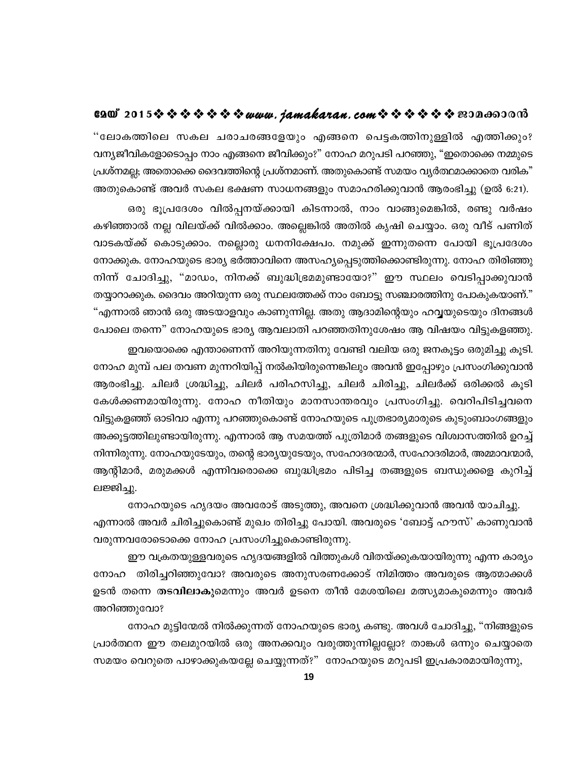''ലോകത്തിലെ സകല ചരാചരങ്ങളേയും എങ്ങനെ പെട്ടകത്തിനുള്ളിൽ എത്തിക്കും? വന്യജീവികളോടൊപ്പം നാം എങ്ങനെ ജീവിക്കും?" നോഹ മറുപടി പറഞ്ഞു, "ഇതൊക്കെ നമ്മുടെ പ്രശ്നമല്ല; അതൊക്കെ ദൈവത്തിന്റെ പ്രശ്നമാണ്. അതുകൊണ്ട് സമയം വ്യർത്ഥമാക്കാതെ വരിക" അതുകൊണ്ട് അവർ സകല ഭക്ഷണ സാധനങ്ങളും സമാഹരിക്കുവാൻ ആരംഭിച്ചു (ഉൽ 6:21).

ഒരു ഭൂപ്രദേശം വിൽപ്പനയ്ക്കായി കിടന്നാൽ, നാം വാങ്ങുമെങ്കിൽ, രണ്ടു വർഷം കഴിഞ്ഞാൽ നല്ല വിലയ്ക്ക് വിൽക്കാം. അല്ലെങ്കിൽ അതിൽ കൃഷി ചെയ്യാം. ഒരു വീട് പണിത് വാടകയ്ക്ക് കൊടുക്കാം. നല്ലൊരു ധനനിക്ഷേപം. നമുക്ക് ഇന്നുതന്നെ പോയി ഭൂപ്രദേശം നോക്കുക. നോഹയുടെ ഭാര്യ ഭർത്താവിനെ അസഹ്യപ്പെടുത്തിക്കൊണ്ടിരുന്നു. നോഹ തിരിഞ്ഞു നിന്ന് ചോദിച്ചു, "മാഡം, നിനക്ക് ബുദ്ധിഭ്രമമുണ്ടായോ?" ഈ സ്ഥലം വെടിപ്പാക്കുവാൻ തയ്യാറാക്കുക. ദൈവം അറിയുന്ന ഒരു സ്ഥലത്തേക്ക് നാം ബോട്ടു സഞ്ചാരത്തിനു പോകുകയാണ്." "എന്നാൽ ഞാൻ ഒരു അടയാളവും കാണുന്നില്ല. അതു ആദാമിന്റെയും ഹവ്വയുടെയും ദിനങ്ങൾ പോലെ തന്നെ" നോഹയുടെ ഭാര്യ ആവലാതി പറഞ്ഞതിനുശേഷം ആ വിഷയം വിട്ടുകളഞ്ഞു.

ഇവയൊക്കെ എന്താണെന്ന് അറിയുന്നതിനു വേണ്ടി വലിയ ഒരു ജനകൂട്ടം ഒരുമിച്ചു കൂടി. നോഹ മുമ്പ് പല തവണ മുന്നറിയിപ്പ് നൽകിയിരുന്നെങ്കിലും അവൻ ഇപ്പോഴും പ്രസംഗിക്കുവാൻ ആരംഭിച്ചു. ചിലർ ശ്രദ്ധിച്ചു, ചിലർ പരിഹസിച്ചു, ചിലർ ചിരിച്ചു, ചിലർക്ക് ഒരിക്കൽ കൂടി കേൾക്കണമായിരുന്നു. നോഹ നീതിയും മാനസാന്തരവും പ്രസംഗിച്ചു. വെറിപിടിച്ചവനെ വിട്ടുകളഞ്ഞ് ഓടിവാ എന്നു പറഞ്ഞുകൊണ്ട് നോഹയുടെ പുത്രഭാര്യമാരുടെ കുടുംബാംഗങ്ങളും അക്കൂട്ടത്തിലുണ്ടായിരുന്നു. എന്നാൽ ആ സമയത്ത് പുത്രിമാർ തങ്ങളുടെ വിശ്വാസത്തിൽ ഉറച്ച് നിന്നിരുന്നു. നോഹയുടേയും, തന്റെ ഭാര്യയുടേയും, സഹോദരന്മാർ, സഹോദരിമാർ, അമ്മാവന്മാർ, ആന്റിമാർ, മരുമക്കൾ എന്നിവരൊക്കെ ബുദ്ധിഭ്രമം പിടിച്ച തങ്ങളുടെ ബന്ധുക്കളെ കുറിച്ച് ലജ്ജിച്ചു.

നോഹയുടെ ഹൃദയം അവരോട് അടുത്തു, അവനെ ശ്രദ്ധിക്കുവാൻ അവൻ യാചിച്ചു. എന്നാൽ അവർ ചിരിച്ചുകൊണ്ട് മുഖം തിരിച്ചു പോയി. അവരുടെ 'ബോട്ട് ഹൗസ്' കാണുവാൻ വരുന്നവരോടൊക്കെ നോഹ പ്രസംഗിച്ചുകൊണ്ടിരുന്നു.

ഈ വക്രതയുള്ളവരുടെ ഹൃദയങ്ങളിൽ വിത്തുകൾ വിതയ്ക്കുകയായിരുന്നു എന്ന കാര്യം നോഹ തിരിച്ചറിഞ്ഞുവോ? അവരുടെ അനുസരണക്കേട് നിമിത്തം അവരുടെ ആത്മാക്കൾ ഉടൻ തന്നെ **തടവിലാകു**മെന്നും അവർ ഉടനെ തീൻ മേശയിലെ മത്സ്യമാകുമെന്നും അവർ അറിഞ്ഞുവോ?

നോഹ മുട്ടിന്മേൽ നിൽക്കുന്നത് നോഹയുടെ ഭാര്യ കണ്ടു. അവൾ ചോദിച്ചു, "നിങ്ങളുടെ പ്രാർത്ഥന ഈ തലമുറയിൽ ഒരു അനക്കവും വരുത്തുന്നില്ലല്ലോ? താങ്കൾ ഒന്നും ചെയ്യാതെ സമയം വെറുതെ പാഴാക്കുകയല്ലേ ചെയ്യുന്നത്?" നോഹയുടെ മറുപടി ഇപ്രകാരമായിരുന്നു,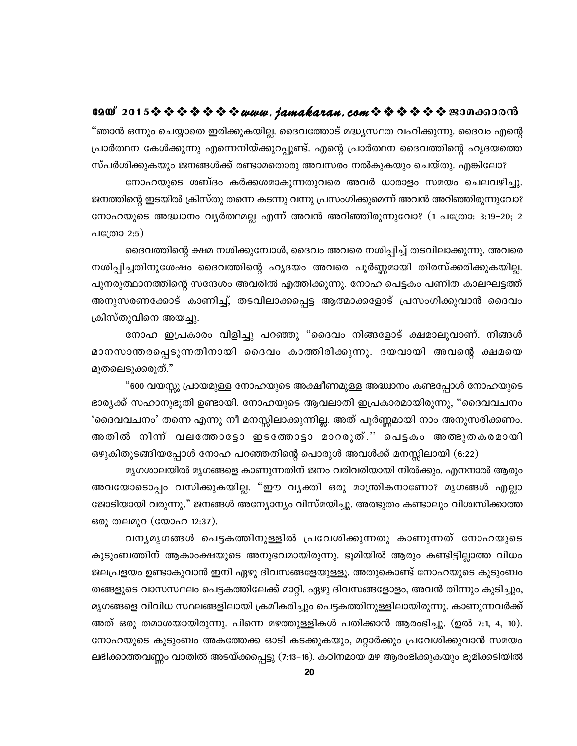"ഞാൻ ഒന്നും ചെയ്യാതെ ഇരിക്കുകയില്ല. ദൈവത്തോട് മദ്ധ്യസ്ഥത വഹിക്കുന്നു. ദൈവം എന്റെ പ്രാർത്ഥന കേൾക്കുന്നു എന്നെനിയ്ക്കുറപ്പുണ്ട്. എന്റെ പ്രാർത്ഥന ദൈവത്തിന്റെ ഹൃദയത്തെ സ്പർശിക്കുകയും ജനങ്ങൾക്ക് രണ്ടാമതൊരു അവസരം നൽകുകയും ചെയ്തു. എങ്കിലോ?

നോഹയുടെ ശബ്ദം കർക്കശമാകുന്നതുവരെ അവർ ധാരാളം സമയം ചെലവഴിച്ചു. ജനത്തിന്റെ ഇടയിൽ ക്രിസ്തു തന്നെ കടന്നു വന്നു പ്രസംഗിക്കുമെന്ന് അവൻ അറിഞ്ഞിരുന്നുവോ? നോഹയുടെ അദ്ധ്വാനം വ്യർത്ഥമല്ല എന്ന് അവൻ അറിഞ്ഞിരുന്നുവോ? (1 പത്രോ: 3:19-20; 2 പത്രോ 2:5)

ദൈവത്തിന്റെ ക്ഷമ നശിക്കുമ്പോൾ, ദൈവം അവരെ നശിപ്പിച്ച് തടവിലാക്കുന്നു. അവരെ നശിപ്പിച്ചതിനുശേഷം ദൈവത്തിന്റെ ഹൃദയം അവരെ പൂർണ്ണമായി തിരസ്ക്കരിക്കുകയില്ല. പുനരുത്ഥാനത്തിന്റെ സന്ദേശം അവരിൽ എത്തിക്കുന്നു. നോഹ പെട്ടകം പണിത കാലഘട്ടത്ത് അനുസരണക്കേട് കാണിച്ച്, തടവിലാക്കപ്പെട്ട ആത്മാക്കളോട് പ്രസംഗിക്കുവാൻ ദൈവം ക്രിസ്തുവിനെ അയച്ചു.

നോഹ ഇപ്രകാരം വിളിച്ചു പറഞ്ഞു "ദൈവം നിങ്ങളോട് ക്ഷമാലുവാണ്. നിങ്ങൾ മാനസാന്തരപ്പെടുന്നതിനായി ദൈവം കാത്തിരിക്കുന്നു. ദയവായി അവന്റെ ക്ഷമയെ മുതലെടുക്കരുത്."

"600 വയസ്സു പ്രായമുള്ള നോഹയുടെ അക്ഷീണമുള്ള അദ്ധ്വാനം കണ്ടപ്പോൾ നോഹയുടെ ഭാര്യക്ക് സഹാനുഭൂതി ഉണ്ടായി. നോഹയുടെ ആവലാതി ഇപ്രകാരമായിരുന്നു, "ദൈവവചനം 'ദൈവവചനം' തന്നെ എന്നു നീ മനസ്സിലാക്കുന്നില്ല. അത് പൂർണ്ണമായി നാം അനുസരിക്കണം. അതിൽ നിന്ന് വലത്തോട്ടോ ഇടത്തോട്ടാ മാററുത്.'' പെട്ടകം അത്ഭുതകരമായി ഒഴുകിതുടങ്ങിയപ്പോൾ നോഹ പറഞ്ഞതിന്റെ പൊരുൾ അവൾക്ക് മനസ്സിലായി (6:22)

മൃഗശാലയിൽ മൃഗങ്ങളെ കാണുന്നതിന് ജനം വരിവരിയായി നിൽക്കും. എന്നാൽ ആരും അവയോടൊപ്പം വസിക്കുകയില്ല. "ഈ വ്യക്തി ഒരു മാന്ത്രികനാണോ? മൃഗങ്ങൾ എല്ലാ ജോടിയായി വരുന്നു." ജനങ്ങൾ അന്യോന്യം വിസ്മയിച്ചു. അത്ഭുതം കണ്ടാലും വിശ്വസിക്കാത്ത ഒരു തലമുറ (യോഹ 12:37).

വന്യമൃഗങ്ങൾ പെട്ടകത്തിനുള്ളിൽ പ്രവേശിക്കുന്നതു കാണുന്നത് നോഹയുടെ കുടുംബത്തിന് ആകാംക്ഷയുടെ അനുഭവമായിരുന്നു. ഭൂമിയിൽ ആരും കണ്ടിട്ടില്ലാത്ത വിധം ജലപ്രളയം ഉണ്ടാകുവാൻ ഇനി ഏഴു ദിവസങ്ങളേയുള്ളൂ. അതുകൊണ്ട് നോഹയുടെ കുടുംബം തങ്ങളുടെ വാസസ്ഥലം പെട്ടകത്തിലേക്ക് മാറ്റി. ഏഴു ദിവസങ്ങളോളം, അവൻ തിന്നും കുടിച്ചും, മൃഗങ്ങളെ വിവിധ സ്ഥലങ്ങളിലായി ക്രമീകരിച്ചും പെട്ടകത്തിനുള്ളിലായിരുന്നു. കാണുന്നവർക്ക് അത് ഒരു തമാശയായിരുന്നു. പിന്നെ മഴത്തുള്ളികൾ പതിക്കാൻ ആരംഭിച്ചു. (ഉൽ 7:1, 4, 10). നോഹയുടെ കുടുംബം അകത്തേക്ക ഓടി കടക്കുകയും, മറ്റാർക്കും പ്രവേശിക്കുവാൻ സമയം ലഭിക്കാത്തവണ്ണം വാതിൽ അടയ്ക്കപ്പെട്ടു (7:13-16). കഠിനമായ മഴ ആരംഭിക്കുകയും ഭൂമിക്കടിയിൽ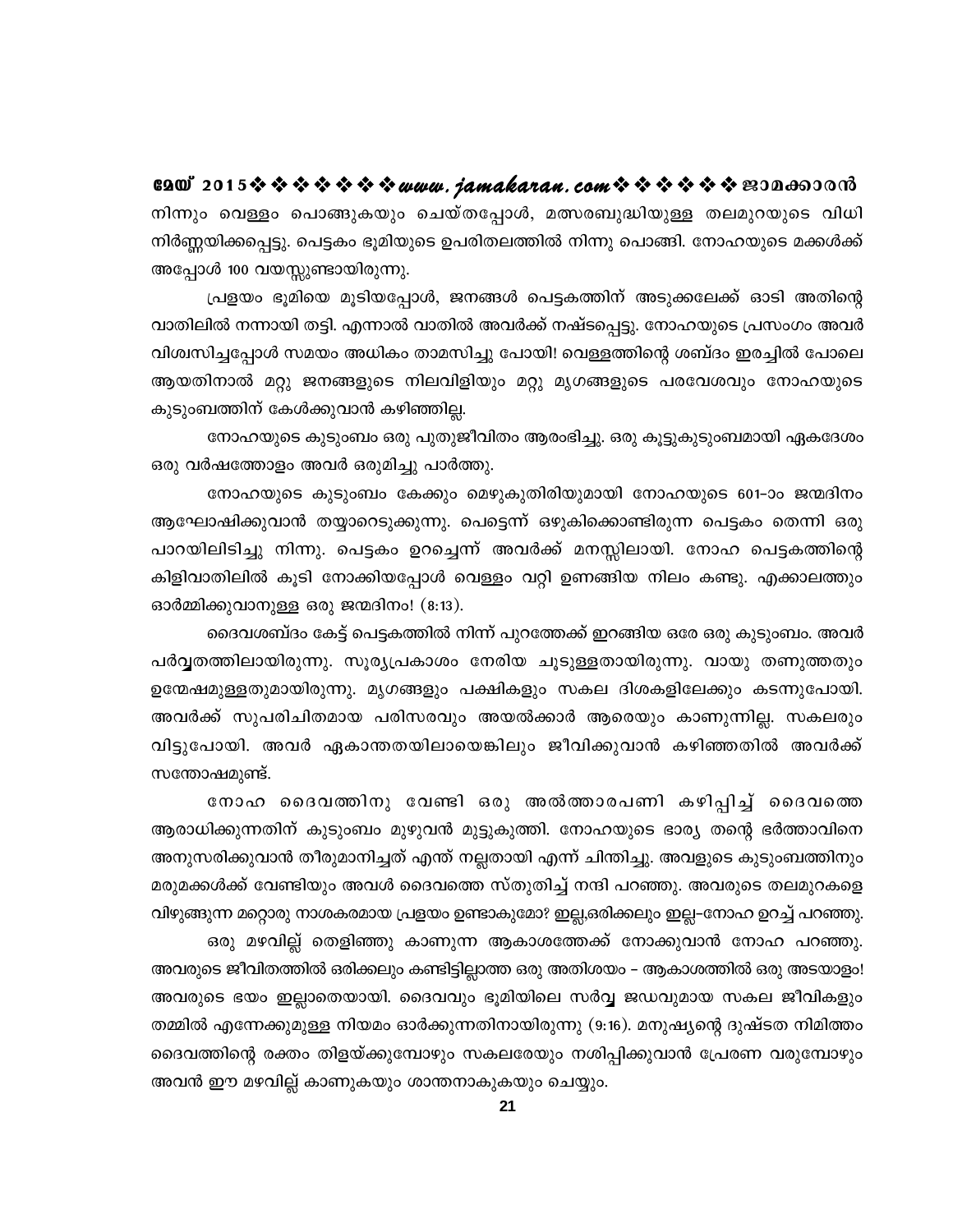നിന്നും വെള്ളം പൊങ്ങുകയും ചെയ്തപ്പോൾ, മത്സരബുദ്ധിയുള്ള തലമുറയുടെ വിധി നിർണ്ണയിക്കപ്പെട്ടു. പെട്ടകം ഭൂമിയുടെ ഉപരിതലത്തിൽ നിന്നു പൊങ്ങി. നോഹയുടെ മക്കൾക്ക് അപ്പോൾ 100 വയസ്സുണ്ടായിരുന്നു.

പ്രളയം ഭൂമിയെ മൂടിയപ്പോൾ, ജനങ്ങൾ പെട്ടകത്തിന് അടുക്കലേക്ക് ഓടി അതിന്റെ വാതിലിൽ നന്നായി തട്ടി. എന്നാൽ വാതിൽ അവർക്ക് നഷ്ടപ്പെട്ടു. നോഹയുടെ പ്രസംഗം അവർ വിശ്വസിച്ചപ്പോൾ സമയം അധികം താമസിച്ചു പോയി! വെള്ളത്തിന്റെ ശബ്ദം ഇരച്ചിൽ പോലെ ആയതിനാൽ മറ്റു ജനങ്ങളുടെ നിലവിളിയും മറ്റു മൃഗങ്ങളുടെ പരവേശവും നോഹയുടെ കുടുംബത്തിന് കേൾക്കുവാൻ കഴിഞ്ഞില്ല.

നോഹയുടെ കുടുംബം ഒരു പുതുജീവിതം ആരംഭിച്ചു. ഒരു കൂട്ടുകുടുംബമായി ഏകദേശം ഒരു വർഷത്തോളം അവർ ഒരുമിച്ചു പാർത്തു.

നോഹയുടെ കുടുംബം കേക്കും മെഴുകുതിരിയുമായി നോഹയുടെ 601-ാം ജന്മദിനം ആഘോഷിക്കുവാൻ തയ്യാറെടുക്കുന്നു. പെട്ടെന്ന് ഒഴുകിക്കൊണ്ടിരുന്ന പെട്ടകം തെന്നി ഒരു പാറയിലിടിച്ചു നിന്നു. പെട്ടകം ഉറച്ചെന്ന് അവർക്ക് മനസ്സിലായി. നോഹ പെട്ടകത്തിന്റെ കിളിവാതിലിൽ കൂടി നോക്കിയപ്പോൾ വെള്ളം വറ്റി ഉണങ്ങിയ നിലം കണ്ടു. എക്കാലത്തും ഓർമ്മിക്കുവാനുള്ള ഒരു ജന്മദിനം! (8:13).

ദൈവശബ്ദം കേട്ട് പെട്ടകത്തിൽ നിന്ന് പുറത്തേക്ക് ഇറങ്ങിയ ഒരേ ഒരു കുടുംബം. അവർ പർവ്വതത്തിലായിരുന്നു. സൂര്യപ്രകാശം നേരിയ ചൂടുള്ളതായിരുന്നു. വായു തണുത്തതും ഉന്മേഷമുള്ളതുമായിരുന്നു. മൃഗങ്ങളും പക്ഷികളും സകല ദിശകളിലേക്കും കടന്നുപോയി. അവർക്ക് സുപരിചിതമായ പരിസരവും അയൽക്കാർ ആരെയും കാണുന്നില്ല. സകലരും വിട്ടുപോയി. അവർ ഏകാന്തതയിലായെങ്കിലും ജീവിക്കുവാൻ കഴിഞ്ഞതിൽ അവർക്ക് സന്തോഷമുണ്ട്.

നോഹ ദൈവത്തിനു വേണ്ടി ഒരു അൽത്താരപണി കഴിപ്പിച്ച് ദൈവത്തെ ആരാധിക്കുന്നതിന് കുടുംബം മുഴുവൻ മുട്ടുകുത്തി. നോഹയുടെ ഭാര്യ തന്റെ ഭർത്താവിനെ അനുസരിക്കുവാൻ തീരുമാനിച്ചത് എന്ത് നല്ലതായി എന്ന് ചിന്തിച്ചു. അവളുടെ കുടുംബത്തിനും മരുമക്കൾക്ക് വേണ്ടിയും അവൾ ദൈവത്തെ സ്തുതിച്ച് നന്ദി പറഞ്ഞു. അവരുടെ തലമുറകളെ വിഴുങ്ങുന്ന മറ്റൊരു നാശകരമായ പ്രളയം ഉണ്ടാകുമോ? ഇല്ല,ഒരിക്കലും ഇല്ല-നോഹ ഉറച്ച് പറഞ്ഞു.

ഒരു മഴവില്ല് തെളിഞ്ഞു കാണുന്ന ആകാശത്തേക്ക് നോക്കുവാൻ നോഹ പറഞ്ഞു. അവരുടെ ജീവിതത്തിൽ ഒരിക്കലും കണ്ടിട്ടില്ലാത്ത ഒരു അതിശയം - ആകാശത്തിൽ ഒരു അടയാളം! അവരുടെ ഭയം ഇല്ലാതെയായി. ദൈവവും ഭൂമിയിലെ സർവ്വ ജഡവുമായ സകല ജീവികളും തമ്മിൽ എന്നേക്കുമുള്ള നിയമം ഓർക്കുന്നതിനായിരുന്നു (9:16). മനുഷ്യന്റെ ദുഷ്ടത നിമിത്തം ദൈവത്തിന്റെ രക്തം തിളയ്ക്കുമ്പോഴും സകലരേയും നശിപ്പിക്കുവാൻ പ്രേരണ വരുമ്പോഴും അവൻ ഈ മഴവില്ല് കാണുകയും ശാന്തനാകുകയും ചെയ്യും.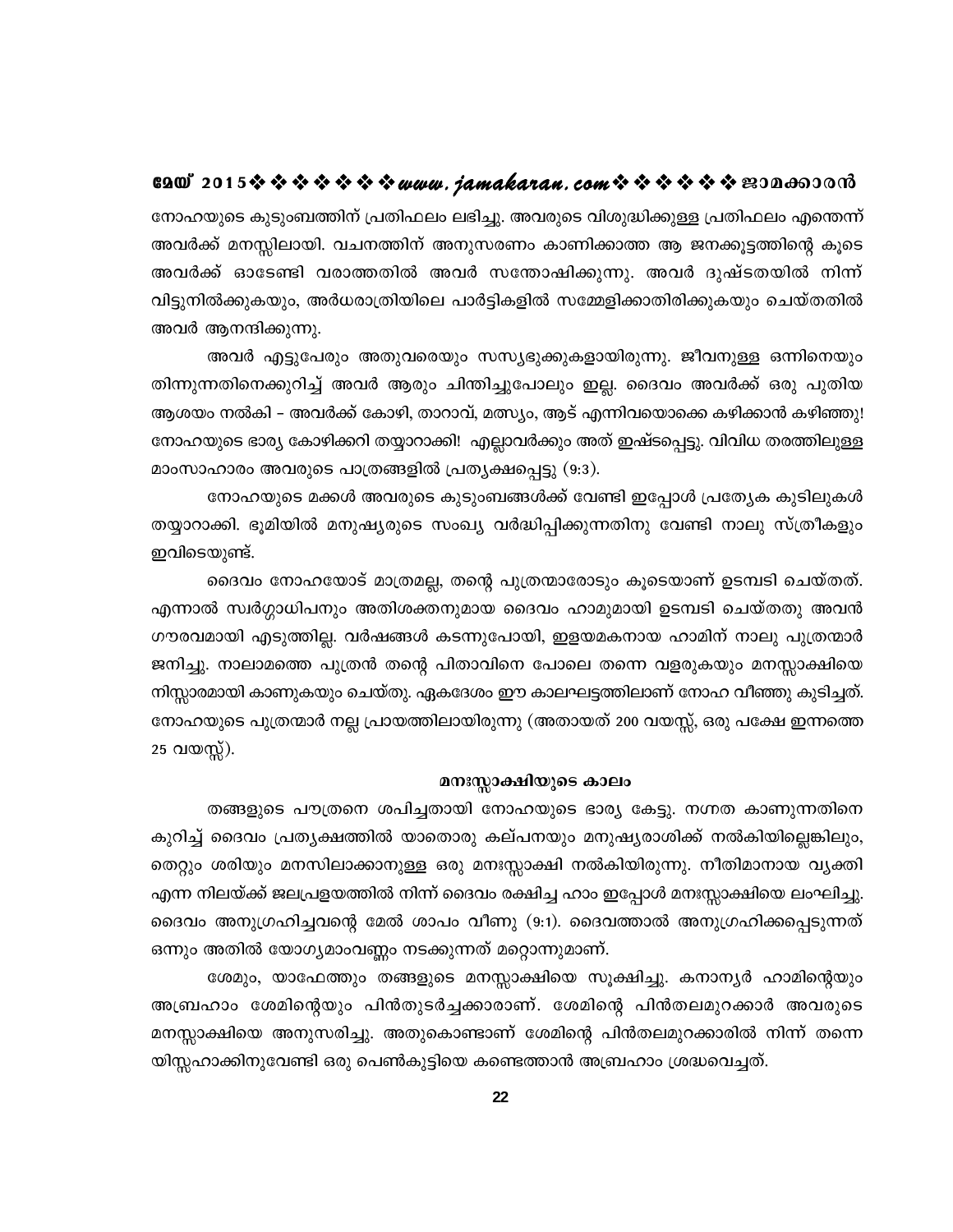നോഹയുടെ കുടുംബത്തിന് പ്രതിഫലം ലഭിച്ചു. അവരുടെ വിശുദ്ധിക്കുള്ള പ്രതിഫലം എന്തെന്ന് അവർക്ക് മനസ്സിലായി. വചനത്തിന് അനുസരണം കാണിക്കാത്ത ആ ജനക്കൂട്ടത്തിന്റെ കൂടെ അവർക്ക് ഓടേണ്ടി വരാത്തതിൽ അവർ സന്തോഷിക്കുന്നു. അവർ ദുഷ്ടതയിൽ നിന്ന് വിട്ടുനിൽക്കുകയും, അർധരാത്രിയിലെ പാർട്ടികളിൽ സമ്മേളിക്കാതിരിക്കുകയും ചെയ്തതിൽ അവർ ആനന്ദിക്കുന്നു.

അവർ എട്ടുപേരും അതുവരെയും സസ്യഭുക്കുകളായിരുന്നു. ജീവനുള്ള ഒന്നിനെയും തിന്നുന്നതിനെക്കുറിച്ച് അവർ ആരും ചിന്തിച്ചുപോലും ഇല്ല. ദൈവം അവർക്ക് ഒരു പുതിയ ആശയം നൽകി – അവർക്ക് കോഴി, താറാവ്, മത്സ്യം, ആട് എന്നിവയൊക്കെ കഴിക്കാൻ കഴിഞ്ഞു! നോഹയുടെ ഭാര്യ കോഴിക്കറി തയ്യാറാക്കി! എല്ലാവർക്കും അത് ഇഷ്ടപ്പെട്ടു. വിവിധ തരത്തിലുള്ള മാംസാഹാരം അവരുടെ പാത്രങ്ങളിൽ പ്രത്യക്ഷപ്പെട്ടു (9:3).

നോഹയുടെ മക്കൾ അവരുടെ കുടുംബങ്ങൾക്ക് വേണ്ടി ഇപ്പോൾ പ്രത്യേക കുടിലുകൾ തയ്യാറാക്കി. ഭൂമിയിൽ മനുഷ്യരുടെ സംഖ്യ വർദ്ധിപ്പിക്കുന്നതിനു വേണ്ടി നാലു സ്ത്രീകളും ഇവിടെയുണ്ട്.

ദൈവം നോഹയോട് മാത്രമല്ല, തന്റെ പുത്രന്മാരോടും കൂടെയാണ് ഉടമ്പടി ചെയ്തത്. എന്നാൽ സ്വർഗ്ഗാധിപനും അതിശക്തനുമായ ദൈവം ഹാമുമായി ഉടമ്പടി ചെയ്തതു അവൻ ഗൗരവമായി എടുത്തില്ല. വർഷങ്ങൾ കടന്നുപോയി, ഇളയമകനായ ഹാമിന് നാലു പുത്രന്മാർ ജനിച്ചു. നാലാമത്തെ പുത്രൻ തന്റെ പിതാവിനെ പോലെ തന്നെ വളരുകയും മനസ്സാക്ഷിയെ നിസ്സാരമായി കാണുകയും ചെയ്തു. ഏകദേശം ഈ കാലഘട്ടത്തിലാണ് നോഹ വീഞ്ഞു കുടിച്ചത്. നോഹയുടെ പുത്രന്മാർ നല്ല പ്രായത്തിലായിരുന്നു (അതായത് 200 വയസ്സ്, ഒരു പക്ഷേ ഇന്നത്തെ 25 വയസ്സ്).

### മനഃസ്സാക്ഷിയുടെ കാലം

തങ്ങളുടെ പൗത്രനെ ശപിച്ചതായി നോഹയുടെ ഭാര്യ കേട്ടു. നഗ്നത കാണുന്നതിനെ കുറിച്ച് ദൈവം പ്രത്യക്ഷത്തിൽ യാതൊരു കല്പനയും മനുഷ്യരാശിക്ക് നൽകിയില്ലെങ്കിലും, തെറ്റും ശരിയും മനസിലാക്കാനുള്ള ഒരു മനഃസ്സാക്ഷി നൽകിയിരുന്നു. നീതിമാനായ വ്യക്തി എന്ന നിലയ്ക്ക് ജലപ്രളയത്തിൽ നിന്ന് ദൈവം രക്ഷിച്ച ഹാം ഇപ്പോൾ മനഃസ്സാക്ഷിയെ ലംഘിച്ചു. ദൈവം അനുഗ്രഹിച്ചവന്റെ മേൽ ശാപം വീണു (9:1). ദൈവത്താൽ അനുഗ്രഹിക്കപ്പെടുന്നത് ഒന്നും അതിൽ യോഗ്യമാംവണ്ണം നടക്കുന്നത് മറ്റൊന്നുമാണ്.

ശേമും, യാഫേത്തും തങ്ങളുടെ മനസ്സാക്ഷിയെ സൂക്ഷിച്ചു. കനാന്യർ ഹാമിന്റെയും അബ്രഹാം ശേമിന്റെയും പിൻതുടർച്ചക്കാരാണ്. ശേമിന്റെ പിൻതലമുറക്കാർ അവരുടെ മനസ്സാക്ഷിയെ അനുസരിച്ചു. അതുകൊണ്ടാണ് ശേമിന്റെ പിൻതലമുറക്കാരിൽ നിന്ന് തന്നെ യിസ്സഹാക്കിനുവേണ്ടി ഒരു പെൺകുട്ടിയെ കണ്ടെത്താൻ അബ്രഹാം ശ്രദ്ധവെച്ചത്.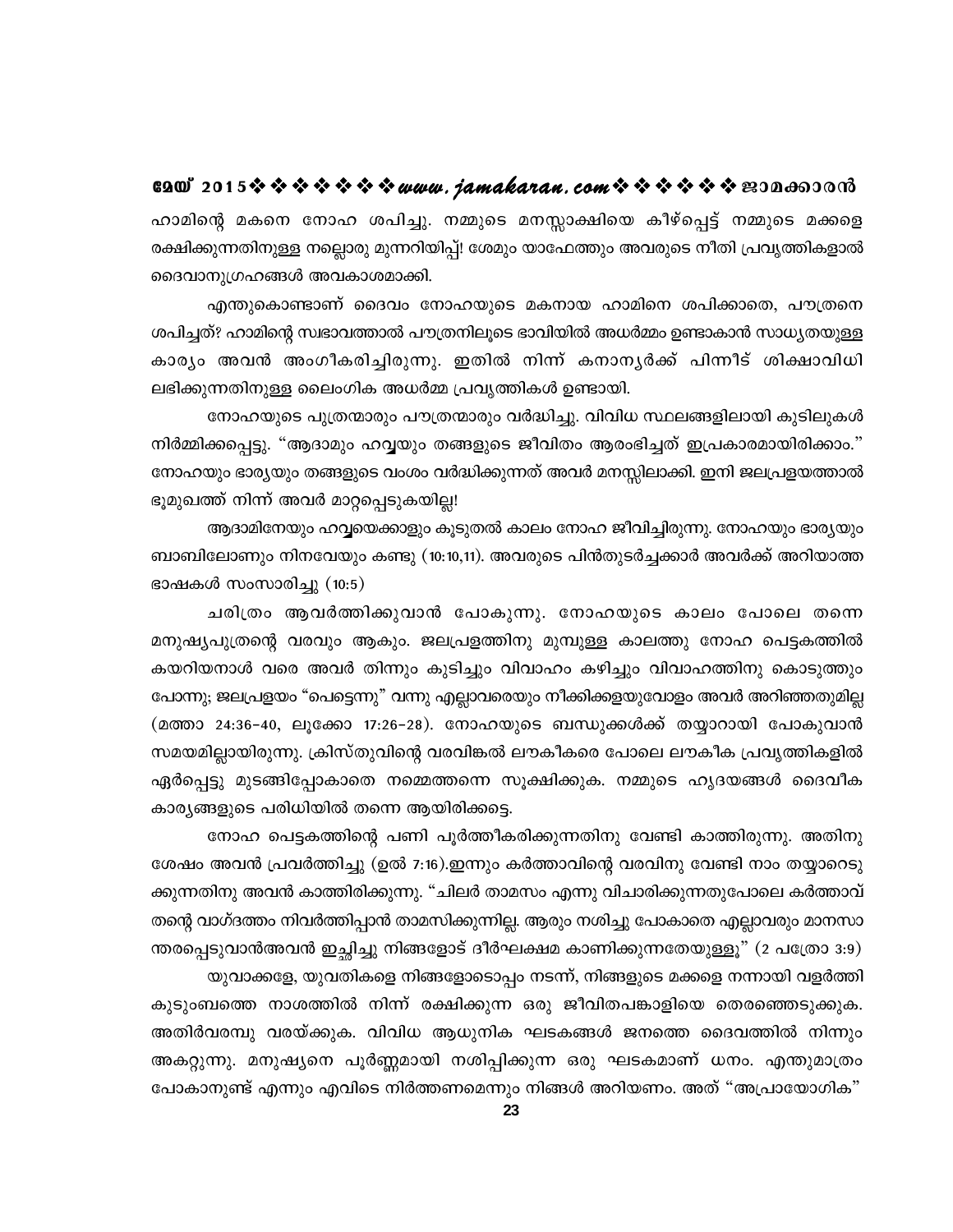ഹാമിന്റെ മകനെ നോഹ ശപിച്ചു. നമ്മുടെ മനസ്സാക്ഷിയെ കീഴ്പ്പെട്ട് നമ്മുടെ മക്കളെ രക്ഷിക്കുന്നതിനുള്ള നല്ലൊരു മുന്നറിയിപ്പ്! ശേമും യാഫേത്തും അവരുടെ നീതി പ്രവൃത്തികളാൽ ദൈവാനുഗ്രഹങ്ങൾ അവകാശമാക്കി.

എന്തുകൊണ്ടാണ് ദൈവം നോഹയുടെ മകനായ ഹാമിനെ ശപിക്കാതെ, പൗത്രനെ ശപിച്ചത്? ഹാമിന്റെ സ്വഭാവത്താൽ പൗത്രനിലൂടെ ഭാവിയിൽ അധർമ്മം ഉണ്ടാകാൻ സാധ്യതയുള്ള കാര്യം അവൻ അംഗീകരിച്ചിരുന്നു. ഇതിൽ നിന്ന് കനാന്യർക്ക് പിന്നീട് ശിക്ഷാവിധി ലഭിക്കുന്നതിനുള്ള ലൈംഗിക അധർമ്മ പ്രവൃത്തികൾ ഉണ്ടായി.

നോഹയുടെ പുത്രന്മാരും പൗത്രന്മാരും വർദ്ധിച്ചു. വിവിധ സ്ഥലങ്ങളിലായി കുടിലുകൾ നിർമ്മിക്കപ്പെട്ടു. "ആദാമും ഹവ്വയും തങ്ങളുടെ ജീവിതം ആരംഭിച്ചത് ഇപ്രകാരമായിരിക്കാം." നോഹയും ഭാര്യയും തങ്ങളുടെ വംശം വർദ്ധിക്കുന്നത് അവർ മനസ്സിലാക്കി. ഇനി ജലപ്രളയത്താൽ ഭൂമുഖത്ത് നിന്ന് അവർ മാറ്റപ്പെടുകയില്ല!

ആദാമിനേയും ഹവ്വയെക്കാളും കൂടുതൽ കാലം നോഹ ജീവിച്ചിരുന്നു. നോഹയും ഭാര്യയും ബാബിലോണും നിനവേയും കണ്ടു (10:10,11). അവരുടെ പിൻതുടർച്ചക്കാർ അവർക്ക് അറിയാത്ത ഭാഷകൾ സംസാരിച്ചു (10:5)

ചരിത്രം ആവർത്തിക്കുവാൻ പോകുന്നു. നോഹയുടെ കാലം പോലെ തന്നെ മനുഷ്യപുത്രന്റെ വരവും ആകും. ജലപ്രളത്തിനു മുമ്പുള്ള കാലത്തു നോഹ പെട്ടകത്തിൽ കയറിയനാൾ വരെ അവർ തിന്നും കുടിച്ചും വിവാഹം കഴിച്ചും വിവാഹത്തിനു കൊടുത്തും പോന്നു; ജലപ്രളയം "പെട്ടെന്നു" വന്നു എല്ലാവരെയും നീക്കിക്കളയുവോളം അവർ അറിഞ്ഞതുമില്ല (മത്താ 24:36–40, ലൂക്കോ 17:26–28). നോഹയുടെ ബന്ധുക്കൾക്ക് തയ്യാറായി പോകുവാൻ സമയമില്ലായിരുന്നു. ക്രിസ്തുവിന്റെ വരവിങ്കൽ ലൗകീകരെ പോലെ ലൗകീക പ്രവൃത്തികളിൽ ഏർപ്പെട്ടു മുടങ്ങിപ്പോകാതെ നമ്മെത്തന്നെ സൂക്ഷിക്കുക. നമ്മുടെ ഹൃദയങ്ങൾ ദൈവീക കാര്യങ്ങളുടെ പരിധിയിൽ തന്നെ ആയിരിക്കട്ടെ.

നോഹ പെട്ടകത്തിന്റെ പണി പൂർത്തീകരിക്കുന്നതിനു വേണ്ടി കാത്തിരുന്നു. അതിനു ശേഷം അവൻ പ്രവർത്തിച്ചു (ഉൽ 7:16).ഇന്നും കർത്താവിന്റെ വരവിനു വേണ്ടി നാം തയ്യാറെടുക്കുന്നതിനു അവൻ കാത്തിരിക്കുന്നു. "ചിലർ താമസം എന്നു വിചാരിക്കുന്നതുപോലെ കർത്താവ് തന്റെ വാഗ്ദത്തം നിവർത്തിപ്പാൻ താമസിക്കുന്നില്ല. ആരും നശിച്ചു പോകാതെ എല്ലാവരും മാനസാന്തരപ്പെടുവാൻഅവൻ ഇച്ഛിച്ചു നിങ്ങളോട് ദീർഘക്ഷമ കാണിക്കുന്നതേയുള്ളൂ" (2 പത്രോ 3:9)

യുവാക്കളേ, യുവതികളെ നിങ്ങളോടൊപ്പം നടന്ന്, നിങ്ങളുടെ മക്കളെ നന്നായി വളർത്തി കുടുംബത്തെ നാശത്തിൽ നിന്ന് രക്ഷിക്കുന്ന ഒരു ജീവിതപങ്കാളിയെ തെരഞ്ഞെടുക്കുക. അതിർവരമ്പു വരയ്ക്കുക. വിവിധ ആധുനിക ഘടകങ്ങൾ ജനത്തെ ദൈവത്തിൽ നിന്നും അകറ്റുന്നു. മനുഷ്യനെ പൂർണ്ണമായി നശിപ്പിക്കുന്ന ഒരു ഘടകമാണ് ധനം. എന്തുമാത്രം പോകാനുണ്ട് എന്നും എവിടെ നിർത്തണമെന്നും നിങ്ങൾ അറിയണം. അത് "അപ്രായോഗിക"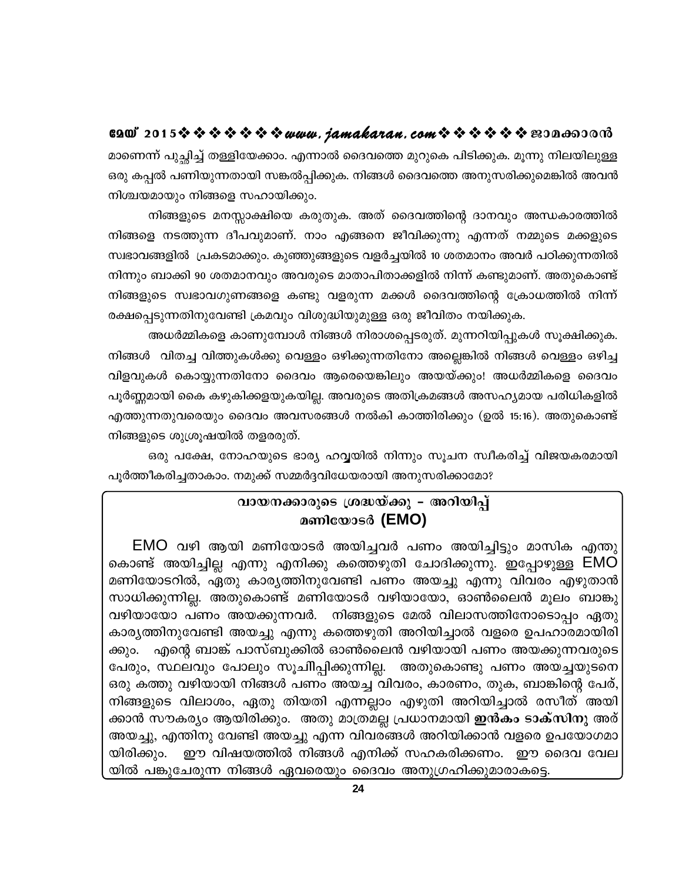മാണെന്ന് പുച്ഛിച്ച് തള്ളിയേക്കാം. എന്നാൽ ദൈവത്തെ മുറുകെ പിടിക്കുക. മൂന്നു നിലയിലുള്ള ഒരു കപ്പൽ പണിയുന്നതായി സങ്കൽപ്പിക്കുക. നിങ്ങൾ ദൈവത്തെ അനുസരിക്കുമെങ്കിൽ അവൻ നിശ്ചയമായും നിങ്ങളെ സഹായിക്കും.

നിങ്ങളുടെ മനസ്സാക്ഷിയെ കരുതുക. അത് ദൈവത്തിന്റെ ദാനവും അന്ധകാരത്തിൽ നിങ്ങളെ നടത്തുന്ന ദീപവുമാണ്. നാം എങ്ങനെ ജീവിക്കുന്നു എന്നത് നമ്മുടെ മക്കളുടെ സ്വഭാവങ്ങളിൽ പ്രകടമാക്കും. കുഞ്ഞുങ്ങളുടെ വളർച്ചയിൽ 10 ശതമാനം അവർ പഠിക്കുന്നതിൽ നിന്നും ബാക്കി 90 ശതമാനവും അവരുടെ മാതാപിതാക്കളിൽ നിന്ന് കണ്ടുമാണ്. അതുകൊണ്ട് നിങ്ങളുടെ സ്വഭാവഗുണങ്ങളെ കണ്ടു വളരുന്ന മക്കൾ ദൈവത്തിന്റെ ക്രോധത്തിൽ നിന്ന് രക്ഷപ്പെടുന്നതിനുവേണ്ടി ക്രമവും വിശുദ്ധിയുമുള്ള ഒരു ജീവിതം നയിക്കുക.

അധർമ്മികളെ കാണുമ്പോൾ നിങ്ങൾ നിരാശപ്പെടരുത്. മുന്നറിയിപ്പുകൾ സൂക്ഷിക്കുക. നിങ്ങൾ വിതച്ച വിത്തുകൾക്കു വെള്ളം ഒഴിക്കുന്നതിനോ അല്ലെങ്കിൽ നിങ്ങൾ വെള്ളം ഒഴിച്ച വിളവുകൾ കൊയ്യുന്നതിനോ ദൈവം ആരെയെങ്കിലും അയയ്ക്കും! അധർമ്മികളെ ദൈവം പൂർണ്ണമായി കൈ കഴുകിക്കളയുകയില്ല. അവരുടെ അതിക്രമങ്ങൾ അസഹ്യമായ പരിധികളിൽ എത്തുന്നതുവരെയും ദൈവം അവസരങ്ങൾ നൽകി കാത്തിരിക്കും (ഉൽ 15:16). അതുകൊണ്ട് നിങ്ങളുടെ ശുശ്രൂഷയിൽ തളരരുത്.

ഒരു പക്ഷേ, നോഹയുടെ ഭാര്യ ഹവ്വയിൽ നിന്നും സൂചന സ്വീകരിച്ച് വിജയകരമായി പൂർത്തീകരിച്ചതാകാം. നമുക്ക് സമ്മർദ്ദവിധേയരായി അനുസരിക്കാമോ?

## വായനക്കാരുടെ ശ്രദ്ധയ്ക്കു – അറിയിപ്പ്

## മണിയോടർ (EMO)

EMO വഴി ആയി മണിയോടർ അയിച്ചവർ പണം അയിച്ചിട്ടും മാസിക എന്തു കൊണ്ട് അയിച്ചില്ല എന്നു എനിക്കു കത്തെഴുതി ചോദിക്കുന്നു. ഇപ്പോഴുള്ള EMO മണിയോടറിൽ, ഏതു കാര്യത്തിനുവേണ്ടി പണം അയച്ചു എന്നു വിവരം എഴുതാൻ സാധിക്കുന്നില്ല. അതുകൊണ്ട് മണിയോടർ വഴിയായോ, ഓൺലൈൻ മൂലം ബാങ്കു വഴിയായോ പണം അയക്കുന്നവർ. നിങ്ങളുടെ മേൽ വിലാസത്തിനോടൊപ്പം ഏതു കാര്യത്തിനുവേണ്ടി അയച്ചു എന്നു കത്തെഴുതി അറിയിച്ചാൽ വളരെ ഉപഹാരമായിരിക്കും. എന്റെ ബാങ്ക് പാസ്ബുക്കിൽ ഓൺലൈൻ വഴിയായി പണം അയക്കുന്നവരുടെ പേരും, സ്ഥലവും പോലും സൂചിപ്പിക്കുന്നില്ല. അതുകൊണ്ടു പണം അയച്ചയുടനെ ഒരു കത്തു വഴിയായി നിങ്ങൾ പണം അയച്ച വിവരം, കാരണം, തുക, ബാങ്കിന്റെ പേര്, നിങ്ങളുടെ വിലാശം, ഏതു തിയതി എന്നല്ലാം എഴുതി അറിയിച്ചാൽ രസീത് അയിക്കാൻ സൗകര്യം ആയിരിക്കും. അതു മാത്രമല്ല പ്രധാനമായി **ഇൻകം ടാക്സിനു** അര് അയച്ചു, എന്തിനു വേണ്ടി അയച്ചു എന്ന വിവരങ്ങൾ അറിയിക്കാൻ വളരെ ഉപയോഗമായിരിക്കും. ഈ വിഷയത്തിൽ നിങ്ങൾ എനിക്ക് സഹകരിക്കണം. ഈ ദൈവ വേലയിൽ പങ്കുചേരുന്ന നിങ്ങൾ ഏവരെയും ദൈവം അനുഗ്രഹിക്കുമാരാകട്ടെ.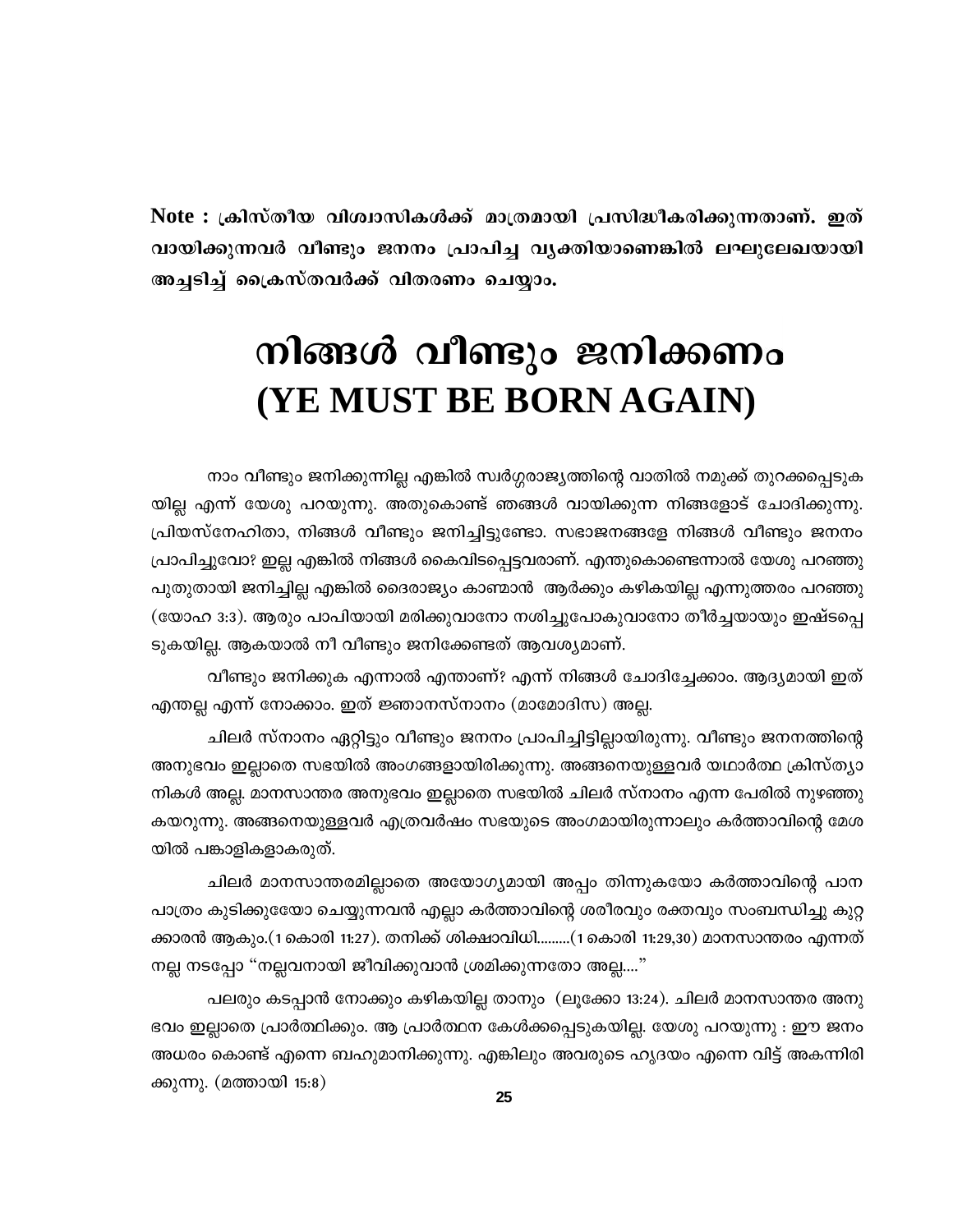**Note : ക്രിസ്തീയ വിശ്വാസികൾക്ക് മാത്രമായി പ്രസിദ്ധീകരിക്കുന്നതാണ്. ഇത് വായിക്കുന്നവർ വീണ്ടും ജനനം പ്രാപിച്ച വ്യക്തിയാണെങ്കിൽ ലഘുലേഖയായി അച്ചടിച്ച് ക്രൈസ്തവർക്ക് വിതരണം ചെയ്യാം.**

# നിങ്ങൾ വീണ്ടും ജനിക്കണം (YE MUST BE BORN AGAIN)

നാം വീണ്ടും ജനിക്കുന്നില്ല എങ്കിൽ സ്വർഗ്ഗരാജ്യത്തിന്റെ വാതിൽ നമുക്ക് തുറക്കപ്പെടുകയില്ല എന്ന് യേശു പറയുന്നു. അതുകൊണ്ട് ഞങ്ങൾ വായിക്കുന്ന നിങ്ങളോട് ചോദിക്കുന്നു. പ്രിയസ്നേഹിതാ, നിങ്ങൾ വീണ്ടും ജനിച്ചിട്ടുണ്ടോ. സഭാജനങ്ങളേ നിങ്ങൾ വീണ്ടും ജനനം പ്രാപിച്ചുവോ? ഇല്ല എങ്കിൽ നിങ്ങൾ കൈവിടപ്പെട്ടവരാണ്. എന്തുകൊണ്ടെന്നാൽ യേശു പറഞ്ഞു പുതുതായി ജനിച്ചില്ല എങ്കിൽ ദൈരാജ്യം കാണ്മാൻ ആർക്കും കഴികയില്ല എന്നുത്തരം പറഞ്ഞു (യോഹ 3:3). ആരും പാപിയായി മരിക്കുവാനോ നശിച്ചുപോകുവാനോ തീർച്ചയായും ഇഷ്ടപ്പെടുകയില്ല. ആകയാൽ നീ വീണ്ടും ജനിക്കേണ്ടത് ആവശ്യമാണ്.

വീണ്ടും ജനിക്കുക എന്നാൽ എന്താണ്? എന്ന് നിങ്ങൾ ചോദിച്ചേക്കാം. ആദ്യമായി ഇത് എന്തല്ല എന്ന് നോക്കാം. ഇത് ജ്ഞാനസ്നാനം (മാമോദിസ) അല്ല.

ചിലർ സ്നാനം ഏറ്റിട്ടും വീണ്ടും ജനനം പ്രാപിച്ചിട്ടില്ലായിരുന്നു. വീണ്ടും ജനനത്തിന്റെ അനുഭവം ഇല്ലാതെ സഭയിൽ അംഗങ്ങളായിരിക്കുന്നു. അങ്ങനെയുള്ളവർ യഥാർത്ഥ ക്രിസ്ത്യാനികൾ അല്ല. മാനസാന്തര അനുഭവം ഇല്ലാതെ സഭയിൽ ചിലർ സ്നാനം എന്ന പേരിൽ നുഴഞ്ഞു കയറുന്നു. അങ്ങനെയുള്ളവർ എത്രവർഷം സഭയുടെ അംഗമായിരുന്നാലും കർത്താവിന്റെ മേശയിൽ പങ്കാളികളാകരുത്.

ചിലർ മാനസാന്തരമില്ലാതെ അയോഗ്യമായി അപ്പം തിന്നുകയോ കർത്താവിന്റെ പാനപാത്രം കുടിക്കുയോ ചെയ്യുന്നവൻ എല്ലാ കർത്താവിന്റെ ശരീരവും രക്തവും സംബന്ധിച്ചു കുറ്റക്കാരൻ ആകും.(1 കൊരി 11:27). തനിക്ക് ശിക്ഷാവിധി.........(1 കൊരി 11:29,30) മാനസാന്തരം എന്നത് നല്ല നടപ്പോ "നല്ലവനായി ജീവിക്കുവാൻ ശ്രമിക്കുന്നതോ അല്ല...."

പലരും കടപ്പാൻ നോക്കും കഴികയില്ല താനും (ലൂക്കോ 13:24). ചിലർ മാനസാന്തര അനുഭവം ഇല്ലാതെ പ്രാർത്ഥിക്കും. ആ പ്രാർത്ഥന കേൾക്കപ്പെടുകയില്ല. യേശു പറയുന്നു : ഈ ജനം അധരം കൊണ്ട് എന്നെ ബഹുമാനിക്കുന്നു. എങ്കിലും അവരുടെ ഹൃദയം എന്നെ വിട്ട് അകന്നിരിക്കുന്നു. (മത്തായി 15:8)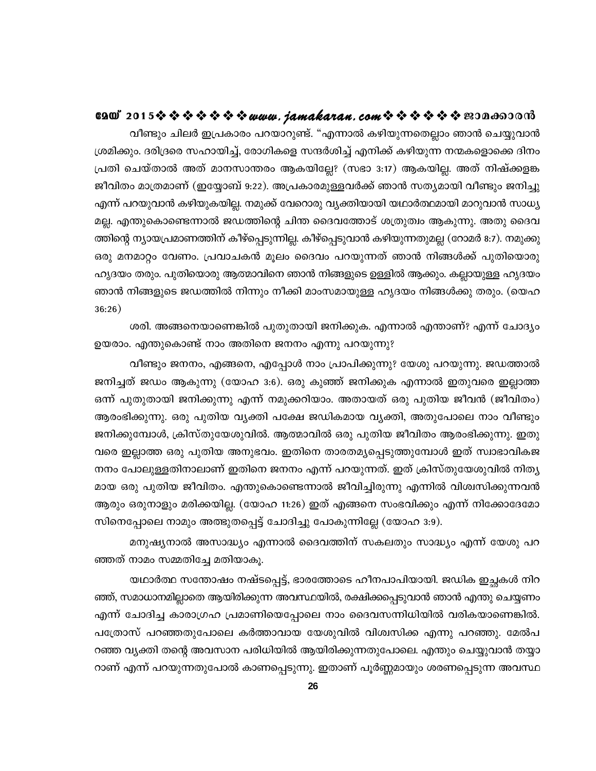വീണ്ടും ചിലർ ഇപ്രകാരം പറയാറുണ്ട്. "എന്നാൽ കഴിയുന്നതെല്ലാം ഞാൻ ചെയ്യുവാൻ ശ്രമിക്കും. ദരിദ്രരെ സഹായിച്ച്, രോഗികളെ സന്ദർശിച്ച് എനിക്ക് കഴിയുന്ന നന്മകളൊക്കെ ദിനം പ്രതി ചെയ്താൽ അത് മാനസാന്തരം ആകയില്ലേ? (സഭാ 3:17) ആകയില്ല. അത് നിഷ്ക്കളങ്ക ജീവിതം മാത്രമാണ് (ഇയ്യോബ് 9:22). അപ്രകാരമുള്ളവർക്ക് ഞാൻ സത്യമായി വീണ്ടും ജനിച്ചു എന്ന് പറയുവാൻ കഴിയുകയില്ല. നമുക്ക് വേറൊരു വ്യക്തിയായി യഥാർത്ഥമായി മാറുവാൻ സാധ്യമല്ല. എന്തുകൊണ്ടെന്നാൽ ജഡത്തിന്റെ ചിന്ത ദൈവത്തോട് ശത്രുത്വം ആകുന്നു. അതു ദൈവത്തിന്റെ ന്യായപ്രമാണത്തിന് കീഴ്പ്പെടുന്നില്ല. കീഴ്പ്പെടുവാൻ കഴിയുന്നതുമല്ല (റോമർ 8:7). നമുക്കു ഒരു മനമാറ്റം വേണം. പ്രവാചകൻ മൂലം ദൈവം പറയുന്നത് ഞാൻ നിങ്ങൾക്ക് പുതിയൊരു ഹൃദയം തരും. പുതിയൊരു ആത്മാവിനെ ഞാൻ നിങ്ങളുടെ ഉള്ളിൽ ആക്കും. കല്ലായുള്ള ഹൃദയം ഞാൻ നിങ്ങളുടെ ജഡത്തിൽ നിന്നും നീക്കി മാംസമായുള്ള ഹൃദയം നിങ്ങൾക്കു തരും. (യെഹ 36:26)

ശരി. അങ്ങനെയാണെങ്കിൽ പുതുതായി ജനിക്കുക. എന്നാൽ എന്താണ്? എന്ന് ചോദ്യം ഉയരാം. എന്തുകൊണ്ട് നാം അതിനെ ജനനം എന്നു പറയുന്നു?

വീണ്ടും ജനനം, എങ്ങനെ, എപ്പോൾ നാം പ്രാപിക്കുന്നു? യേശു പറയുന്നു. ജഡത്താൽ ജനിച്ചത് ജഡം ആകുന്നു (യോഹ 3:6). ഒരു കുഞ്ഞ് ജനിക്കുക എന്നാൽ ഇതുവരെ ഇല്ലാത്ത ഒന്ന് പുതുതായി ജനിക്കുന്നു എന്ന് നമുക്കറിയാം. അതായത് ഒരു പുതിയ ജീവൻ (ജീവിതം) ആരംഭിക്കുന്നു. ഒരു പുതിയ വ്യക്തി പക്ഷേ ജഡികമായ വ്യക്തി, അതുപോലെ നാം വീണ്ടും ജനിക്കുമ്പോൾ, ക്രിസ്തുയേശുവിൽ. ആത്മാവിൽ ഒരു പുതിയ ജീവിതം ആരംഭിക്കുന്നു. ഇതുവരെ ഇല്ലാത്ത ഒരു പുതിയ അനുഭവം. ഇതിനെ താരതമ്യപ്പെടുത്തുമ്പോൾ ഇത് സ്വാഭാവികജനനം പോലുള്ളതിനാലാണ് ഇതിനെ ജനനം എന്ന് പറയുന്നത്. ഇത് ക്രിസ്തുയേശുവിൽ നിത്യമായ ഒരു പുതിയ ജീവിതം. എന്തുകൊണ്ടെന്നാൽ ജീവിച്ചിരുന്നു എന്നിൽ വിശ്വസിക്കുന്നവൻ ആരും ഒരുനാളും മരിക്കയില്ല. (യോഹ 11:26) ഇത് എങ്ങനെ സംഭവിക്കും എന്ന് നിക്കോദേമോസിനെപ്പോലെ നാമും അത്ഭുതപ്പെട്ട് ചോദിച്ചു പോകുന്നില്ലേ (യോഹ 3:9).

മനുഷ്യനാൽ അസാദ്ധ്യം എന്നാൽ ദൈവത്തിന് സകലതും സാദ്ധ്യം എന്ന് യേശു പറഞ്ഞത് നാമം സമ്മതിച്ചേ മതിയാകൂ.

യഥാർത്ഥ സന്തോഷം നഷ്ടപ്പെട്ട്, ഭാരത്തോടെ ഹീനപാപിയായി. ജഡിക ഇച്ഛകൾ നിറഞ്ഞ്, സമാധാനമില്ലാതെ ആയിരിക്കുന്ന അവസ്ഥയിൽ, രക്ഷിക്കപ്പെടുവാൻ ഞാൻ എന്തു ചെയ്യണം എന്ന് ചോദിച്ച കാരാഗ്രഹ പ്രമാണിയെപ്പോലെ നാം ദൈവസന്നിധിയിൽ വരികയാണെങ്കിൽ. പത്രോസ് പറഞ്ഞതുപോലെ കർത്താവായ യേശുവിൽ വിശ്വസിക്ക എന്നു പറഞ്ഞു. മേൽപറഞ്ഞ വ്യക്തി തന്റെ അവസാന പരിധിയിൽ ആയിരിക്കുന്നതുപോലെ. എന്തും ചെയ്യുവാൻ തയ്യാറാണ് എന്ന് പറയുന്നതുപോൽ കാണപ്പെടുന്നു. ഇതാണ് പൂർണ്ണമായും ശരണപ്പെടുന്ന അവസ്ഥ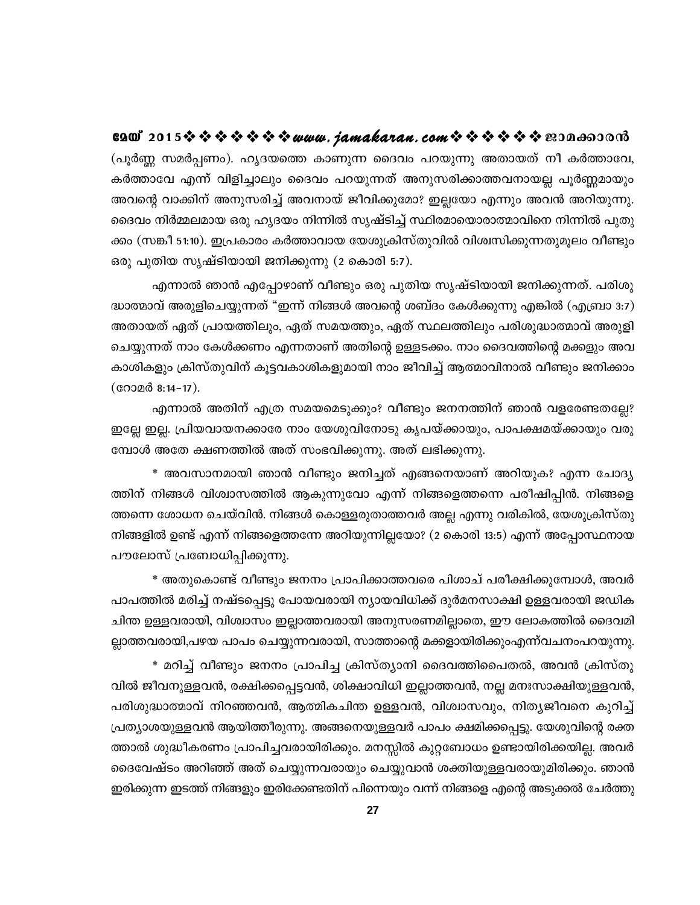(പൂർണ്ണ സമർപ്പണം). ഹൃദയത്തെ കാണുന്ന ദൈവം പറയുന്നു അതായത് നീ കർത്താവേ, കർത്താവേ എന്ന് വിളിച്ചാലും ദൈവം പറയുന്നത് അനുസരിക്കാത്തവനായല്ല പൂർണ്ണമായും അവന്റെ വാക്കിന് അനുസരിച്ച് അവനായ് ജീവിക്കുമോ? ഇല്ലയോ എന്നും അവൻ അറിയുന്നു. ദൈവം നിർമ്മലമായ ഒരു ഹൃദയം നിന്നിൽ സൃഷ്ടിച്ച് സ്ഥിരമായൊരാത്മാവിനെ നിന്നിൽ പുതുക്കം (സങ്കീ 51:10). ഇപ്രകാരം കർത്താവായ യേശുക്രിസ്തുവിൽ വിശ്വസിക്കുന്നതുമൂലം വീണ്ടും ഒരു പുതിയ സൃഷ്ടിയായി ജനിക്കുന്നു (2 കൊരി 5:7).

എന്നാൽ ഞാൻ എപ്പോഴാണ് വീണ്ടും ഒരു പുതിയ സൃഷ്ടിയായി ജനിക്കുന്നത്. പരിശുദ്ധാത്മാവ് അരുളിചെയ്യുന്നത് "ഇന്ന് നിങ്ങൾ അവന്റെ ശബ്ദം കേൾക്കുന്നു എങ്കിൽ (എബ്രാ 3:7) അതായത് ഏത് പ്രായത്തിലും, ഏത് സമയത്തും, ഏത് സ്ഥലത്തിലും പരിശുദ്ധാത്മാവ് അരുളിചെയ്യുന്നത് നാം കേൾക്കണം എന്നതാണ് അതിന്റെ ഉള്ളടക്കം. നാം ദൈവത്തിന്റെ മക്കളും അവകാശികളും ക്രിസ്തുവിന് കൂട്ടവകാശികളുമായി നാം ജീവിച്ച് ആത്മാവിനാൽ വീണ്ടും ജനിക്കാം (റോമർ 8:14–17).

എന്നാൽ അതിന് എത്ര സമയമെടുക്കും? വീണ്ടും ജനനത്തിന് ഞാൻ വളരേണ്ടതല്ലേ? ഇല്ലേ ഇല്ല. പ്രിയവായനക്കാരേ നാം യേശുവിനോടു കൃപയ്ക്കായും, പാപക്ഷമയ്ക്കായും വരുമ്പോൾ അതേ ക്ഷണത്തിൽ അത് സംഭവിക്കുന്നു. അത് ലഭിക്കുന്നു.

* അവസാനമായി ഞാൻ വീണ്ടും ജനിച്ചത് എങ്ങനെയാണ് അറിയുക? എന്ന ചോദ്യത്തിന് നിങ്ങൾ വിശ്വാസത്തിൽ ആകുന്നുവോ എന്ന് നിങ്ങളെത്തന്നെ പരീക്ഷിപ്പിൻ. നിങ്ങളെത്തന്നെ ശോധന ചെയ്‌വിൻ. നിങ്ങൾ കൊള്ളരുതാത്തവർ അല്ല എന്നു വരികിൽ, യേശുക്രിസ്തു നിങ്ങളിൽ ഉണ്ട് എന്ന് നിങ്ങളെത്തന്നേ അറിയുന്നില്ലയോ? (2 കൊരി 13:5) എന്ന് അപ്പോസ്ഥനായ പൗലോസ് പ്രബോധിപ്പിക്കുന്നു.

* അതുകൊണ്ട് വീണ്ടും ജനനം പ്രാപിക്കാത്തവരെ പിശാച് പരീക്ഷിക്കുമ്പോൾ, അവർ പാപത്തിൽ മരിച്ച് നഷ്ടപ്പെട്ടു പോയവരായി ന്യായവിധിക്ക് ദുർമനസാക്ഷി ഉള്ളവരായി ജഡികചിന്ത ഉള്ളവരായി, വിശ്വാസം ഇല്ലാത്തവരായി അനുസരണമില്ലാതെ, ഈ ലോകത്തിൽ ദൈവമില്ലാത്തവരായി,പഴയ പാപം ചെയ്യുന്നവരായി, സാത്താന്റെ മക്കളായിരിക്കുംഎന്ന്വചനംപറയുന്നു.

* മറിച്ച് വീണ്ടും ജനനം പ്രാപിച്ച ക്രിസ്ത്യാനി ദൈവത്തിപൈതൽ, അവൻ ക്രിസ്തുവിൽ ജീവനുള്ളവൻ, രക്ഷിക്കപ്പെട്ടവൻ, ശിക്ഷാവിധി ഇല്ലാത്തവൻ, നല്ല മനഃസാക്ഷിയുള്ളവൻ, പരിശുദ്ധാത്മാവ് നിറഞ്ഞവൻ, ആത്മികചിന്ത ഉള്ളവൻ, വിശ്വാസവും, നിത്യജീവനെ കുറിച്ച് പ്രത്യാശയുള്ളവൻ ആയിത്തീരുന്നു. അങ്ങനെയുള്ളവർ പാപം ക്ഷമിക്കപ്പെട്ടു. യേശുവിന്റെ രക്തത്താൽ ശുദ്ധീകരണം പ്രാപിച്ചവരായിരിക്കും. മനസ്സിൽ കുറ്റബോധം ഉണ്ടായിരിക്കയില്ല. അവർ ദൈവേഷ്ടം അറിഞ്ഞ് അത് ചെയ്യുന്നവരായും ചെയ്യുവാൻ ശക്തിയുള്ളവരായുമിരിക്കും. ഞാൻ ഇരിക്കുന്ന ഇടത്ത് നിങ്ങളും ഇരിക്കേണ്ടതിന് പിന്നെയും വന്ന് നിങ്ങളെ എന്റെ അടുക്കൽ ചേർത്തു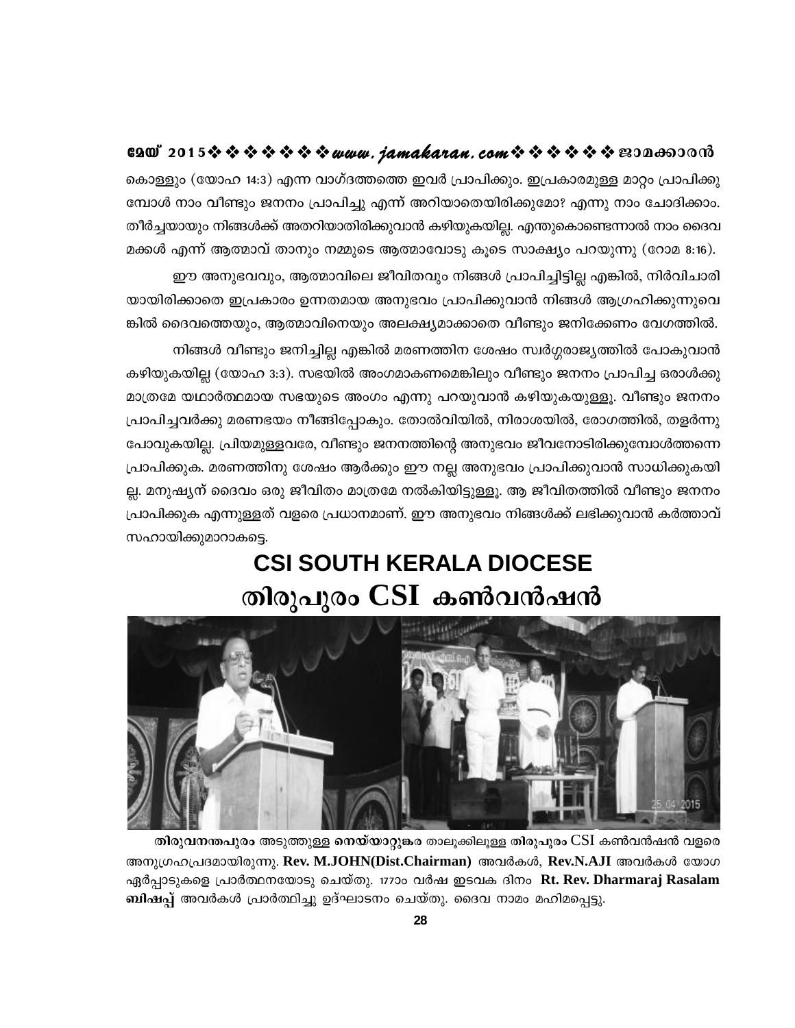കൊള്ളും (യോഹ 14:3) എന്ന വാഗ്ദത്തത്തെ ഇവർ പ്രാപിക്കും. ഇപ്രകാരമുള്ള മാറ്റം പ്രാപിക്കുമ്പോൾ നാം വീണ്ടും ജനനം പ്രാപിച്ചു എന്ന് അറിയാതെയിരിക്കുമോ? എന്നു നാം ചോദിക്കാം. തീർച്ചയായും നിങ്ങൾക്ക് അതറിയാതിരിക്കുവാൻ കഴിയുകയില്ല. എന്തുകൊണ്ടെന്നാൽ നാം ദൈവമക്കൾ എന്ന് ആത്മാവ് താനും നമ്മുടെ ആത്മാവോടു കൂടെ സാക്ഷ്യം പറയുന്നു (റോമ 8:16).

ഈ അനുഭവവും, ആത്മാവിലെ ജീവിതവും നിങ്ങൾ പ്രാപിച്ചിട്ടില്ല എങ്കിൽ, നിർവിചാരിയായിരിക്കാതെ ഇപ്രകാരം ഉന്നതമായ അനുഭവം പ്രാപിക്കുവാൻ നിങ്ങൾ ആഗ്രഹിക്കുന്നുവെങ്കിൽ ദൈവത്തെയും, ആത്മാവിനെയും അലക്ഷ്യമാക്കാതെ വീണ്ടും ജനിക്കേണം വേഗത്തിൽ.

നിങ്ങൾ വീണ്ടും ജനിച്ചില്ല എങ്കിൽ മരണത്തിന ശേഷം സ്വർഗ്ഗരാജ്യത്തിൽ പോകുവാൻ കഴിയുകയില്ല (യോഹ 3:3). സഭയിൽ അംഗമാകണമെങ്കിലും വീണ്ടും ജനനം പ്രാപിച്ച ഒരാൾക്കു മാത്രമേ യഥാർത്ഥമായ സഭയുടെ അംഗം എന്നു പറയുവാൻ കഴിയുകയുള്ളൂ. വീണ്ടും ജനനം പ്രാപിച്ചവർക്കു മരണഭയം നീങ്ങിപ്പോകും. തോൽവിയിൽ, നിരാശയിൽ, രോഗത്തിൽ, തളർന്നു പോവുകയില്ല. പ്രിയമുള്ളവരേ, വീണ്ടും ജനനത്തിന്റെ അനുഭവം ജീവനോടിരിക്കുമ്പോൾത്തന്നെ പ്രാപിക്കുക. മരണത്തിനു ശേഷം ആർക്കും ഈ നല്ല അനുഭവം പ്രാപിക്കുവാൻ സാധിക്കുകയില്ല. മനുഷ്യന് ദൈവം ഒരു ജീവിതം മാത്രമേ നൽകിയിട്ടുള്ളൂ. ആ ജീവിതത്തിൽ വീണ്ടും ജനനം പ്രാപിക്കുക എന്നുള്ളത് വളരെ പ്രധാനമാണ്. ഈ അനുഭവം നിങ്ങൾക്ക് ലഭിക്കുവാൻ കർത്താവ് സഹായിക്കുമാറാകട്ടെ.

# CSI SOUTH KERALA DIOCESE

## തിരുപുരം CSI കൺവൻഷൻ

**തിരുവനന്തപുരം** അടുത്തുള്ള **നെയ്യാറ്റുങ്കര** താലൂക്കിലുള്ള **തിരുപുരം** CSI കൺവൻഷൻ വളരെ അനുഗ്രഹപ്രദമായിരുന്നു. **Rev. M.JOHN(Dist.Chairman)** അവർകൾ, **Rev.N.AJI** അവർകൾ യോഗ ഏർപ്പാടുകളെ പ്രാർത്ഥനയോടു ചെയ്തു. 177ാം വർഷ ഇടവക ദിനം **Rt. Rev. Dharmaraj Rasalam ബിഷപ്പ്** അവർകൾ പ്രാർത്ഥിച്ചു ഉദ്ഘാടനം ചെയ്തു. ദൈവ നാമം മഹിമപ്പെട്ടു.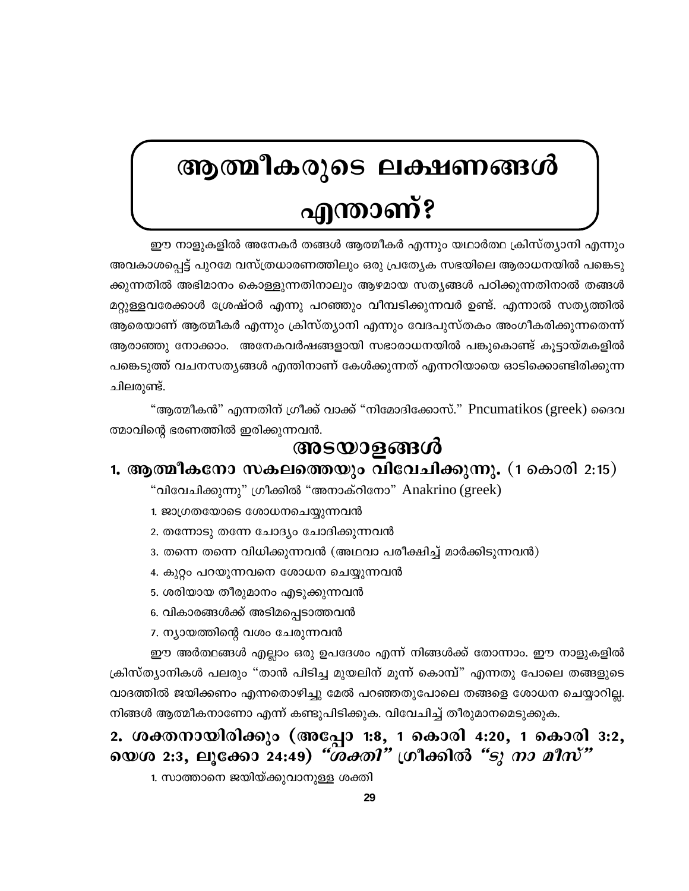# ആത്മീകരുടെ ലക്ഷണങ്ങൾ എന്താണ്?

ഈ നാളുകളിൽ അനേകർ തങ്ങൾ ആത്മീകർ എന്നും യഥാർത്ഥ ക്രിസ്ത്യാനി എന്നും അവകാശപ്പെട്ട് പുറമേ വസ്ത്രധാരണത്തിലും ഒരു പ്രത്യേക സഭയിലെ ആരാധനയിൽ പങ്കെടുക്കുന്നതിൽ അഭിമാനം കൊള്ളുന്നതിനാലും ആഴമായ സത്യങ്ങൾ പഠിക്കുന്നതിനാൽ തങ്ങൾ മറ്റുള്ളവരേക്കാൾ ശ്രേഷ്ഠർ എന്നു പറഞ്ഞും വീമ്പടിക്കുന്നവർ ഉണ്ട്. എന്നാൽ സത്യത്തിൽ ആരെയാണ് ആത്മീകർ എന്നും ക്രിസ്ത്യാനി എന്നും വേദപുസ്തകം അംഗീകരിക്കുന്നതെന്ന് ആരാഞ്ഞു നോക്കാം. അനേകവർഷങ്ങളായി സഭാരാധനയിൽ പങ്കുകൊണ്ട് കൂട്ടായ്മകളിൽ പങ്കെടുത്ത് വചനസത്യങ്ങൾ എന്തിനാണ് കേൾക്കുന്നത് എന്നറിയായെ ഓടിക്കൊണ്ടിരിക്കുന്ന ചിലരുണ്ട്.

"ആത്മീകൻ" എന്നതിന് ഗ്രീക്ക് വാക്ക് "നിമോദിക്കോസ്." Pncumatikos (greek) ദൈവത്മാവിന്റെ ഭരണത്തിൽ ഇരിക്കുന്നവൻ.

## അടയാളങ്ങൾ

### 1. ആത്മീകനോ സകലത്തെയും വിവേചിക്കുന്നു. (1 കൊരി 2:15)

"വിവേചിക്കുന്നു" ഗ്രീക്കിൽ "അനാക്റിനോ" Anakrino (greek)

1. ജാഗ്രതയോടെ ശോധനചെയ്യുന്നവൻ
2. തന്നോടു തന്നേ ചോദ്യം ചോദിക്കുന്നവൻ
3. തന്നെ തന്നെ വിധിക്കുന്നവൻ (അഥവാ പരീക്ഷിച്ച് മാർക്കിടുന്നവൻ)
4. കുറ്റം പറയുന്നവനെ ശോധന ചെയ്യുന്നവൻ
5. ശരിയായ തീരുമാനം എടുക്കുന്നവൻ
6. വികാരങ്ങൾക്ക് അടിമപ്പെടാത്തവൻ
7. ന്യായത്തിന്റെ വശം ചേരുന്നവൻ

ഈ അർത്ഥങ്ങൾ എല്ലാം ഒരു ഉപദേശം എന്ന് നിങ്ങൾക്ക് തോന്നാം. ഈ നാളുകളിൽ ക്രിസ്ത്യാനികൾ പലരും "താൻ പിടിച്ച മുയലിന് മൂന്ന് കൊമ്പ്" എന്നതു പോലെ തങ്ങളുടെ വാദത്തിൽ ജയിക്കണം എന്നതൊഴിച്ചു മേൽ പറഞ്ഞതുപോലെ തങ്ങളെ ശോധന ചെയ്യാറില്ല. നിങ്ങൾ ആത്മീകനാണോ എന്ന് കണ്ടുപിടിക്കുക. വിവേചിച്ച് തീരുമാനമെടുക്കുക.

### 2. ശക്തനായിരിക്കും (അപ്പോ 1:8, 1 കൊരി 4:20, 1 കൊരി 3:2, യെശ 2:3, ലൂക്കോ 24:49) *"ശക്തി" ഗ്രീക്കിൽ "ടു നാ മീസ്"*

1. സാത്താനെ ജയിയ്ക്കുവാനുള്ള ശക്തി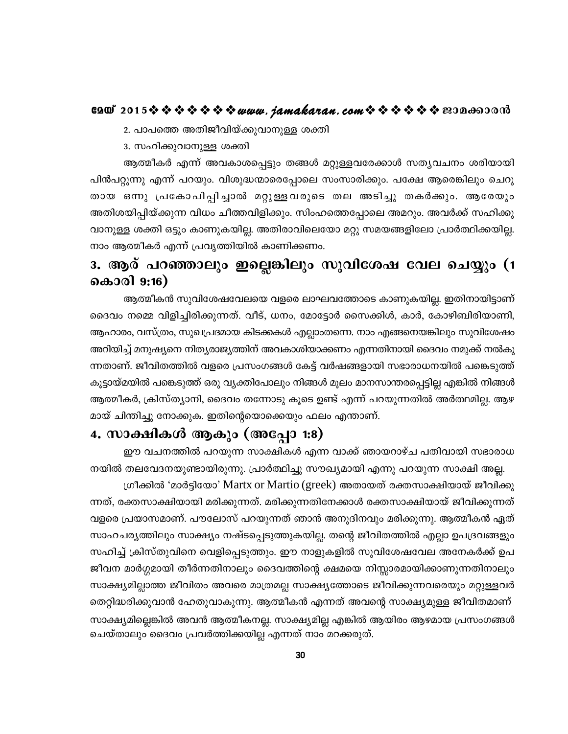2. പാപത്തെ അതിജീവിയ്ക്കുവാനുള്ള ശക്തി

3. സഹിക്കുവാനുള്ള ശക്തി

ആത്മീകർ എന്ന് അവകാശപ്പെട്ടും തങ്ങൾ മറ്റുള്ളവരേക്കാൾ സത്യവചനം ശരിയായി പിൻപറ്റുന്നു എന്ന് പറയും. വിശുദ്ധന്മാരെപ്പോലെ സംസാരിക്കും. പക്ഷേ ആരെങ്കിലും ചെറുതായ ഒന്നു പ്രകോപിപ്പിച്ചാൽ മറ്റുള്ളവരുടെ തല അടിച്ചു തകർക്കും. ആരേയും അതിശയിപ്പിയ്ക്കുന്ന വിധം ചീത്തവിളിക്കും. സിംഹത്തെപ്പോലെ അമറും. അവർക്ക് സഹിക്കുവാനുള്ള ശക്തി ഒട്ടും കാണുകയില്ല. അതിരാവിലെയോ മറ്റു സമയങ്ങളിലോ പ്രാർത്ഥിക്കയില്ല. നാം ആത്മീകർ എന്ന് പ്രവൃത്തിയിൽ കാണിക്കണം.

## 3. ആര് പറഞ്ഞാലും ഇല്ലെങ്കിലും സുവിശേഷ വേല ചെയ്യും (1 കൊരി 9:16)

ആത്മീകൻ സുവിശേഷവേലയെ വളരെ ലാഘവത്തോടെ കാണുകയില്ല. ഇതിനായിട്ടാണ് ദൈവം നമ്മെ വിളിച്ചിരിക്കുന്നത്. വീട്, ധനം, മോട്ടോർ സൈക്കിൾ, കാർ, കോഴിബിരിയാണി, ആഹാരം, വസ്ത്രം, സുഖപ്രദമായ കിടക്കകൾ എല്ലാംതന്നെ. നാം എങ്ങനെയങ്കിലും സുവിശേഷം അറിയിച്ച് മനുഷ്യനെ നിത്യരാജ്യത്തിന് അവകാശിയാക്കണം എന്നതിനായി ദൈവം നമുക്ക് നൽകുന്നതാണ്. ജീവിതത്തിൽ വളരെ പ്രസംഗങ്ങൾ കേട്ട് വർഷങ്ങളായി സഭാരാധനയിൽ പങ്കെടുത്ത് കൂട്ടായ്മയിൽ പങ്കെടുത്ത് ഒരു വ്യക്തിപോലും നിങ്ങൾ മൂലം മാനസാന്തരപ്പെട്ടില്ല എങ്കിൽ നിങ്ങൾ ആത്മീകർ, ക്രിസ്ത്യാനി, ദൈവം തന്നോടു കൂടെ ഉണ്ട് എന്ന് പറയുന്നതിൽ അർത്ഥമില്ല. ആഴമായ് ചിന്തിച്ചു നോക്കുക. ഇതിന്റെയൊക്കെയും ഫലം എന്താണ്.

## 4. സാക്ഷികൾ ആകും (അപ്പോ 1:8)

ഈ വചനത്തിൽ പറയുന്ന സാക്ഷികൾ എന്ന വാക്ക് ഞായറാഴ്ച പതിവായി സഭാരാധനയിൽ തലവേദനയുണ്ടായിരുന്നു. പ്രാർത്ഥിച്ചു സൗഖ്യമായി എന്നു പറയുന്ന സാക്ഷി അല്ല.

ഗ്രീക്കിൽ 'മാർട്ടിയോ' Martx or Martio (greek) അതായത് രക്തസാക്ഷിയായ് ജീവിക്കുന്നത്, രക്തസാക്ഷിയായി മരിക്കുന്നത്. മരിക്കുന്നതിനേക്കാൾ രക്തസാക്ഷിയായ് ജീവിക്കുന്നത് വളരെ പ്രയാസമാണ്. പൗലോസ് പറയുന്നത് ഞാൻ അനുദിനവും മരിക്കുന്നു. ആത്മീകൻ ഏത് സാഹചര്യത്തിലും സാക്ഷ്യം നഷ്ടപ്പെടുത്തുകയില്ല. തന്റെ ജീവിതത്തിൽ എല്ലാ ഉപദ്രവങ്ങളും സഹിച്ച് ക്രിസ്തുവിനെ വെളിപ്പെടുത്തും. ഈ നാളുകളിൽ സുവിശേഷവേല അനേകർക്ക് ഉപജീവന മാർഗ്ഗമായി തീർന്നതിനാലും ദൈവത്തിന്റെ ക്ഷമയെ നിസ്സാരമായിക്കാണുന്നതിനാലും സാക്ഷ്യമില്ലാത്ത ജീവിതം അവരെ മാത്രമല്ല സാക്ഷ്യത്തോടെ ജീവിക്കുന്നവരെയും മറ്റുള്ളവർ തെറ്റിദ്ധരിക്കുവാൻ ഹേതുവാകുന്നു. ആത്മീകൻ എന്നത് അവന്റെ സാക്ഷ്യമുള്ള ജീവിതമാണ് സാക്ഷ്യമില്ലെങ്കിൽ അവൻ ആത്മീകനല്ല. സാക്ഷ്യമില്ല എങ്കിൽ ആയിരം ആഴമായ പ്രസംഗങ്ങൾ ചെയ്താലും ദൈവം പ്രവർത്തിക്കയില്ല എന്നത് നാം മറക്കരുത്.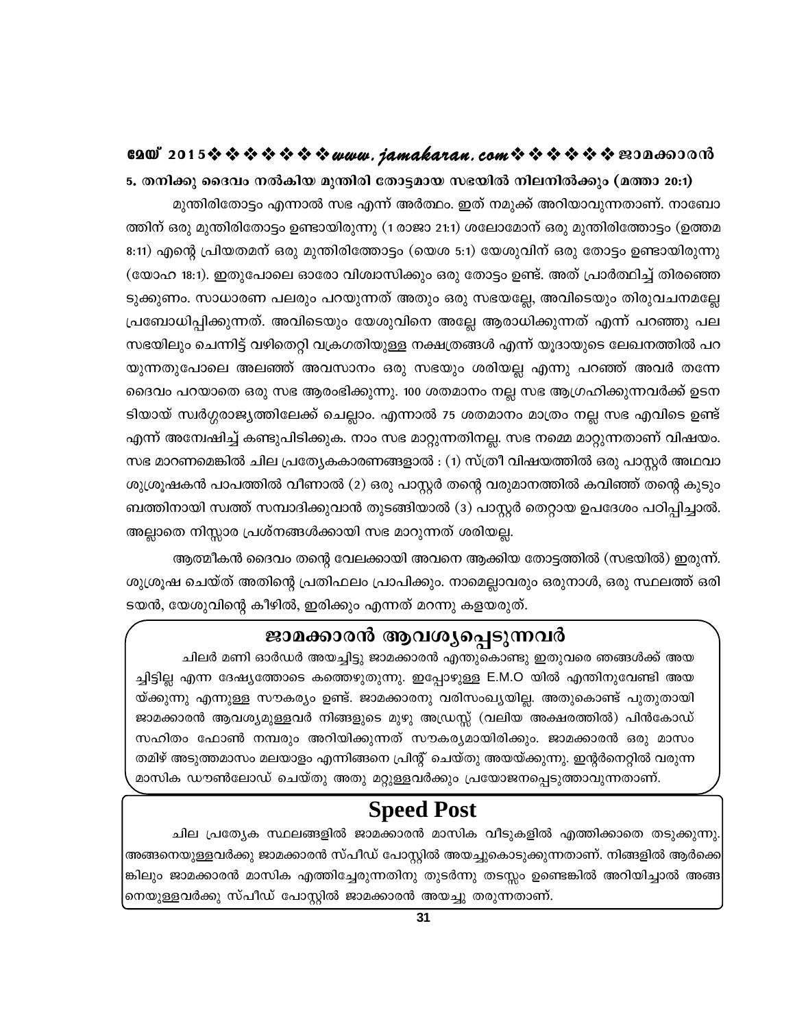**5. തനിക്കു ദൈവം നൽകിയ മുന്തിരി തോട്ടമായ സഭയിൽ നിലനിൽക്കും (മത്താ 20:1)**

മുന്തിരിതോട്ടം എന്നാൽ സഭ എന്ന് അർത്ഥം. ഇത് നമുക്ക് അറിയാവുന്നതാണ്. നാബോത്തിന് ഒരു മുന്തിരിതോട്ടം ഉണ്ടായിരുന്നു (1 രാജാ 21:1) ശലോമോന് ഒരു മുന്തിരിത്തോട്ടം (ഉത്തമ 8:11) എന്റെ പ്രിയതമന് ഒരു മുന്തിരിത്തോട്ടം (യെശ 5:1) യേശുവിന് ഒരു തോട്ടം ഉണ്ടായിരുന്നു (യോഹ 18:1). ഇതുപോലെ ഓരോ വിശ്വാസിക്കും ഒരു തോട്ടം ഉണ്ട്. അത് പ്രാർത്ഥിച്ച് തിരഞ്ഞെടുക്കുണം. സാധാരണ പലരും പറയുന്നത് അതും ഒരു സഭയല്ലേ, അവിടെയും തിരുവചനമല്ലേ പ്രബോധിപ്പിക്കുന്നത്. അവിടെയും യേശുവിനെ അല്ലേ ആരാധിക്കുന്നത് എന്ന് പറഞ്ഞു പല സഭയിലും ചെന്നിട്ട് വഴിതെറ്റി വക്രഗതിയുള്ള നക്ഷത്രങ്ങൾ എന്ന് യൂദായുടെ ലേഖനത്തിൽ പറയുന്നതുപോലെ അലഞ്ഞ് അവസാനം ഒരു സഭയും ശരിയല്ല എന്നു പറഞ്ഞ് അവർ തന്നേ ദൈവം പറയാതെ ഒരു സഭ ആരംഭിക്കുന്നു. 100 ശതമാനം നല്ല സഭ ആഗ്രഹിക്കുന്നവർക്ക് ഉടനടിയായ് സ്വർഗ്ഗരാജ്യത്തിലേക്ക് ചെല്ലാം. എന്നാൽ 75 ശതമാനം മാത്രം നല്ല സഭ എവിടെ ഉണ്ട് എന്ന് അന്വേഷിച്ച് കണ്ടുപിടിക്കുക. നാം സഭ മാറ്റുന്നതിനല്ല. സഭ നമ്മെ മാറ്റുന്നതാണ് വിഷയം. സഭ മാറണമെങ്കിൽ ചില പ്രത്യേകകാരണങ്ങളാൽ : (1) സ്ത്രീ വിഷയത്തിൽ ഒരു പാസ്റ്റർ അഥവാ ശുശ്രൂഷകൻ പാപത്തിൽ വീണാൽ (2) ഒരു പാസ്റ്റർ തന്റെ വരുമാനത്തിൽ കവിഞ്ഞ് തന്റെ കുടുംബത്തിനായി സ്വത്ത് സമ്പാദിക്കുവാൻ തുടങ്ങിയാൽ (3) പാസ്റ്റർ തെറ്റായ ഉപദേശം പഠിപ്പിച്ചാൽ. അല്ലാതെ നിസ്സാര പ്രശ്നങ്ങൾക്കായി സഭ മാറുന്നത് ശരിയല്ല.

ആത്മീകൻ ദൈവം തന്റെ വേലക്കായി അവനെ ആക്കിയ തോട്ടത്തിൽ (സഭയിൽ) ഇരുന്ന്. ശുശ്രൂഷ ചെയ്ത് അതിന്റെ പ്രതിഫലം പ്രാപിക്കും. നാമെല്ലാവരും ഒരുനാൾ, ഒരു സ്ഥലത്ത് ഒരിടയൻ, യേശുവിന്റെ കീഴിൽ, ഇരിക്കും എന്നത് മറന്നു കളയരുത്.

## ജാമക്കാരൻ ആവശ്യപ്പെടുന്നവർ

ചിലർ മണി ഓർഡർ അയച്ചിട്ടു ജാമക്കാരൻ എന്തുകൊണ്ടു ഇതുവരെ ഞങ്ങൾക്ക് അയച്ചിട്ടില്ല എന്ന ദേഷ്യത്തോടെ കത്തെഴുതുന്നു. ഇപ്പോഴുള്ള E.M.O യിൽ എന്തിനുവേണ്ടി അയയ്ക്കുന്നു എന്നുള്ള സൗകര്യം ഉണ്ട്. ജാമക്കാരനു വരിസംഖ്യയില്ല. അതുകൊണ്ട് പുതുതായി ജാമക്കാരൻ ആവശ്യമുള്ളവർ നിങ്ങളുടെ മുഴു അഡ്രസ്സ് (വലിയ അക്ഷരത്തിൽ) പിൻകോഡ് സഹിതം ഫോൺ നമ്പരും അറിയിക്കുന്നത് സൗകര്യമായിരിക്കും. ജാമക്കാരൻ ഒരു മാസം തമിഴ് അടുത്തമാസം മലയാളം എന്നിങ്ങനെ പ്രിന്റ് ചെയ്തു അയയ്ക്കുന്നു. ഇന്റർനെറ്റിൽ വരുന്ന മാസിക ഡൗൺലോഡ് ചെയ്തു അതു മറ്റുള്ളവർക്കും പ്രയോജനപ്പെടുത്താവുന്നതാണ്.

## Speed Post

ചില പ്രത്യേക സ്ഥലങ്ങളിൽ ജാമക്കാരൻ മാസിക വീടുകളിൽ എത്തിക്കാതെ തടുക്കുന്നു. അങ്ങനെയുള്ളവർക്കു ജാമക്കാരൻ സ്പീഡ് പോസ്റ്റിൽ അയച്ചുകൊടുക്കുന്നതാണ്. നിങ്ങളിൽ ആർക്കെങ്കിലും ജാമക്കാരൻ മാസിക എത്തിച്ചേരുന്നതിനു തുടർന്നു തടസ്സം ഉണ്ടെങ്കിൽ അറിയിച്ചാൽ അങ്ങനെയുള്ളവർക്കു സ്പീഡ് പോസ്റ്റിൽ ജാമക്കാരൻ അയച്ചു തരുന്നതാണ്.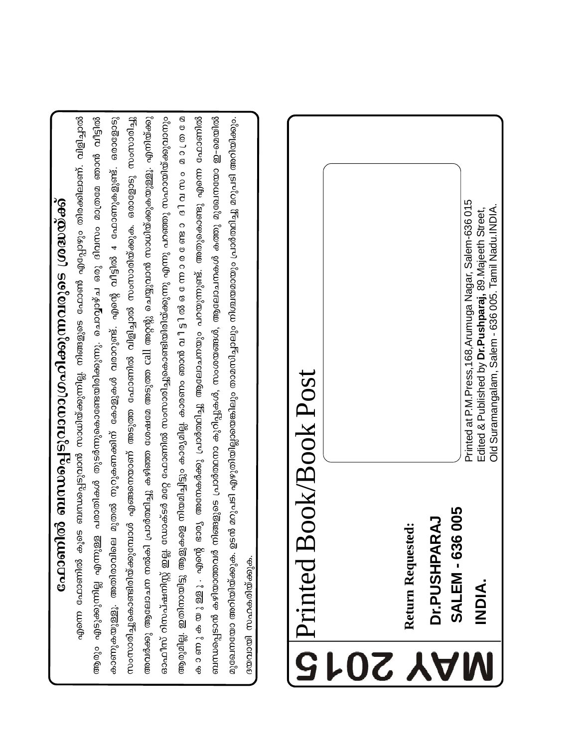## ഫോണിൽ ബന്ധപ്പെടുവാനാഗ്രഹിക്കുന്നവരുടെ ശ്രദ്ധയ്ക്ക്

എന്നെ ഫോണിൽ കൂടെ ബന്ധപ്പെടുവാൻ സാധിയ്ക്കുന്നില്ല. നിങ്ങളുടെ ഫോൺ എപ്പോഴും തിരക്കിലാണ്. വിളിച്ചാൽ ആരും എടുക്കുന്നില്ല എന്നുള്ള പരാതികൾ തുടർന്നുകൊണ്ടേയിരിക്കുന്നു. ചൊവ്വാഴ്ച ഒരു ദിവസം മാത്രമേ ഞാൻ വീട്ടിൽ കാണുകയുള്ളൂ. അതിരാവിലെ മുതൽ നൂറുകണക്കിന് കോളുകൾ വരാറുണ്ട്. എന്റെ വീട്ടിൽ 4 ഫോണുകളുണ്ട്. ഒരാളോടു ഒരാളോടു സംസാരിച്ചുകൊണ്ടിരിയ്ക്കുമ്പോൾ എങ്ങനെയാണ് അടുത്ത ഫോണിൽ വിളിച്ചാൽ സംസാരിയ്ക്കുക. ഒരാളോടു സംസാരിച്ചു അവർക്കു ആലോചന നൽകി പ്രാർത്ഥിച്ചു കഴിഞ്ഞ ശേഷമേ അടുത്ത call അറ്റന്റു ചെയ്യുവാൻ സാധിയ്ക്കുകയുള്ളൂ. എനിയ്ക്കു ഓഫീസ് റിസപ്ഷനിസ്റ്റ് ഇല്ല. ഡോക്ടർ മറ്റേ ഫോണിൽ സംസാരിച്ചുകൊണ്ടിരിയ്ക്കുന്നു എന്നു പറഞ്ഞു സഹായിയ്ക്കുവാനും ആരുമില്ല. ഇതിനായിട്ടു ആളുകളെ നിയമിച്ചിട്ടും കാര്യമില്ല. കാരണം ഞാൻ വീട്ടിൽ ഒന്നോ രണ്ടോ ദിവസം മാത്രമേ കാണുകയുള്ളൂ. എന്റെ ഭാര്യ അനേകർക്കു പ്രാർത്ഥിച്ചു ആലോചനയും പറയുന്നുണ്ട്. അതുകൊണ്ടു എന്നെ ഫോണിൽ ബന്ധപ്പെടാൻ കഴിയാത്തവർ നിങ്ങളുടെ പ്രാർത്ഥനാ കുറിപ്പുകൾ, സംശയങ്ങൾ, ആലോചനകൾ കത്തു മുഖേനയോ ഇ-മെയിൽ മുഖേനയോ അറിയിയ്ക്കുക. ഉടൻ മറുപടി എഴുതിയില്ലെങ്കിലും താമസിച്ചാലും നിശ്ചയമായും പ്രാർത്ഥിച്ചു മറുപടി അറിയിക്കും. ദയവായി സഹകരിയ്ക്കുക.

# MAY 2015

## Printed Book/Book Post

**Return Requested:**

**Dr.PUSHPARAJ**
**SALEM - 636 005**
**INDIA.**

Printed at P.M.Press,168,Arumuga Nagar, Salem-636 015
Edited & Published by **Dr.Pushparaj,** 89.Majeeth Street,
Old Suramangalam, Salem - 636 005. Tamil Nadu.INDIA.